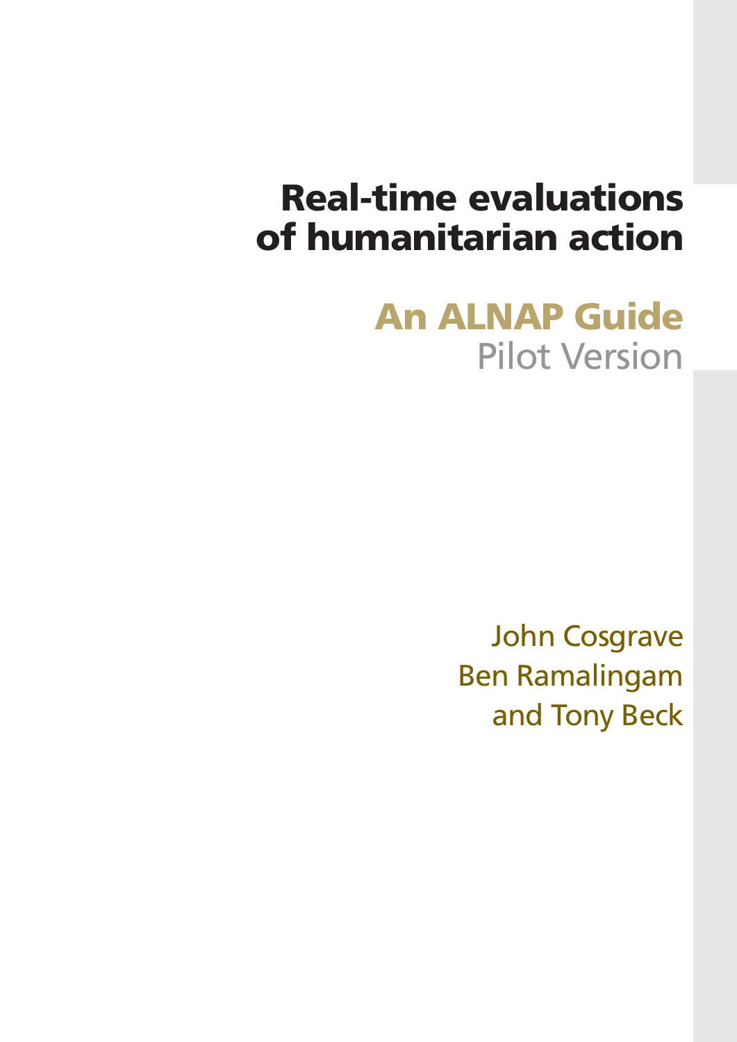# Real-time evaluations of humanitarian action

## An ALNAP Guide

Pilot Version

John Cosgrave
Ben Ramalingam
and Tony Beck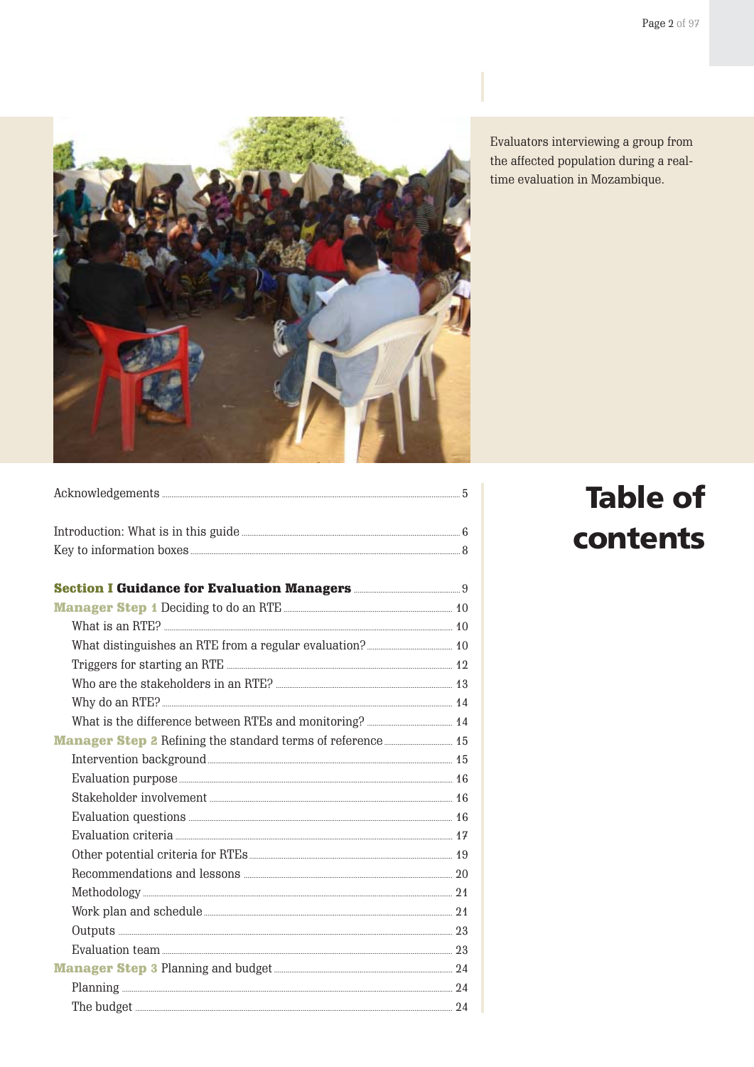Evaluators interviewing a group from the affected population during a real-time evaluation in Mozambique.

# Table of contents

Acknowledgements ..... 5

Introduction: What is in this guide ..... 6
Key to information boxes ..... 8

**Section I Guidance for Evaluation Managers** ..... 9

**Manager Step 1** Deciding to do an RTE ..... 10
- What is an RTE? ..... 10
- What distinguishes an RTE from a regular evaluation? ..... 10
- Triggers for starting an RTE ..... 12
- Who are the stakeholders in an RTE? ..... 13
- Why do an RTE? ..... 14
- What is the difference between RTEs and monitoring? ..... 14

**Manager Step 2** Refining the standard terms of reference ..... 15
- Intervention background ..... 15
- Evaluation purpose ..... 16
- Stakeholder involvement ..... 16
- Evaluation questions ..... 16
- Evaluation criteria ..... 17
- Other potential criteria for RTEs ..... 19
- Recommendations and lessons ..... 20
- Methodology ..... 21
- Work plan and schedule ..... 21
- Outputs ..... 23
- Evaluation team ..... 23

**Manager Step 3** Planning and budget ..... 24
- Planning ..... 24
- The budget ..... 24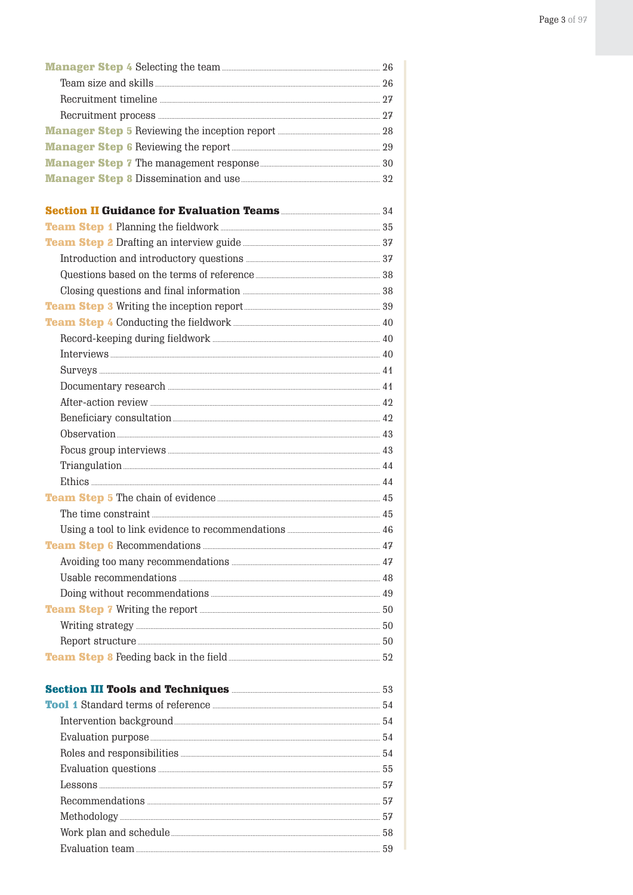**Manager Step 4** Selecting the team ........ 26

- Team size and skills ........ 26
- Recruitment timeline ........ 27
- Recruitment process ........ 27

**Manager Step 5** Reviewing the inception report ........ 28

**Manager Step 6** Reviewing the report ........ 29

**Manager Step 7** The management response ........ 30

**Manager Step 8** Dissemination and use ........ 32

**Section II Guidance for Evaluation Teams** ........ 34

**Team Step 1** Planning the fieldwork ........ 35

**Team Step 2** Drafting an interview guide ........ 37

- Introduction and introductory questions ........ 37
- Questions based on the terms of reference ........ 38
- Closing questions and final information ........ 38

**Team Step 3** Writing the inception report ........ 39

**Team Step 4** Conducting the fieldwork ........ 40

- Record-keeping during fieldwork ........ 40
- Interviews ........ 40
- Surveys ........ 41
- Documentary research ........ 41
- After-action review ........ 42
- Beneficiary consultation ........ 42
- Observation ........ 43
- Focus group interviews ........ 43
- Triangulation ........ 44
- Ethics ........ 44

**Team Step 5** The chain of evidence ........ 45

- The time constraint ........ 45
- Using a tool to link evidence to recommendations ........ 46

**Team Step 6** Recommendations ........ 47

- Avoiding too many recommendations ........ 47
- Usable recommendations ........ 48
- Doing without recommendations ........ 49

**Team Step 7** Writing the report ........ 50

- Writing strategy ........ 50
- Report structure ........ 50

**Team Step 8** Feeding back in the field ........ 52

**Section III Tools and Techniques** ........ 53

**Tool 1** Standard terms of reference ........ 54

- Intervention background ........ 54
- Evaluation purpose ........ 54
- Roles and responsibilities ........ 54
- Evaluation questions ........ 55
- Lessons ........ 57
- Recommendations ........ 57
- Methodology ........ 57
- Work plan and schedule ........ 58
- Evaluation team ........ 59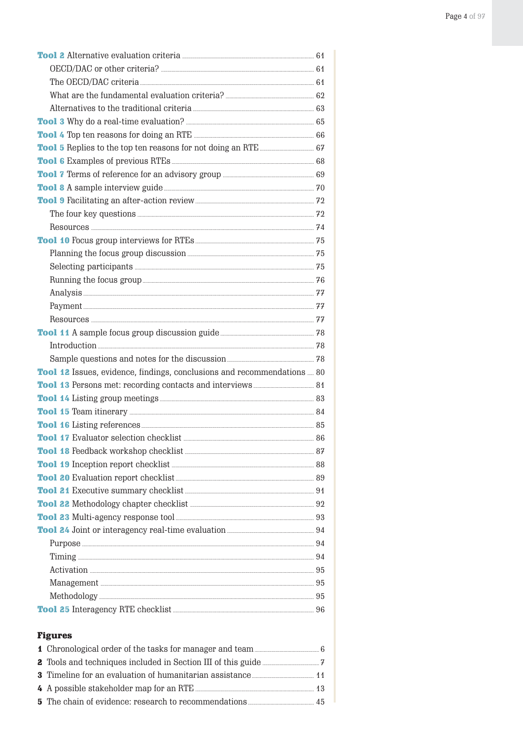**Tool 2** Alternative evaluation criteria ..... 61

OECD/DAC or other criteria? ..... 61

The OECD/DAC criteria ..... 61

What are the fundamental evaluation criteria? ..... 62

Alternatives to the traditional criteria ..... 63

**Tool 3** Why do a real-time evaluation? ..... 65

**Tool 4** Top ten reasons for doing an RTE ..... 66

**Tool 5** Replies to the top ten reasons for not doing an RTE ..... 67

**Tool 6** Examples of previous RTEs ..... 68

**Tool 7** Terms of reference for an advisory group ..... 69

**Tool 8** A sample interview guide ..... 70

**Tool 9** Facilitating an after-action review ..... 72

The four key questions ..... 72

Resources ..... 74

**Tool 10** Focus group interviews for RTEs ..... 75

Planning the focus group discussion ..... 75

Selecting participants ..... 75

Running the focus group ..... 76

Analysis ..... 77

Payment ..... 77

Resources ..... 77

**Tool 11** A sample focus group discussion guide ..... 78

Introduction ..... 78

Sample questions and notes for the discussion ..... 78

**Tool 12** Issues, evidence, findings, conclusions and recommendations ..... 80

**Tool 13** Persons met: recording contacts and interviews ..... 81

**Tool 14** Listing group meetings ..... 83

**Tool 15** Team itinerary ..... 84

**Tool 16** Listing references ..... 85

**Tool 17** Evaluator selection checklist ..... 86

**Tool 18** Feedback workshop checklist ..... 87

**Tool 19** Inception report checklist ..... 88

**Tool 20** Evaluation report checklist ..... 89

**Tool 21** Executive summary checklist ..... 91

**Tool 22** Methodology chapter checklist ..... 92

**Tool 23** Multi-agency response tool ..... 93

**Tool 24** Joint or interagency real-time evaluation ..... 94

Purpose ..... 94

Timing ..... 94

Activation ..... 95

Management ..... 95

Methodology ..... 95

**Tool 25** Interagency RTE checklist ..... 96

## Figures

**1** Chronological order of the tasks for manager and team ..... 6

**2** Tools and techniques included in Section III of this guide ..... 7

**3** Timeline for an evaluation of humanitarian assistance ..... 11

**4** A possible stakeholder map for an RTE ..... 13

**5** The chain of evidence: research to recommendations ..... 45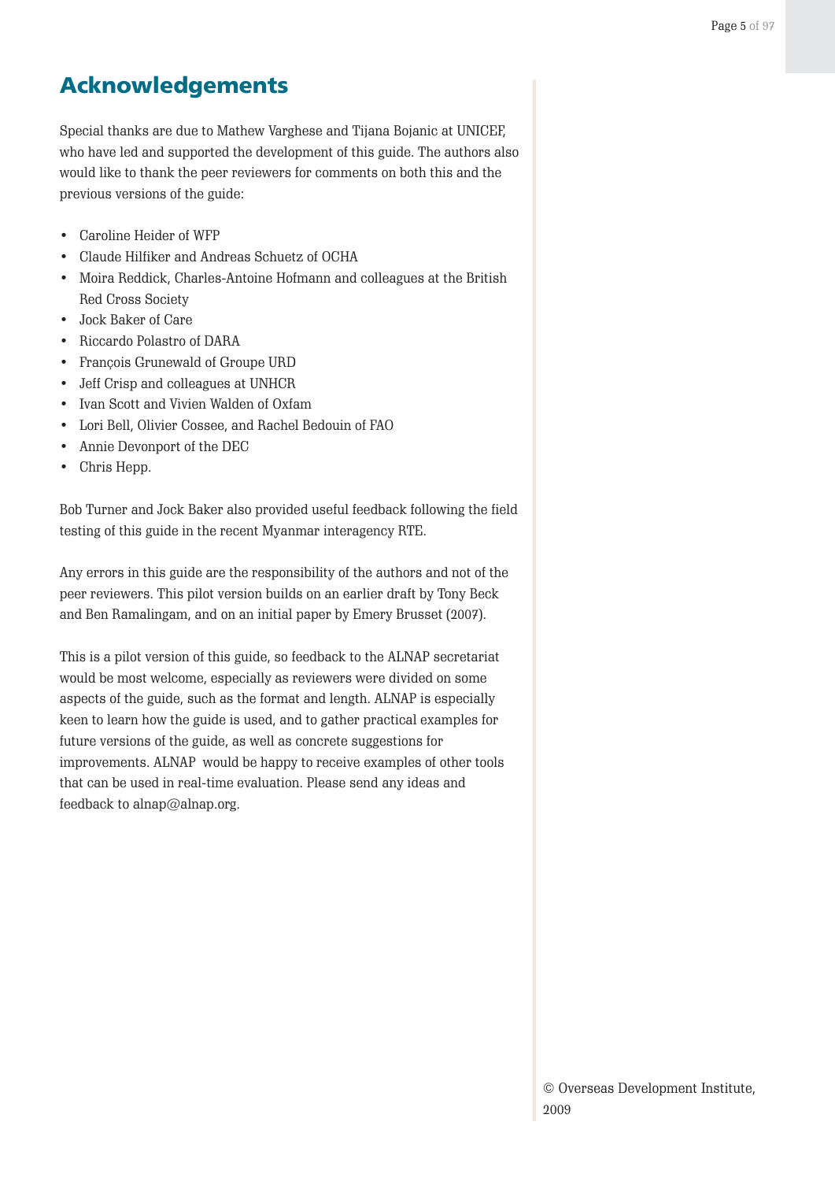# Acknowledgements

Special thanks are due to Mathew Varghese and Tijana Bojanic at UNICEF, who have led and supported the development of this guide. The authors also would like to thank the peer reviewers for comments on both this and the previous versions of the guide:

- Caroline Heider of WFP
- Claude Hilfiker and Andreas Schuetz of OCHA
- Moira Reddick, Charles-Antoine Hofmann and colleagues at the British Red Cross Society
- Jock Baker of Care
- Riccardo Polastro of DARA
- François Grunewald of Groupe URD
- Jeff Crisp and colleagues at UNHCR
- Ivan Scott and Vivien Walden of Oxfam
- Lori Bell, Olivier Cossee, and Rachel Bedouin of FAO
- Annie Devonport of the DEC
- Chris Hepp.

Bob Turner and Jock Baker also provided useful feedback following the field testing of this guide in the recent Myanmar interagency RTE.

Any errors in this guide are the responsibility of the authors and not of the peer reviewers. This pilot version builds on an earlier draft by Tony Beck and Ben Ramalingam, and on an initial paper by Emery Brusset (2007).

This is a pilot version of this guide, so feedback to the ALNAP secretariat would be most welcome, especially as reviewers were divided on some aspects of the guide, such as the format and length. ALNAP is especially keen to learn how the guide is used, and to gather practical examples for future versions of the guide, as well as concrete suggestions for improvements. ALNAP would be happy to receive examples of other tools that can be used in real-time evaluation. Please send any ideas and feedback to alnap@alnap.org.

© Overseas Development Institute, 2009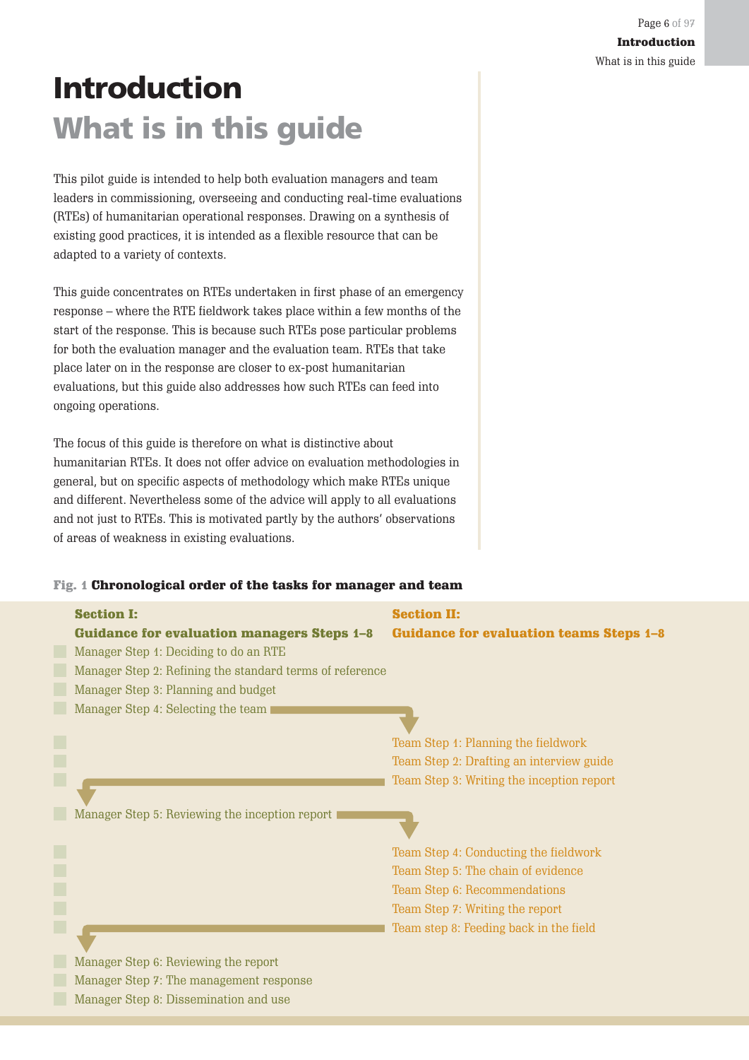# Introduction

## What is in this guide

This pilot guide is intended to help both evaluation managers and team leaders in commissioning, overseeing and conducting real-time evaluations (RTEs) of humanitarian operational responses. Drawing on a synthesis of existing good practices, it is intended as a flexible resource that can be adapted to a variety of contexts.

This guide concentrates on RTEs undertaken in first phase of an emergency response – where the RTE fieldwork takes place within a few months of the start of the response. This is because such RTEs pose particular problems for both the evaluation manager and the evaluation team. RTEs that take place later on in the response are closer to ex-post humanitarian evaluations, but this guide also addresses how such RTEs can feed into ongoing operations.

The focus of this guide is therefore on what is distinctive about humanitarian RTEs. It does not offer advice on evaluation methodologies in general, but on specific aspects of methodology which make RTEs unique and different. Nevertheless some of the advice will apply to all evaluations and not just to RTEs. This is motivated partly by the authors' observations of areas of weakness in existing evaluations.

**Fig. 1 Chronological order of the tasks for manager and team**

| Section I: Guidance for evaluation managers Steps 1–8 | Section II: Guidance for evaluation teams Steps 1–8 |
|---|---|
| Manager Step 1: Deciding to do an RTE | |
| Manager Step 2: Refining the standard terms of reference | |
| Manager Step 3: Planning and budget | |
| Manager Step 4: Selecting the team → | |
| | Team Step 1: Planning the fieldwork |
| | Team Step 2: Drafting an interview guide |
| | ← Team Step 3: Writing the inception report |
| Manager Step 5: Reviewing the inception report → | |
| | Team Step 4: Conducting the fieldwork |
| | Team Step 5: The chain of evidence |
| | Team Step 6: Recommendations |
| | Team Step 7: Writing the report |
| | ← Team step 8: Feeding back in the field |
| Manager Step 6: Reviewing the report | |
| Manager Step 7: The management response | |
| Manager Step 8: Dissemination and use | |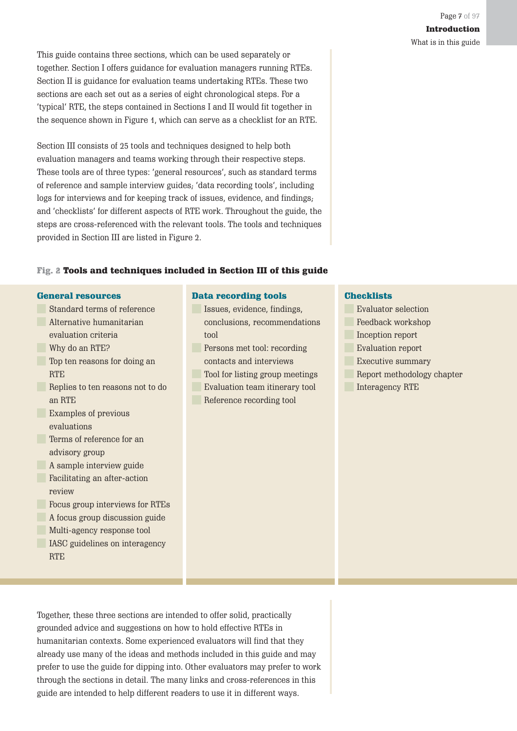This guide contains three sections, which can be used separately or together. Section I offers guidance for evaluation managers running RTEs. Section II is guidance for evaluation teams undertaking RTEs. These two sections are each set out as a series of eight chronological steps. For a 'typical' RTE, the steps contained in Sections I and II would fit together in the sequence shown in Figure 1, which can serve as a checklist for an RTE.

Section III consists of 25 tools and techniques designed to help both evaluation managers and teams working through their respective steps. These tools are of three types: 'general resources', such as standard terms of reference and sample interview guides; 'data recording tools', including logs for interviews and for keeping track of issues, evidence, and findings; and 'checklists' for different aspects of RTE work. Throughout the guide, the steps are cross-referenced with the relevant tools. The tools and techniques provided in Section III are listed in Figure 2.

**Fig. 2 Tools and techniques included in Section III of this guide**

**General resources**

- Standard terms of reference
- Alternative humanitarian evaluation criteria
- Why do an RTE?
- Top ten reasons for doing an RTE
- Replies to ten reasons not to do an RTE
- Examples of previous evaluations
- Terms of reference for an advisory group
- A sample interview guide
- Facilitating an after-action review
- Focus group interviews for RTEs
- A focus group discussion guide
- Multi-agency response tool
- IASC guidelines on interagency RTE

**Data recording tools**

- Issues, evidence, findings, conclusions, recommendations tool
- Persons met tool: recording contacts and interviews
- Tool for listing group meetings
- Evaluation team itinerary tool
- Reference recording tool

**Checklists**

- Evaluator selection
- Feedback workshop
- Inception report
- Evaluation report
- Executive summary
- Report methodology chapter
- Interagency RTE

Together, these three sections are intended to offer solid, practically grounded advice and suggestions on how to hold effective RTEs in humanitarian contexts. Some experienced evaluators will find that they already use many of the ideas and methods included in this guide and may prefer to use the guide for dipping into. Other evaluators may prefer to work through the sections in detail. The many links and cross-references in this guide are intended to help different readers to use it in different ways.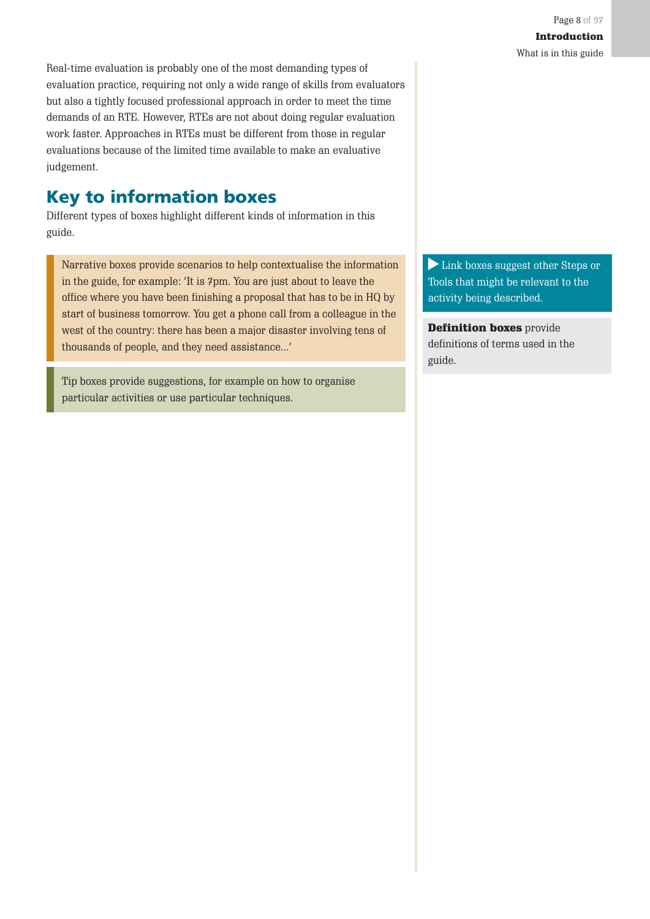Real-time evaluation is probably one of the most demanding types of evaluation practice, requiring not only a wide range of skills from evaluators but also a tightly focused professional approach in order to meet the time demands of an RTE. However, RTEs are not about doing regular evaluation work faster. Approaches in RTEs must be different from those in regular evaluations because of the limited time available to make an evaluative judgement.

## Key to information boxes

Different types of boxes highlight different kinds of information in this guide.

> Narrative boxes provide scenarios to help contextualise the information in the guide, for example: 'It is 7pm. You are just about to leave the office where you have been finishing a proposal that has to be in HQ by start of business tomorrow. You get a phone call from a colleague in the west of the country: there has been a major disaster involving tens of thousands of people, and they need assistance...'

> Tip boxes provide suggestions, for example on how to organise particular activities or use particular techniques.

> ▶ Link boxes suggest other Steps or Tools that might be relevant to the activity being described.

> **Definition boxes** provide definitions of terms used in the guide.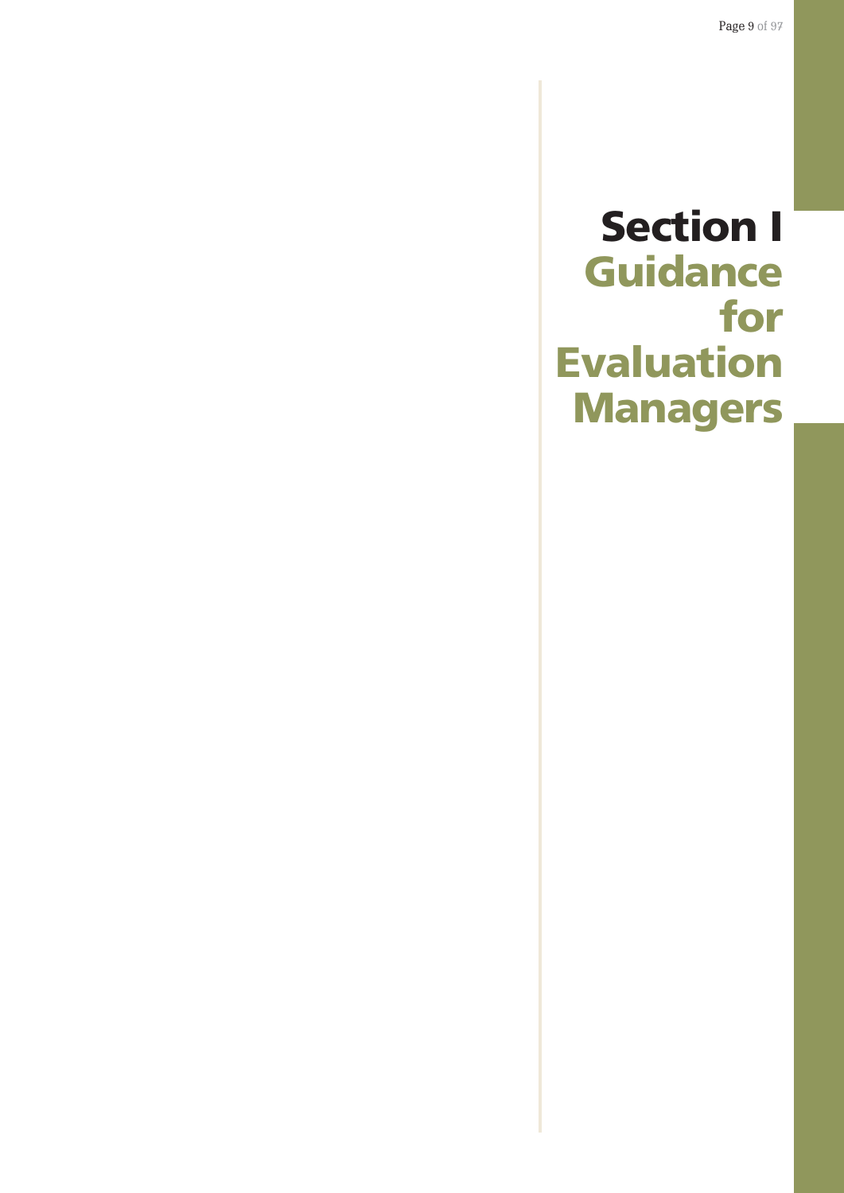# Section I
# Guidance for Evaluation Managers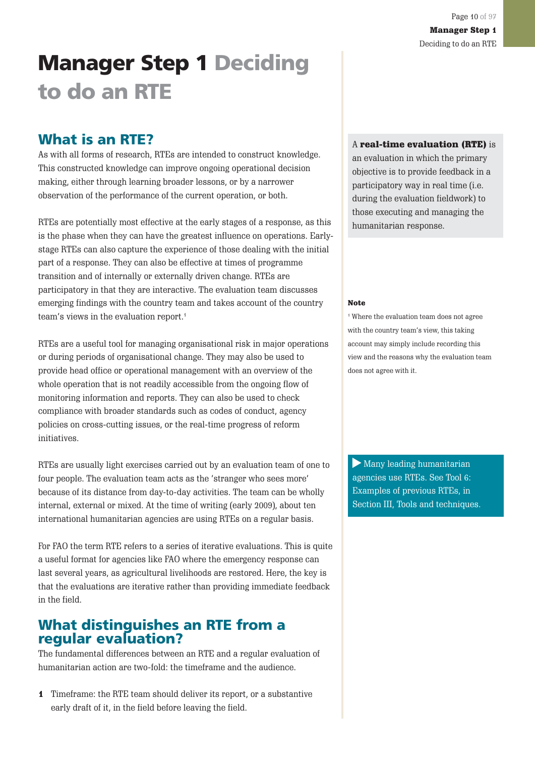# Manager Step 1 Deciding to do an RTE

## What is an RTE?

As with all forms of research, RTEs are intended to construct knowledge. This constructed knowledge can improve ongoing operational decision making, either through learning broader lessons, or by a narrower observation of the performance of the current operation, or both.

> A **real-time evaluation (RTE)** is an evaluation in which the primary objective is to provide feedback in a participatory way in real time (i.e. during the evaluation fieldwork) to those executing and managing the humanitarian response.

RTEs are potentially most effective at the early stages of a response, as this is the phase when they can have the greatest influence on operations. Early-stage RTEs can also capture the experience of those dealing with the initial part of a response. They can also be effective at times of programme transition and of internally or externally driven change. RTEs are participatory in that they are interactive. The evaluation team discusses emerging findings with the country team and takes account of the country team's views in the evaluation report.[1]

RTEs are a useful tool for managing organisational risk in major operations or during periods of organisational change. They may also be used to provide head office or operational management with an overview of the whole operation that is not readily accessible from the ongoing flow of monitoring information and reports. They can also be used to check compliance with broader standards such as codes of conduct, agency policies on cross-cutting issues, or the real-time progress of reform initiatives.

RTEs are usually light exercises carried out by an evaluation team of one to four people. The evaluation team acts as the 'stranger who sees more' because of its distance from day-to-day activities. The team can be wholly internal, external or mixed. At the time of writing (early 2009), about ten international humanitarian agencies are using RTEs on a regular basis.

> ▶ Many leading humanitarian agencies use RTEs. See Tool 6: Examples of previous RTEs, in Section III, Tools and techniques.

For FAO the term RTE refers to a series of iterative evaluations. This is quite a useful format for agencies like FAO where the emergency response can last several years, as agricultural livelihoods are restored. Here, the key is that the evaluations are iterative rather than providing immediate feedback in the field.

## What distinguishes an RTE from a regular evaluation?

The fundamental differences between an RTE and a regular evaluation of humanitarian action are two-fold: the timeframe and the audience.

1. Timeframe: the RTE team should deliver its report, or a substantive early draft of it, in the field before leaving the field.

**Note**

[1] Where the evaluation team does not agree with the country team's view, this taking account may simply include recording this view and the reasons why the evaluation team does not agree with it.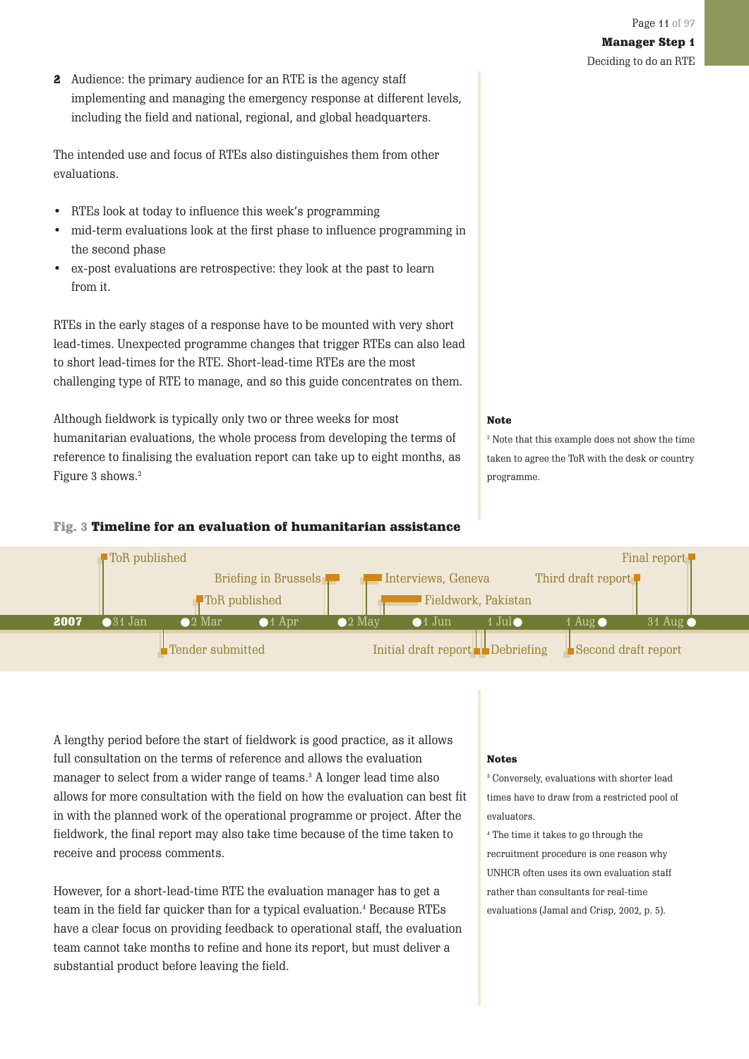**2** Audience: the primary audience for an RTE is the agency staff implementing and managing the emergency response at different levels, including the field and national, regional, and global headquarters.

The intended use and focus of RTEs also distinguishes them from other evaluations.

- RTEs look at today to influence this week's programming
- mid-term evaluations look at the first phase to influence programming in the second phase
- ex-post evaluations are retrospective: they look at the past to learn from it.

RTEs in the early stages of a response have to be mounted with very short lead-times. Unexpected programme changes that trigger RTEs can also lead to short lead-times for the RTE. Short-lead-time RTEs are the most challenging type of RTE to manage, and so this guide concentrates on them.

Although fieldwork is typically only two or three weeks for most humanitarian evaluations, the whole process from developing the terms of reference to finalising the evaluation report can take up to eight months, as Figure 3 shows.[2]

**Note**

[2] Note that this example does not show the time taken to agree the ToR with the desk or country programme.

**Fig. 3 Timeline for an evaluation of humanitarian assistance**

2007: 31 Jan, 2 Mar, 1 Apr, 2 May, 1 Jun, 1 Jul, 1 Aug, 31 Aug

- ToR published
- Tender submitted
- ToR published
- Briefing in Brussels
- Interviews, Geneva
- Fieldwork, Pakistan
- Initial draft report
- Debriefing
- Second draft report
- Third draft report
- Final report

A lengthy period before the start of fieldwork is good practice, as it allows full consultation on the terms of reference and allows the evaluation manager to select from a wider range of teams.[3] A longer lead time also allows for more consultation with the field on how the evaluation can best fit in with the planned work of the operational programme or project. After the fieldwork, the final report may also take time because of the time taken to receive and process comments.

However, for a short-lead-time RTE the evaluation manager has to get a team in the field far quicker than for a typical evaluation.[4] Because RTEs have a clear focus on providing feedback to operational staff, the evaluation team cannot take months to refine and hone its report, but must deliver a substantial product before leaving the field.

**Notes**

[3] Conversely, evaluations with shorter lead times have to draw from a restricted pool of evaluators.

[4] The time it takes to go through the recruitment procedure is one reason why UNHCR often uses its own evaluation staff rather than consultants for real-time evaluations (Jamal and Crisp, 2002, p. 5).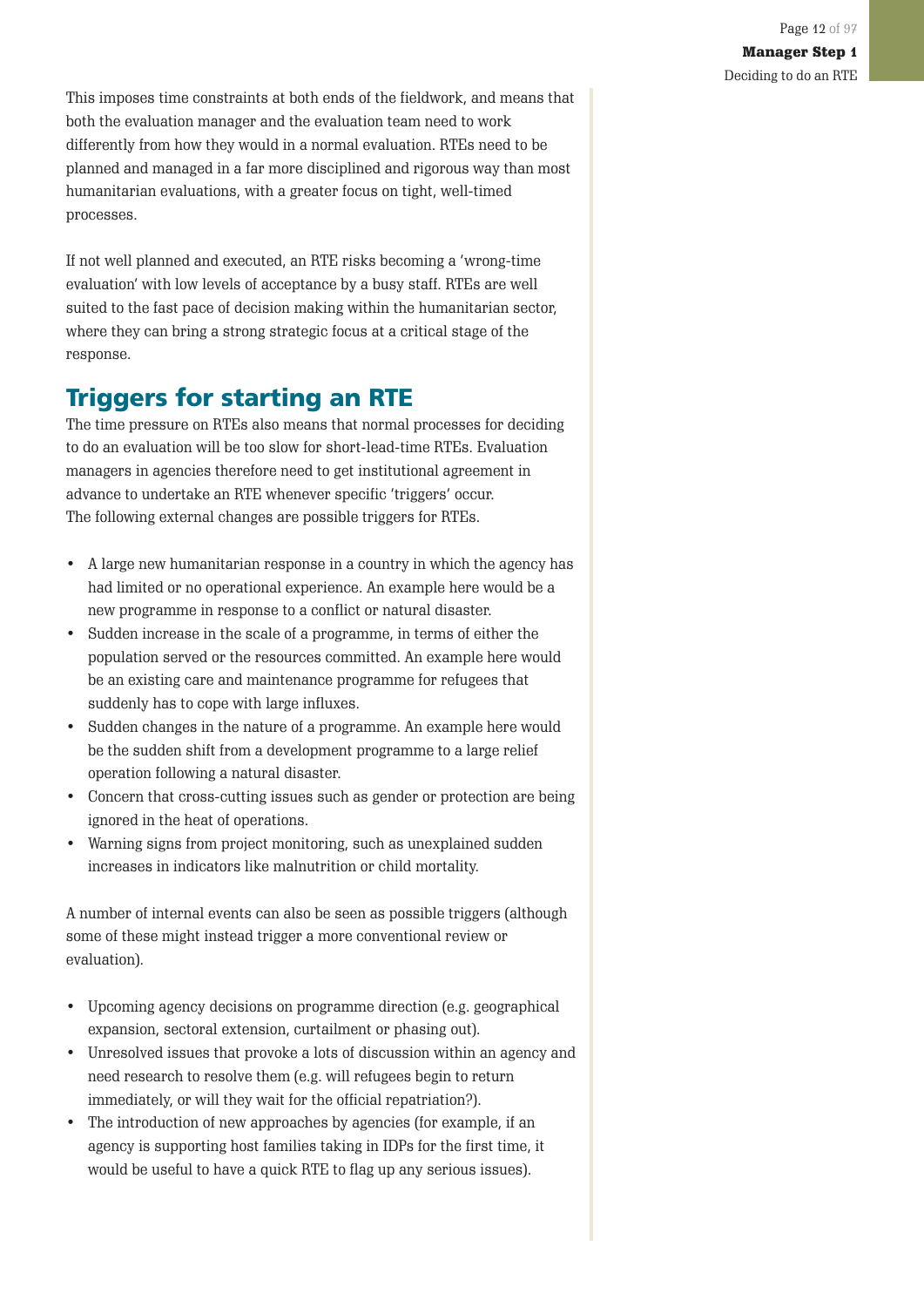This imposes time constraints at both ends of the fieldwork, and means that both the evaluation manager and the evaluation team need to work differently from how they would in a normal evaluation. RTEs need to be planned and managed in a far more disciplined and rigorous way than most humanitarian evaluations, with a greater focus on tight, well-timed processes.

If not well planned and executed, an RTE risks becoming a 'wrong-time evaluation' with low levels of acceptance by a busy staff. RTEs are well suited to the fast pace of decision making within the humanitarian sector, where they can bring a strong strategic focus at a critical stage of the response.

## Triggers for starting an RTE

The time pressure on RTEs also means that normal processes for deciding to do an evaluation will be too slow for short-lead-time RTEs. Evaluation managers in agencies therefore need to get institutional agreement in advance to undertake an RTE whenever specific 'triggers' occur. The following external changes are possible triggers for RTEs.

- A large new humanitarian response in a country in which the agency has had limited or no operational experience. An example here would be a new programme in response to a conflict or natural disaster.
- Sudden increase in the scale of a programme, in terms of either the population served or the resources committed. An example here would be an existing care and maintenance programme for refugees that suddenly has to cope with large influxes.
- Sudden changes in the nature of a programme. An example here would be the sudden shift from a development programme to a large relief operation following a natural disaster.
- Concern that cross-cutting issues such as gender or protection are being ignored in the heat of operations.
- Warning signs from project monitoring, such as unexplained sudden increases in indicators like malnutrition or child mortality.

A number of internal events can also be seen as possible triggers (although some of these might instead trigger a more conventional review or evaluation).

- Upcoming agency decisions on programme direction (e.g. geographical expansion, sectoral extension, curtailment or phasing out).
- Unresolved issues that provoke a lots of discussion within an agency and need research to resolve them (e.g. will refugees begin to return immediately, or will they wait for the official repatriation?).
- The introduction of new approaches by agencies (for example, if an agency is supporting host families taking in IDPs for the first time, it would be useful to have a quick RTE to flag up any serious issues).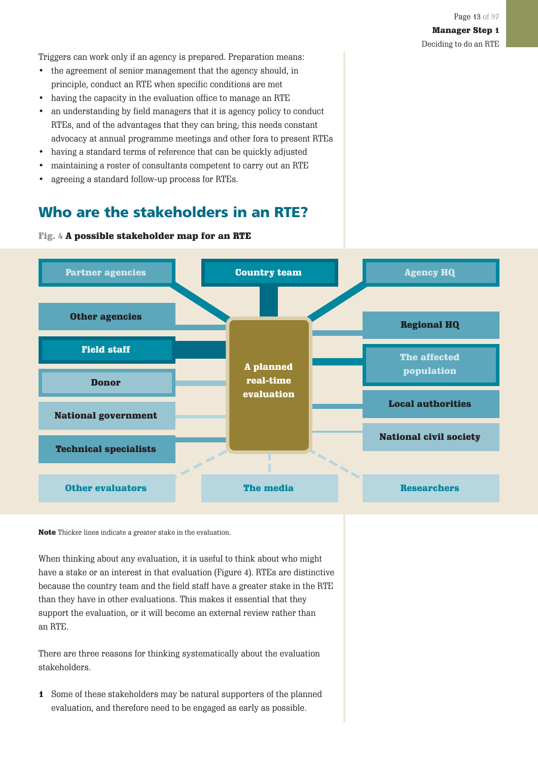Triggers can work only if an agency is prepared. Preparation means:

- the agreement of senior management that the agency should, in principle, conduct an RTE when specific conditions are met
- having the capacity in the evaluation office to manage an RTE
- an understanding by field managers that it is agency policy to conduct RTEs, and of the advantages that they can bring; this needs constant advocacy at annual programme meetings and other fora to present RTEs
- having a standard terms of reference that can be quickly adjusted
- maintaining a roster of consultants competent to carry out an RTE
- agreeing a standard follow-up process for RTEs.

## Who are the stakeholders in an RTE?

**Fig. 4 A possible stakeholder map for an RTE**

A planned real-time evaluation

Partner agencies | Country team | Agency HQ | Other agencies | Regional HQ | Field staff | The affected population | Donor | Local authorities | National government | National civil society | Technical specialists | Other evaluators | The media | Researchers

**Note** Thicker lines indicate a greater stake in the evaluation.

When thinking about any evaluation, it is useful to think about who might have a stake or an interest in that evaluation (Figure 4). RTEs are distinctive because the country team and the field staff have a greater stake in the RTE than they have in other evaluations. This makes it essential that they support the evaluation, or it will become an external review rather than an RTE.

There are three reasons for thinking systematically about the evaluation stakeholders.

1. Some of these stakeholders may be natural supporters of the planned evaluation, and therefore need to be engaged as early as possible.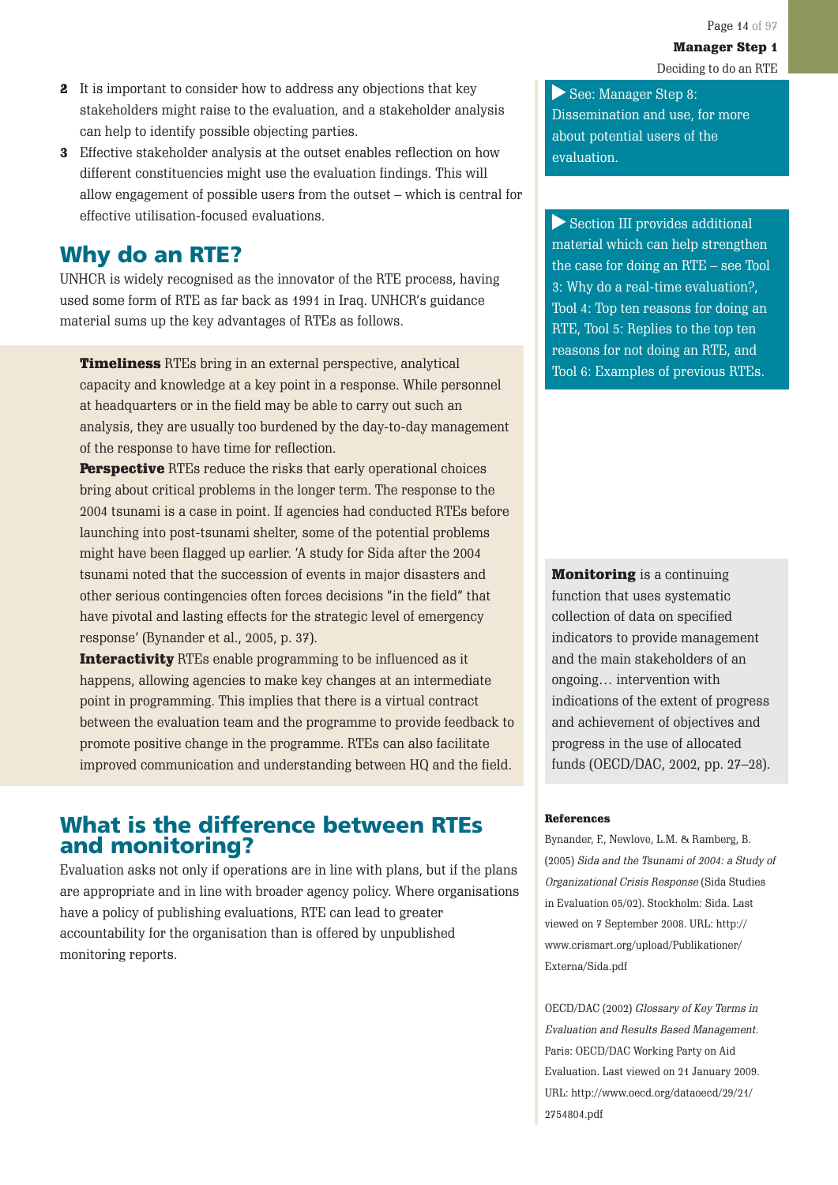2. It is important to consider how to address any objections that key stakeholders might raise to the evaluation, and a stakeholder analysis can help to identify possible objecting parties.
3. Effective stakeholder analysis at the outset enables reflection on how different constituencies might use the evaluation findings. This will allow engagement of possible users from the outset – which is central for effective utilisation-focused evaluations.

## Why do an RTE?

UNHCR is widely recognised as the innovator of the RTE process, having used some form of RTE as far back as 1991 in Iraq. UNHCR's guidance material sums up the key advantages of RTEs as follows.

> **Timeliness** RTEs bring in an external perspective, analytical capacity and knowledge at a key point in a response. While personnel at headquarters or in the field may be able to carry out such an analysis, they are usually too burdened by the day-to-day management of the response to have time for reflection.
> **Perspective** RTEs reduce the risks that early operational choices bring about critical problems in the longer term. The response to the 2004 tsunami is a case in point. If agencies had conducted RTEs before launching into post-tsunami shelter, some of the potential problems might have been flagged up earlier. 'A study for Sida after the 2004 tsunami noted that the succession of events in major disasters and other serious contingencies often forces decisions "in the field" that have pivotal and lasting effects for the strategic level of emergency response' (Bynander et al., 2005, p. 37).
> **Interactivity** RTEs enable programming to be influenced as it happens, allowing agencies to make key changes at an intermediate point in programming. This implies that there is a virtual contract between the evaluation team and the programme to provide feedback to promote positive change in the programme. RTEs can also facilitate improved communication and understanding between HQ and the field.

## What is the difference between RTEs and monitoring?

Evaluation asks not only if operations are in line with plans, but if the plans are appropriate and in line with broader agency policy. Where organisations have a policy of publishing evaluations, RTE can lead to greater accountability for the organisation than is offered by unpublished monitoring reports.

▶ See: Manager Step 8: Dissemination and use, for more about potential users of the evaluation.

▶ Section III provides additional material which can help strengthen the case for doing an RTE – see Tool 3: Why do a real-time evaluation?, Tool 4: Top ten reasons for doing an RTE, Tool 5: Replies to the top ten reasons for not doing an RTE, and Tool 6: Examples of previous RTEs.

**Monitoring** is a continuing function that uses systematic collection of data on specified indicators to provide management and the main stakeholders of an ongoing… intervention with indications of the extent of progress and achievement of objectives and progress in the use of allocated funds (OECD/DAC, 2002, pp. 27–28).

**References**

Bynander, F., Newlove, L.M. & Ramberg, B. (2005) *Sida and the Tsunami of 2004: a Study of Organizational Crisis Response* (Sida Studies in Evaluation 05/02). Stockholm: Sida. Last viewed on 7 September 2008. URL: http://www.crismart.org/upload/Publikationer/Externa/Sida.pdf

OECD/DAC (2002) *Glossary of Key Terms in Evaluation and Results Based Management.* Paris: OECD/DAC Working Party on Aid Evaluation. Last viewed on 21 January 2009. URL: http://www.oecd.org/dataoecd/29/21/2754804.pdf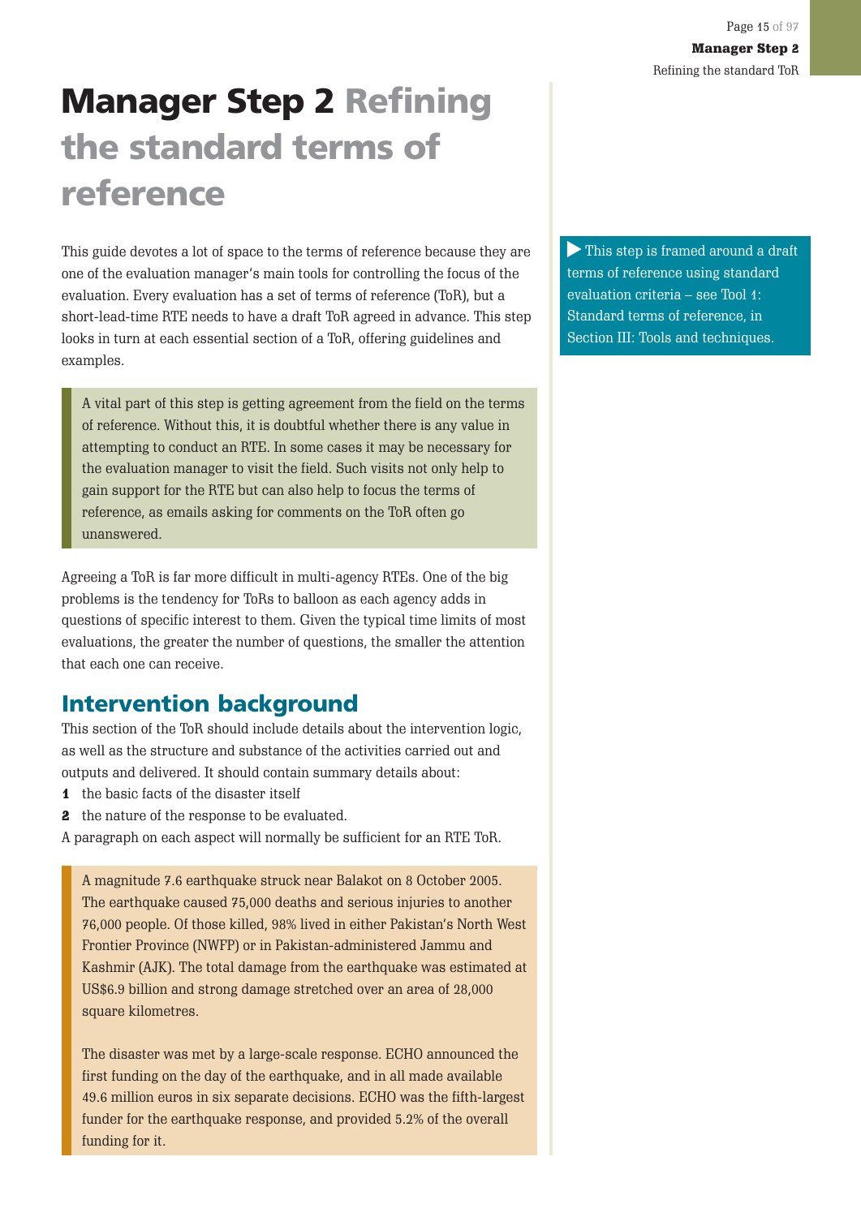# Manager Step 2 Refining the standard terms of reference

This guide devotes a lot of space to the terms of reference because they are one of the evaluation manager's main tools for controlling the focus of the evaluation. Every evaluation has a set of terms of reference (ToR), but a short-lead-time RTE needs to have a draft ToR agreed in advance. This step looks in turn at each essential section of a ToR, offering guidelines and examples.

> ▶ This step is framed around a draft terms of reference using standard evaluation criteria – see Tool 1: Standard terms of reference, in Section III: Tools and techniques.

> A vital part of this step is getting agreement from the field on the terms of reference. Without this, it is doubtful whether there is any value in attempting to conduct an RTE. In some cases it may be necessary for the evaluation manager to visit the field. Such visits not only help to gain support for the RTE but can also help to focus the terms of reference, as emails asking for comments on the ToR often go unanswered.

Agreeing a ToR is far more difficult in multi-agency RTEs. One of the big problems is the tendency for ToRs to balloon as each agency adds in questions of specific interest to them. Given the typical time limits of most evaluations, the greater the number of questions, the smaller the attention that each one can receive.

## Intervention background

This section of the ToR should include details about the intervention logic, as well as the structure and substance of the activities carried out and outputs and delivered. It should contain summary details about:

1. the basic facts of the disaster itself
2. the nature of the response to be evaluated.

A paragraph on each aspect will normally be sufficient for an RTE ToR.

> A magnitude 7.6 earthquake struck near Balakot on 8 October 2005. The earthquake caused 75,000 deaths and serious injuries to another 76,000 people. Of those killed, 98% lived in either Pakistan's North West Frontier Province (NWFP) or in Pakistan-administered Jammu and Kashmir (AJK). The total damage from the earthquake was estimated at US$6.9 billion and strong damage stretched over an area of 28,000 square kilometres.
>
> The disaster was met by a large-scale response. ECHO announced the first funding on the day of the earthquake, and in all made available 49.6 million euros in six separate decisions. ECHO was the fifth-largest funder for the earthquake response, and provided 5.2% of the overall funding for it.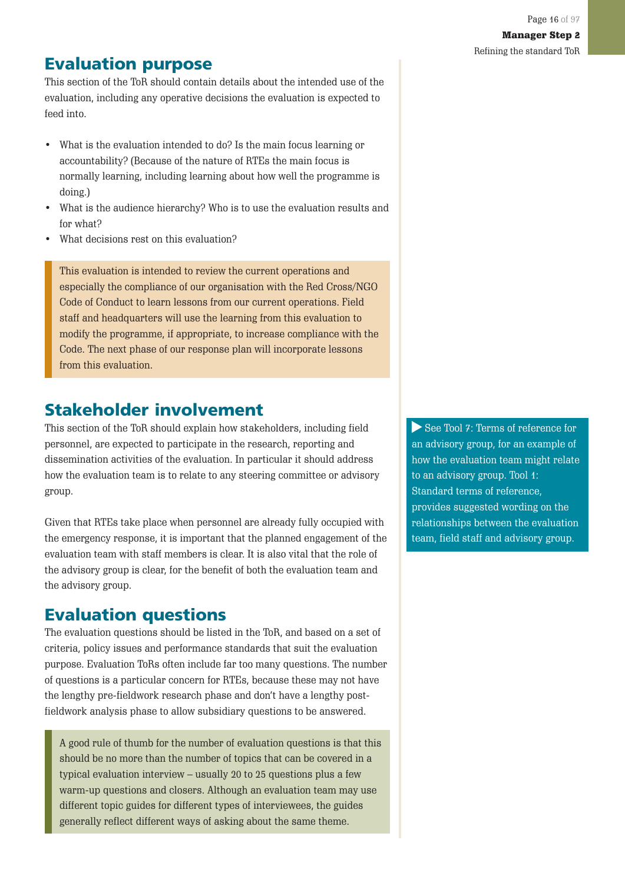## Evaluation purpose

This section of the ToR should contain details about the intended use of the evaluation, including any operative decisions the evaluation is expected to feed into.

- What is the evaluation intended to do? Is the main focus learning or accountability? (Because of the nature of RTEs the main focus is normally learning, including learning about how well the programme is doing.)
- What is the audience hierarchy? Who is to use the evaluation results and for what?
- What decisions rest on this evaluation?

> This evaluation is intended to review the current operations and especially the compliance of our organisation with the Red Cross/NGO Code of Conduct to learn lessons from our current operations. Field staff and headquarters will use the learning from this evaluation to modify the programme, if appropriate, to increase compliance with the Code. The next phase of our response plan will incorporate lessons from this evaluation.

## Stakeholder involvement

This section of the ToR should explain how stakeholders, including field personnel, are expected to participate in the research, reporting and dissemination activities of the evaluation. In particular it should address how the evaluation team is to relate to any steering committee or advisory group.

Given that RTEs take place when personnel are already fully occupied with the emergency response, it is important that the planned engagement of the evaluation team with staff members is clear. It is also vital that the role of the advisory group is clear, for the benefit of both the evaluation team and the advisory group.

> ▶ See Tool 7: Terms of reference for an advisory group, for an example of how the evaluation team might relate to an advisory group. Tool 1: Standard terms of reference, provides suggested wording on the relationships between the evaluation team, field staff and advisory group.

## Evaluation questions

The evaluation questions should be listed in the ToR, and based on a set of criteria, policy issues and performance standards that suit the evaluation purpose. Evaluation ToRs often include far too many questions. The number of questions is a particular concern for RTEs, because these may not have the lengthy pre-fieldwork research phase and don't have a lengthy post-fieldwork analysis phase to allow subsidiary questions to be answered.

> A good rule of thumb for the number of evaluation questions is that this should be no more than the number of topics that can be covered in a typical evaluation interview – usually 20 to 25 questions plus a few warm-up questions and closers. Although an evaluation team may use different topic guides for different types of interviewees, the guides generally reflect different ways of asking about the same theme.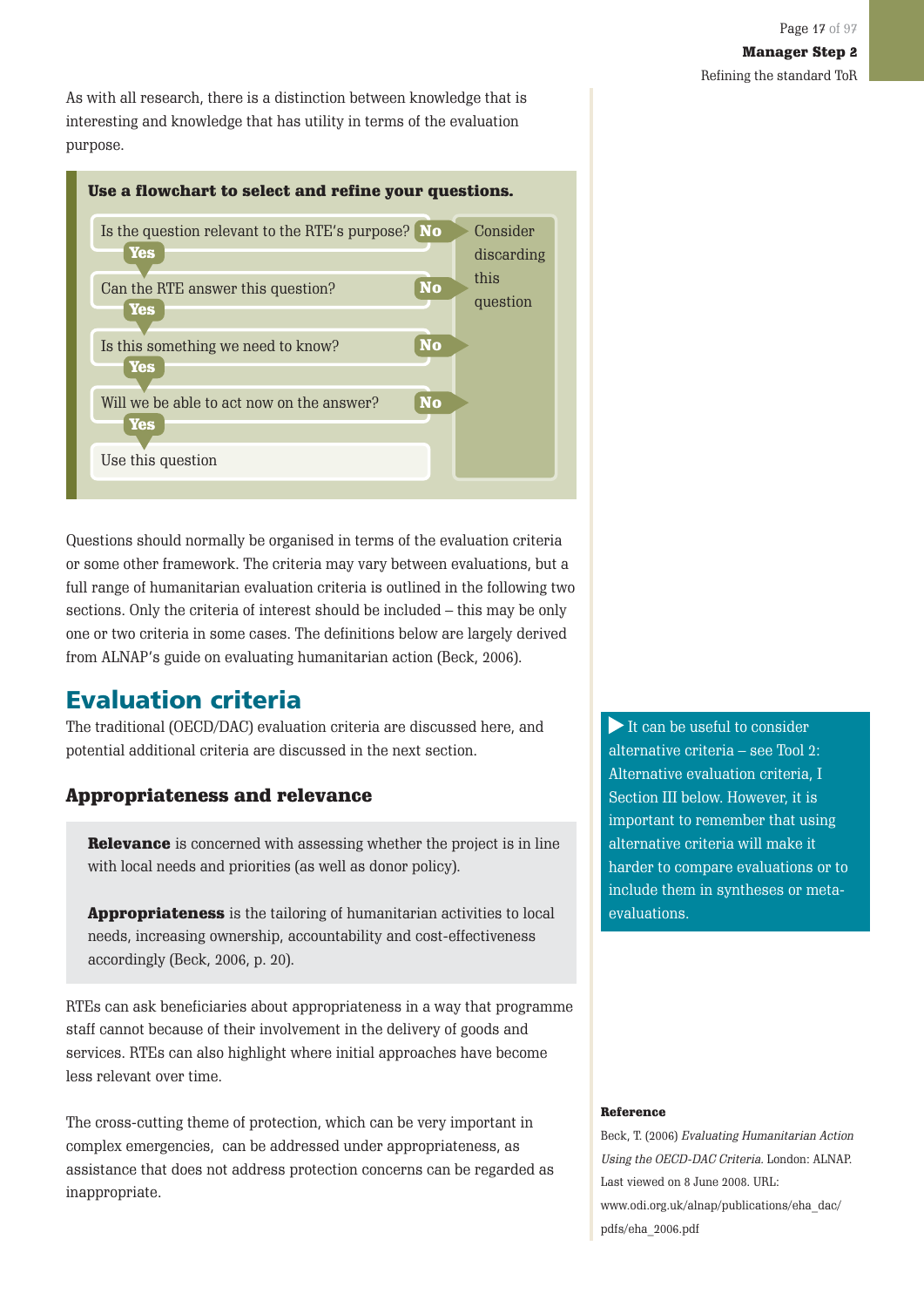As with all research, there is a distinction between knowledge that is interesting and knowledge that has utility in terms of the evaluation purpose.

**Use a flowchart to select and refine your questions.**

- Is the question relevant to the RTE's purpose? **No** → Consider discarding this question
  - **Yes** ↓
- Can the RTE answer this question? **No** → Consider discarding this question
  - **Yes** ↓
- Is this something we need to know? **No** → Consider discarding this question
  - **Yes** ↓
- Will we be able to act now on the answer? **No** → Consider discarding this question
  - **Yes** ↓
- Use this question

Questions should normally be organised in terms of the evaluation criteria or some other framework. The criteria may vary between evaluations, but a full range of humanitarian evaluation criteria is outlined in the following two sections. Only the criteria of interest should be included – this may be only one or two criteria in some cases. The definitions below are largely derived from ALNAP's guide on evaluating humanitarian action (Beck, 2006).

## Evaluation criteria

The traditional (OECD/DAC) evaluation criteria are discussed here, and potential additional criteria are discussed in the next section.

> ▶ It can be useful to consider alternative criteria – see Tool 2: Alternative evaluation criteria, I Section III below. However, it is important to remember that using alternative criteria will make it harder to compare evaluations or to include them in syntheses or meta-evaluations.

### Appropriateness and relevance

**Relevance** is concerned with assessing whether the project is in line with local needs and priorities (as well as donor policy).

**Appropriateness** is the tailoring of humanitarian activities to local needs, increasing ownership, accountability and cost-effectiveness accordingly (Beck, 2006, p. 20).

RTEs can ask beneficiaries about appropriateness in a way that programme staff cannot because of their involvement in the delivery of goods and services. RTEs can also highlight where initial approaches have become less relevant over time.

The cross-cutting theme of protection, which can be very important in complex emergencies, can be addressed under appropriateness, as assistance that does not address protection concerns can be regarded as inappropriate.

**Reference**

Beck, T. (2006) *Evaluating Humanitarian Action Using the OECD-DAC Criteria.* London: ALNAP. Last viewed on 8 June 2008. URL: www.odi.org.uk/alnap/publications/eha_dac/pdfs/eha_2006.pdf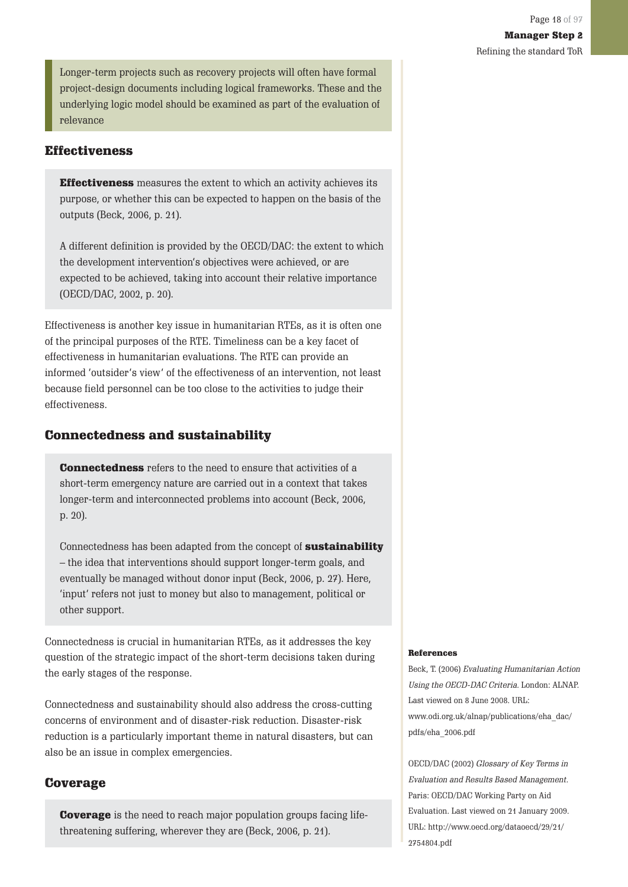> Longer-term projects such as recovery projects will often have formal project-design documents including logical frameworks. These and the underlying logic model should be examined as part of the evaluation of relevance

## Effectiveness

> **Effectiveness** measures the extent to which an activity achieves its purpose, or whether this can be expected to happen on the basis of the outputs (Beck, 2006, p. 21).
>
> A different definition is provided by the OECD/DAC: the extent to which the development intervention's objectives were achieved, or are expected to be achieved, taking into account their relative importance (OECD/DAC, 2002, p. 20).

Effectiveness is another key issue in humanitarian RTEs, as it is often one of the principal purposes of the RTE. Timeliness can be a key facet of effectiveness in humanitarian evaluations. The RTE can provide an informed 'outsider's view' of the effectiveness of an intervention, not least because field personnel can be too close to the activities to judge their effectiveness.

## Connectedness and sustainability

> **Connectedness** refers to the need to ensure that activities of a short-term emergency nature are carried out in a context that takes longer-term and interconnected problems into account (Beck, 2006, p. 20).
>
> Connectedness has been adapted from the concept of **sustainability** – the idea that interventions should support longer-term goals, and eventually be managed without donor input (Beck, 2006, p. 27). Here, 'input' refers not just to money but also to management, political or other support.

Connectedness is crucial in humanitarian RTEs, as it addresses the key question of the strategic impact of the short-term decisions taken during the early stages of the response.

Connectedness and sustainability should also address the cross-cutting concerns of environment and of disaster-risk reduction. Disaster-risk reduction is a particularly important theme in natural disasters, but can also be an issue in complex emergencies.

## Coverage

> **Coverage** is the need to reach major population groups facing life-threatening suffering, wherever they are (Beck, 2006, p. 21).

**References**

Beck, T. (2006) *Evaluating Humanitarian Action Using the OECD-DAC Criteria*. London: ALNAP. Last viewed on 8 June 2008. URL: www.odi.org.uk/alnap/publications/eha_dac/pdfs/eha_2006.pdf

OECD/DAC (2002) *Glossary of Key Terms in Evaluation and Results Based Management*. Paris: OECD/DAC Working Party on Aid Evaluation. Last viewed on 21 January 2009. URL: http://www.oecd.org/dataoecd/29/21/2754804.pdf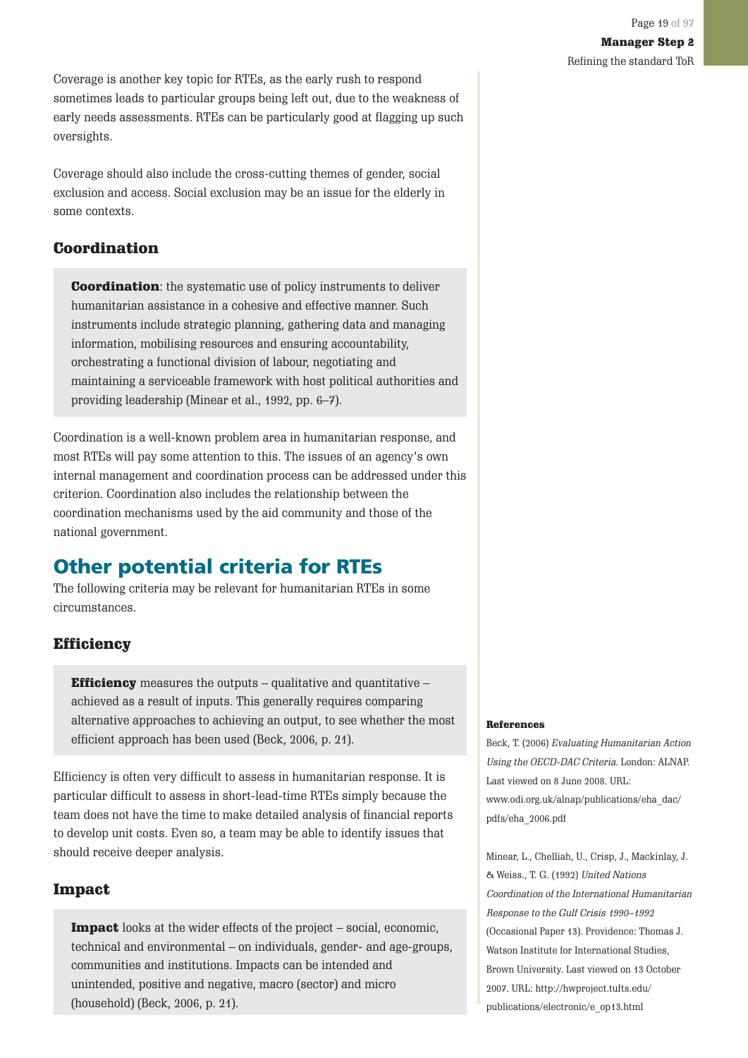Coverage is another key topic for RTEs, as the early rush to respond sometimes leads to particular groups being left out, due to the weakness of early needs assessments. RTEs can be particularly good at flagging up such oversights.

Coverage should also include the cross-cutting themes of gender, social exclusion and access. Social exclusion may be an issue for the elderly in some contexts.

### Coordination

> **Coordination**: the systematic use of policy instruments to deliver humanitarian assistance in a cohesive and effective manner. Such instruments include strategic planning, gathering data and managing information, mobilising resources and ensuring accountability, orchestrating a functional division of labour, negotiating and maintaining a serviceable framework with host political authorities and providing leadership (Minear et al., 1992, pp. 6–7).

Coordination is a well-known problem area in humanitarian response, and most RTEs will pay some attention to this. The issues of an agency's own internal management and coordination process can be addressed under this criterion. Coordination also includes the relationship between the coordination mechanisms used by the aid community and those of the national government.

## Other potential criteria for RTEs

The following criteria may be relevant for humanitarian RTEs in some circumstances.

### Efficiency

> **Efficiency** measures the outputs – qualitative and quantitative – achieved as a result of inputs. This generally requires comparing alternative approaches to achieving an output, to see whether the most efficient approach has been used (Beck, 2006, p. 21).

Efficiency is often very difficult to assess in humanitarian response. It is particular difficult to assess in short-lead-time RTEs simply because the team does not have the time to make detailed analysis of financial reports to develop unit costs. Even so, a team may be able to identify issues that should receive deeper analysis.

### Impact

> **Impact** looks at the wider effects of the project – social, economic, technical and environmental – on individuals, gender- and age-groups, communities and institutions. Impacts can be intended and unintended, positive and negative, macro (sector) and micro (household) (Beck, 2006, p. 21).

**References**

Beck, T. (2006) *Evaluating Humanitarian Action Using the OECD-DAC Criteria*. London: ALNAP. Last viewed on 8 June 2008. URL: www.odi.org.uk/alnap/publications/eha_dac/pdfs/eha_2006.pdf

Minear, L., Chelliah, U., Crisp, J., Mackinlay, J. & Weiss., T. G. (1992) *United Nations Coordination of the International Humanitarian Response to the Gulf Crisis 1990–1992* (Occasional Paper 13). Providence: Thomas J. Watson Institute for International Studies, Brown University. Last viewed on 13 October 2007. URL: http://hwproject.tufts.edu/publications/electronic/e_op13.html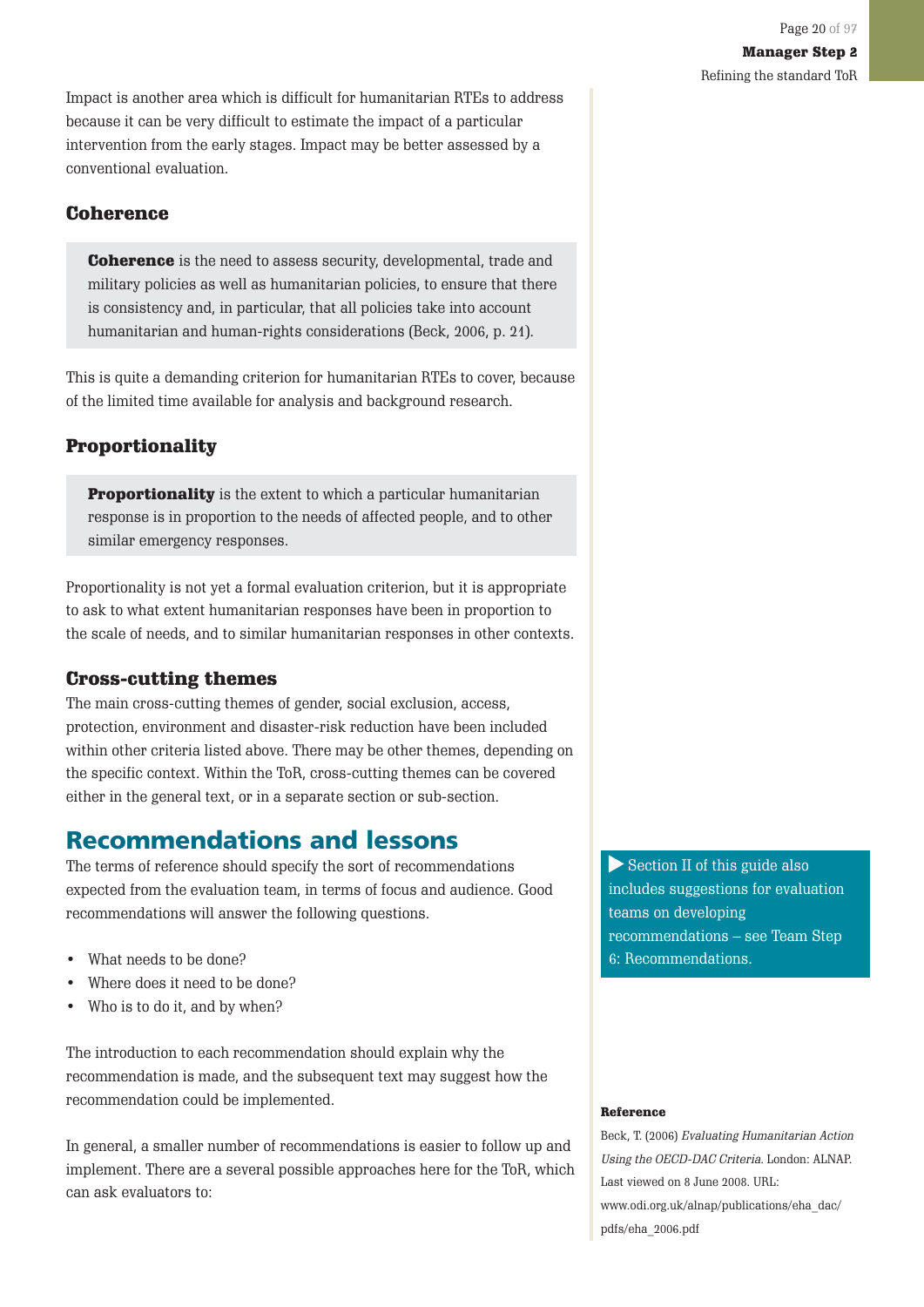Impact is another area which is difficult for humanitarian RTEs to address because it can be very difficult to estimate the impact of a particular intervention from the early stages. Impact may be better assessed by a conventional evaluation.

### Coherence

> **Coherence** is the need to assess security, developmental, trade and military policies as well as humanitarian policies, to ensure that there is consistency and, in particular, that all policies take into account humanitarian and human-rights considerations (Beck, 2006, p. 21).

This is quite a demanding criterion for humanitarian RTEs to cover, because of the limited time available for analysis and background research.

### Proportionality

> **Proportionality** is the extent to which a particular humanitarian response is in proportion to the needs of affected people, and to other similar emergency responses.

Proportionality is not yet a formal evaluation criterion, but it is appropriate to ask to what extent humanitarian responses have been in proportion to the scale of needs, and to similar humanitarian responses in other contexts.

### Cross-cutting themes

The main cross-cutting themes of gender, social exclusion, access, protection, environment and disaster-risk reduction have been included within other criteria listed above. There may be other themes, depending on the specific context. Within the ToR, cross-cutting themes can be covered either in the general text, or in a separate section or sub-section.

## Recommendations and lessons

The terms of reference should specify the sort of recommendations expected from the evaluation team, in terms of focus and audience. Good recommendations will answer the following questions.

- What needs to be done?
- Where does it need to be done?
- Who is to do it, and by when?

The introduction to each recommendation should explain why the recommendation is made, and the subsequent text may suggest how the recommendation could be implemented.

In general, a smaller number of recommendations is easier to follow up and implement. There are a several possible approaches here for the ToR, which can ask evaluators to:

> ▶ Section II of this guide also includes suggestions for evaluation teams on developing recommendations – see Team Step 6: Recommendations.

**Reference**

Beck, T. (2006) *Evaluating Humanitarian Action Using the OECD-DAC Criteria.* London: ALNAP. Last viewed on 8 June 2008. URL: www.odi.org.uk/alnap/publications/eha_dac/pdfs/eha_2006.pdf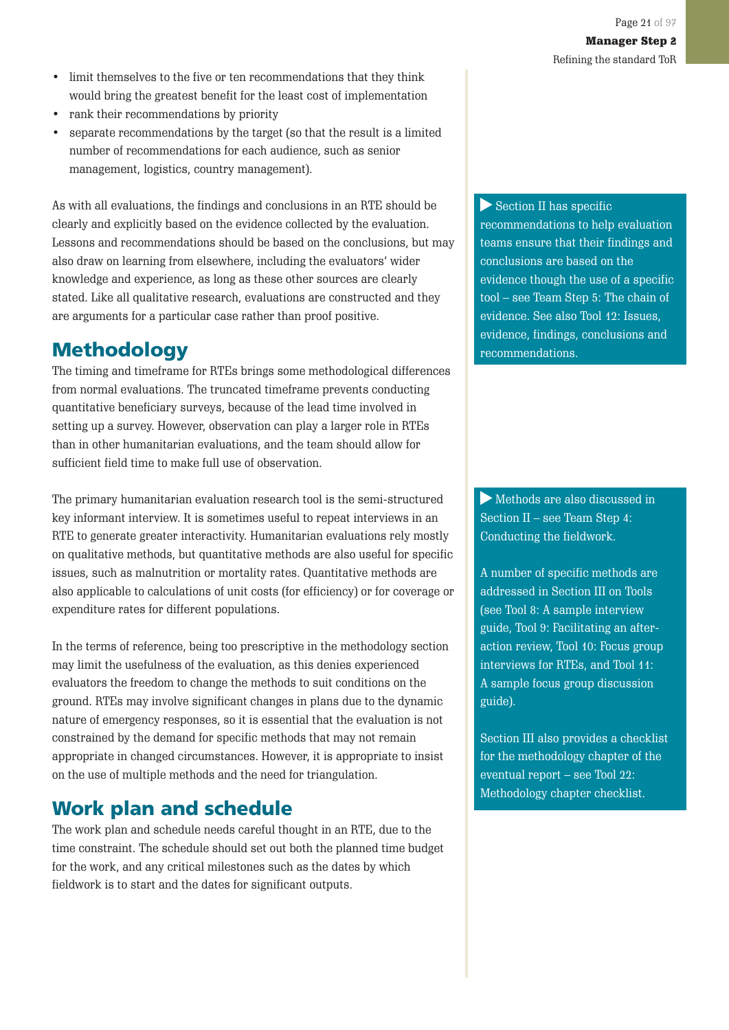- limit themselves to the five or ten recommendations that they think would bring the greatest benefit for the least cost of implementation
- rank their recommendations by priority
- separate recommendations by the target (so that the result is a limited number of recommendations for each audience, such as senior management, logistics, country management).

As with all evaluations, the findings and conclusions in an RTE should be clearly and explicitly based on the evidence collected by the evaluation. Lessons and recommendations should be based on the conclusions, but may also draw on learning from elsewhere, including the evaluators' wider knowledge and experience, as long as these other sources are clearly stated. Like all qualitative research, evaluations are constructed and they are arguments for a particular case rather than proof positive.

> ▶ Section II has specific recommendations to help evaluation teams ensure that their findings and conclusions are based on the evidence though the use of a specific tool – see Team Step 5: The chain of evidence. See also Tool 12: Issues, evidence, findings, conclusions and recommendations.

## Methodology

The timing and timeframe for RTEs brings some methodological differences from normal evaluations. The truncated timeframe prevents conducting quantitative beneficiary surveys, because of the lead time involved in setting up a survey. However, observation can play a larger role in RTEs than in other humanitarian evaluations, and the team should allow for sufficient field time to make full use of observation.

The primary humanitarian evaluation research tool is the semi-structured key informant interview. It is sometimes useful to repeat interviews in an RTE to generate greater interactivity. Humanitarian evaluations rely mostly on qualitative methods, but quantitative methods are also useful for specific issues, such as malnutrition or mortality rates. Quantitative methods are also applicable to calculations of unit costs (for efficiency) or for coverage or expenditure rates for different populations.

> ▶ Methods are also discussed in Section II – see Team Step 4: Conducting the fieldwork.
>
> A number of specific methods are addressed in Section III on Tools (see Tool 8: A sample interview guide, Tool 9: Facilitating an after-action review, Tool 10: Focus group interviews for RTEs, and Tool 11: A sample focus group discussion guide).
>
> Section III also provides a checklist for the methodology chapter of the eventual report – see Tool 22: Methodology chapter checklist.

In the terms of reference, being too prescriptive in the methodology section may limit the usefulness of the evaluation, as this denies experienced evaluators the freedom to change the methods to suit conditions on the ground. RTEs may involve significant changes in plans due to the dynamic nature of emergency responses, so it is essential that the evaluation is not constrained by the demand for specific methods that may not remain appropriate in changed circumstances. However, it is appropriate to insist on the use of multiple methods and the need for triangulation.

## Work plan and schedule

The work plan and schedule needs careful thought in an RTE, due to the time constraint. The schedule should set out both the planned time budget for the work, and any critical milestones such as the dates by which fieldwork is to start and the dates for significant outputs.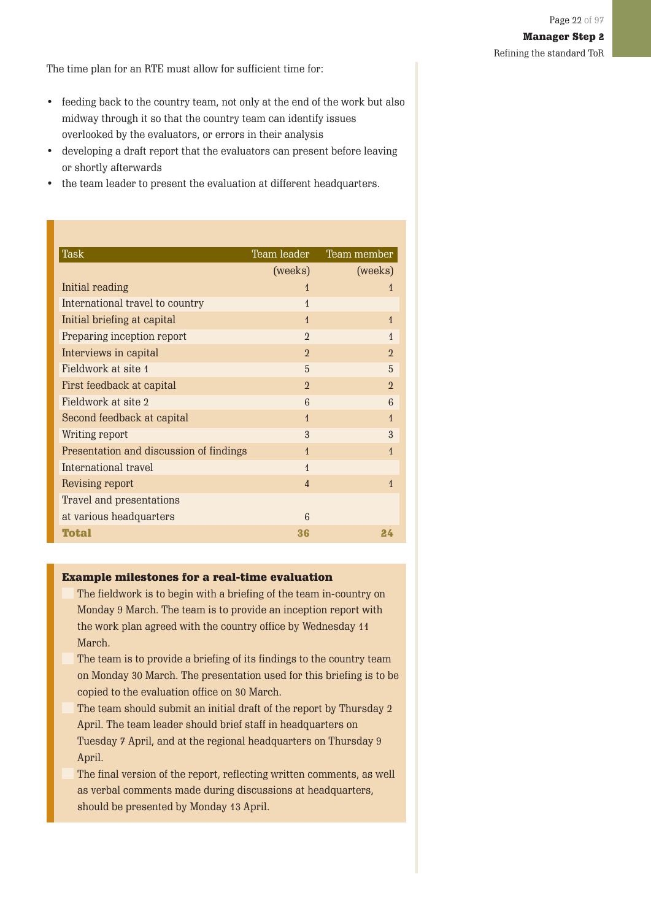The time plan for an RTE must allow for sufficient time for:

- feeding back to the country team, not only at the end of the work but also midway through it so that the country team can identify issues overlooked by the evaluators, or errors in their analysis
- developing a draft report that the evaluators can present before leaving or shortly afterwards
- the team leader to present the evaluation at different headquarters.

| Task | Team leader (weeks) | Team member (weeks) |
|---|---|---|
| Initial reading | 1 | 1 |
| International travel to country | 1 | |
| Initial briefing at capital | 1 | 1 |
| Preparing inception report | 2 | 1 |
| Interviews in capital | 2 | 2 |
| Fieldwork at site 1 | 5 | 5 |
| First feedback at capital | 2 | 2 |
| Fieldwork at site 2 | 6 | 6 |
| Second feedback at capital | 1 | 1 |
| Writing report | 3 | 3 |
| Presentation and discussion of findings | 1 | 1 |
| International travel | 1 | |
| Revising report | 4 | 1 |
| Travel and presentations at various headquarters | 6 | |
| **Total** | **36** | **24** |

**Example milestones for a real-time evaluation**

- The fieldwork is to begin with a briefing of the team in-country on Monday 9 March. The team is to provide an inception report with the work plan agreed with the country office by Wednesday 11 March.
- The team is to provide a briefing of its findings to the country team on Monday 30 March. The presentation used for this briefing is to be copied to the evaluation office on 30 March.
- The team should submit an initial draft of the report by Thursday 2 April. The team leader should brief staff in headquarters on Tuesday 7 April, and at the regional headquarters on Thursday 9 April.
- The final version of the report, reflecting written comments, as well as verbal comments made during discussions at headquarters, should be presented by Monday 13 April.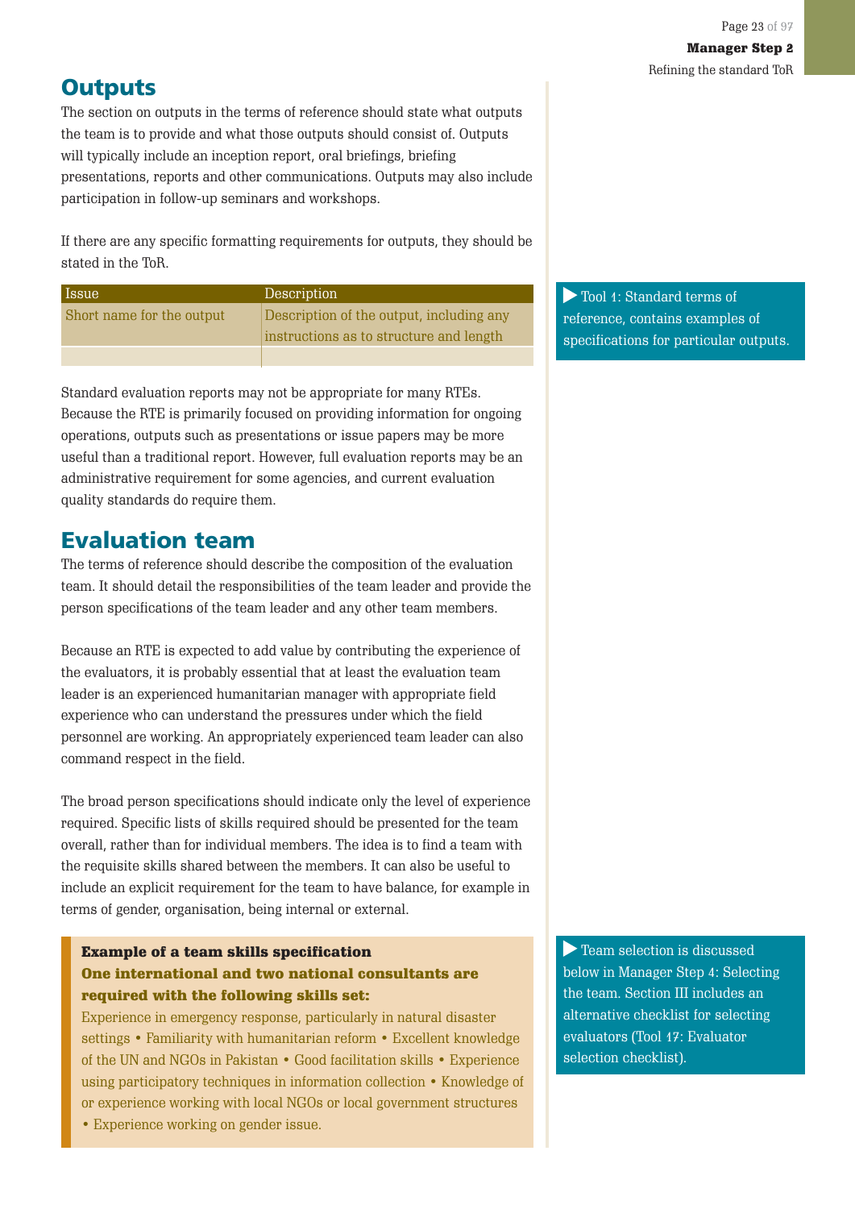## Outputs

The section on outputs in the terms of reference should state what outputs the team is to provide and what those outputs should consist of. Outputs will typically include an inception report, oral briefings, briefing presentations, reports and other communications. Outputs may also include participation in follow-up seminars and workshops.

If there are any specific formatting requirements for outputs, they should be stated in the ToR.

| Issue | Description |
|---|---|
| Short name for the output | Description of the output, including any instructions as to structure and length |
| | |

▶ Tool 1: Standard terms of reference, contains examples of specifications for particular outputs.

Standard evaluation reports may not be appropriate for many RTEs. Because the RTE is primarily focused on providing information for ongoing operations, outputs such as presentations or issue papers may be more useful than a traditional report. However, full evaluation reports may be an administrative requirement for some agencies, and current evaluation quality standards do require them.

## Evaluation team

The terms of reference should describe the composition of the evaluation team. It should detail the responsibilities of the team leader and provide the person specifications of the team leader and any other team members.

Because an RTE is expected to add value by contributing the experience of the evaluators, it is probably essential that at least the evaluation team leader is an experienced humanitarian manager with appropriate field experience who can understand the pressures under which the field personnel are working. An appropriately experienced team leader can also command respect in the field.

The broad person specifications should indicate only the level of experience required. Specific lists of skills required should be presented for the team overall, rather than for individual members. The idea is to find a team with the requisite skills shared between the members. It can also be useful to include an explicit requirement for the team to have balance, for example in terms of gender, organisation, being internal or external.

**Example of a team skills specification**
**One international and two national consultants are required with the following skills set:**
Experience in emergency response, particularly in natural disaster settings • Familiarity with humanitarian reform • Excellent knowledge of the UN and NGOs in Pakistan • Good facilitation skills • Experience using participatory techniques in information collection • Knowledge of or experience working with local NGOs or local government structures • Experience working on gender issue.

▶ Team selection is discussed below in Manager Step 4: Selecting the team. Section III includes an alternative checklist for selecting evaluators (Tool 17: Evaluator selection checklist).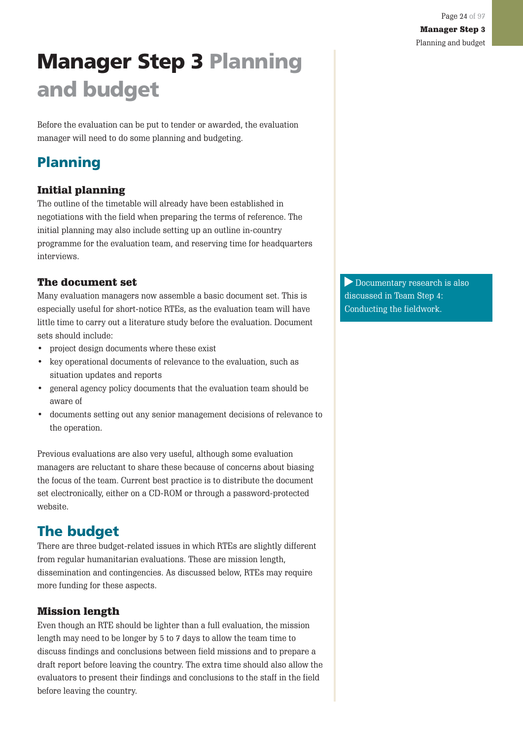# Manager Step 3 Planning and budget

Before the evaluation can be put to tender or awarded, the evaluation manager will need to do some planning and budgeting.

## Planning

### Initial planning

The outline of the timetable will already have been established in negotiations with the field when preparing the terms of reference. The initial planning may also include setting up an outline in-country programme for the evaluation team, and reserving time for headquarters interviews.

### The document set

Many evaluation managers now assemble a basic document set. This is especially useful for short-notice RTEs, as the evaluation team will have little time to carry out a literature study before the evaluation. Document sets should include:

- project design documents where these exist
- key operational documents of relevance to the evaluation, such as situation updates and reports
- general agency policy documents that the evaluation team should be aware of
- documents setting out any senior management decisions of relevance to the operation.

Previous evaluations are also very useful, although some evaluation managers are reluctant to share these because of concerns about biasing the focus of the team. Current best practice is to distribute the document set electronically, either on a CD-ROM or through a password-protected website.

▶ Documentary research is also discussed in Team Step 4: Conducting the fieldwork.

## The budget

There are three budget-related issues in which RTEs are slightly different from regular humanitarian evaluations. These are mission length, dissemination and contingencies. As discussed below, RTEs may require more funding for these aspects.

### Mission length

Even though an RTE should be lighter than a full evaluation, the mission length may need to be longer by 5 to 7 days to allow the team time to discuss findings and conclusions between field missions and to prepare a draft report before leaving the country. The extra time should also allow the evaluators to present their findings and conclusions to the staff in the field before leaving the country.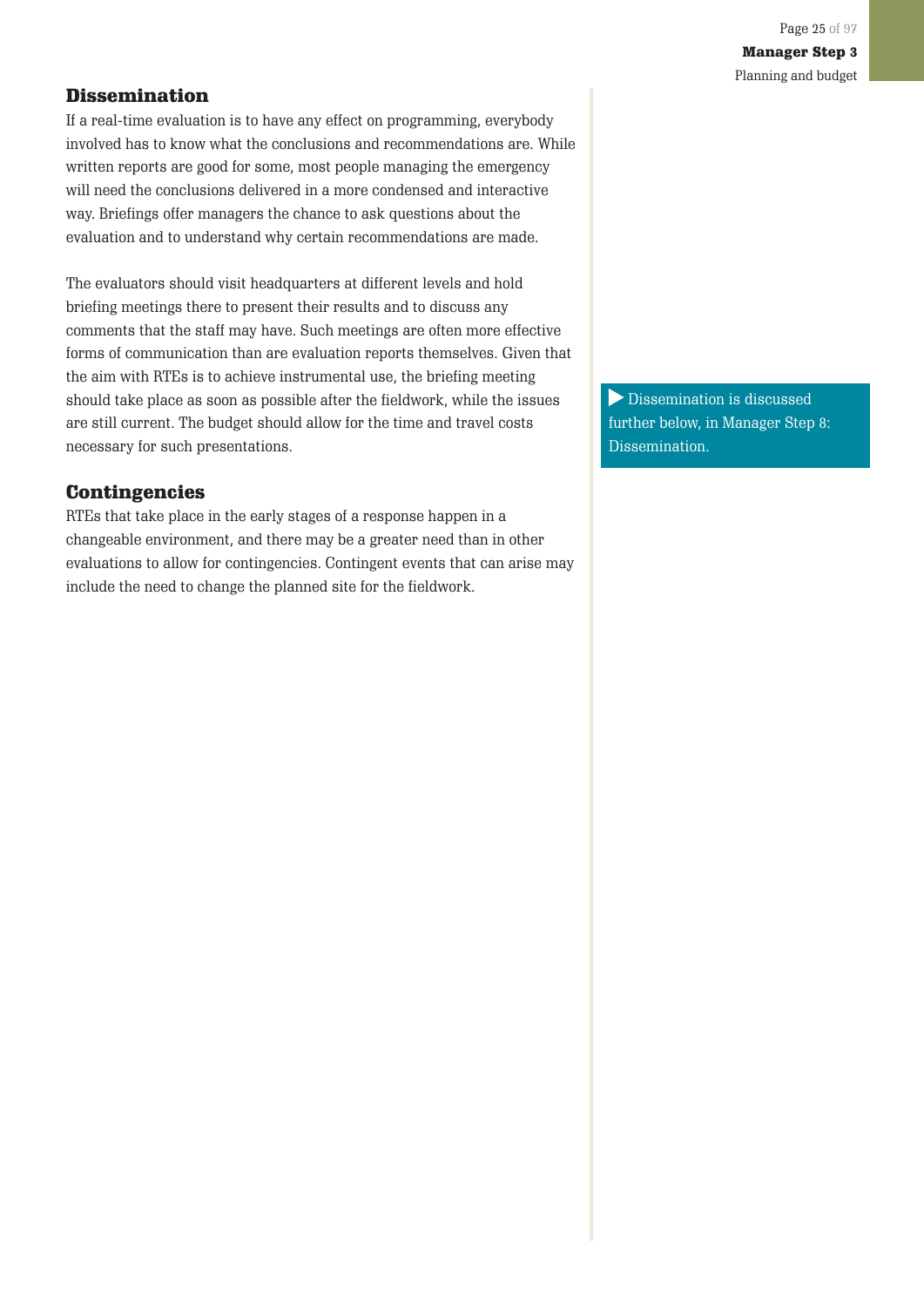## Dissemination

If a real-time evaluation is to have any effect on programming, everybody involved has to know what the conclusions and recommendations are. While written reports are good for some, most people managing the emergency will need the conclusions delivered in a more condensed and interactive way. Briefings offer managers the chance to ask questions about the evaluation and to understand why certain recommendations are made.

The evaluators should visit headquarters at different levels and hold briefing meetings there to present their results and to discuss any comments that the staff may have. Such meetings are often more effective forms of communication than are evaluation reports themselves. Given that the aim with RTEs is to achieve instrumental use, the briefing meeting should take place as soon as possible after the fieldwork, while the issues are still current. The budget should allow for the time and travel costs necessary for such presentations.

> ▶ Dissemination is discussed further below, in Manager Step 8: Dissemination.

## Contingencies

RTEs that take place in the early stages of a response happen in a changeable environment, and there may be a greater need than in other evaluations to allow for contingencies. Contingent events that can arise may include the need to change the planned site for the fieldwork.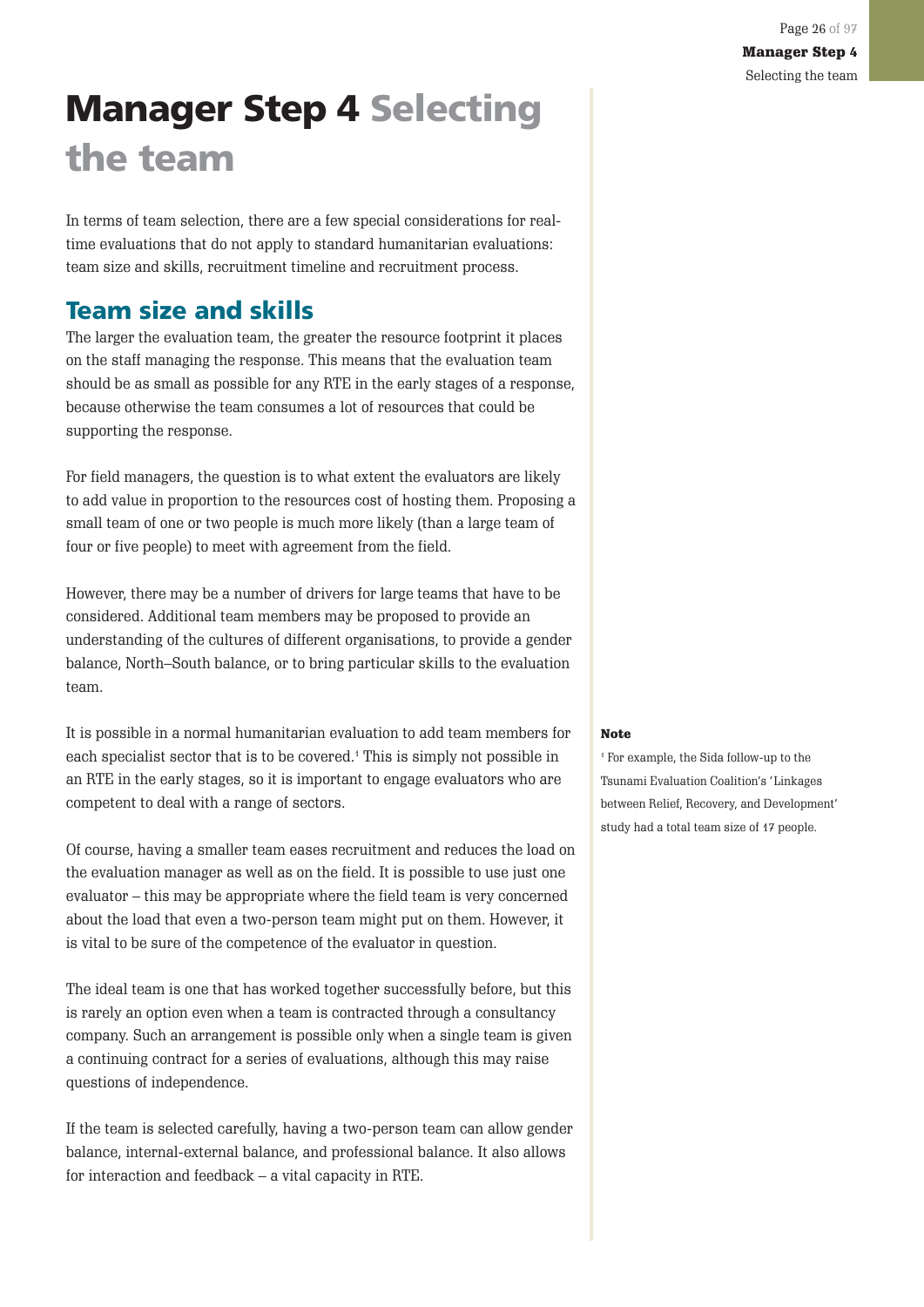# Manager Step 4 Selecting the team

In terms of team selection, there are a few special considerations for real-time evaluations that do not apply to standard humanitarian evaluations: team size and skills, recruitment timeline and recruitment process.

## Team size and skills

The larger the evaluation team, the greater the resource footprint it places on the staff managing the response. This means that the evaluation team should be as small as possible for any RTE in the early stages of a response, because otherwise the team consumes a lot of resources that could be supporting the response.

For field managers, the question is to what extent the evaluators are likely to add value in proportion to the resources cost of hosting them. Proposing a small team of one or two people is much more likely (than a large team of four or five people) to meet with agreement from the field.

However, there may be a number of drivers for large teams that have to be considered. Additional team members may be proposed to provide an understanding of the cultures of different organisations, to provide a gender balance, North–South balance, or to bring particular skills to the evaluation team.

It is possible in a normal humanitarian evaluation to add team members for each specialist sector that is to be covered.[1] This is simply not possible in an RTE in the early stages, so it is important to engage evaluators who are competent to deal with a range of sectors.

Of course, having a smaller team eases recruitment and reduces the load on the evaluation manager as well as on the field. It is possible to use just one evaluator – this may be appropriate where the field team is very concerned about the load that even a two-person team might put on them. However, it is vital to be sure of the competence of the evaluator in question.

The ideal team is one that has worked together successfully before, but this is rarely an option even when a team is contracted through a consultancy company. Such an arrangement is possible only when a single team is given a continuing contract for a series of evaluations, although this may raise questions of independence.

If the team is selected carefully, having a two-person team can allow gender balance, internal-external balance, and professional balance. It also allows for interaction and feedback – a vital capacity in RTE.

**Note**

[1] For example, the Sida follow-up to the Tsunami Evaluation Coalition's 'Linkages between Relief, Recovery, and Development' study had a total team size of 17 people.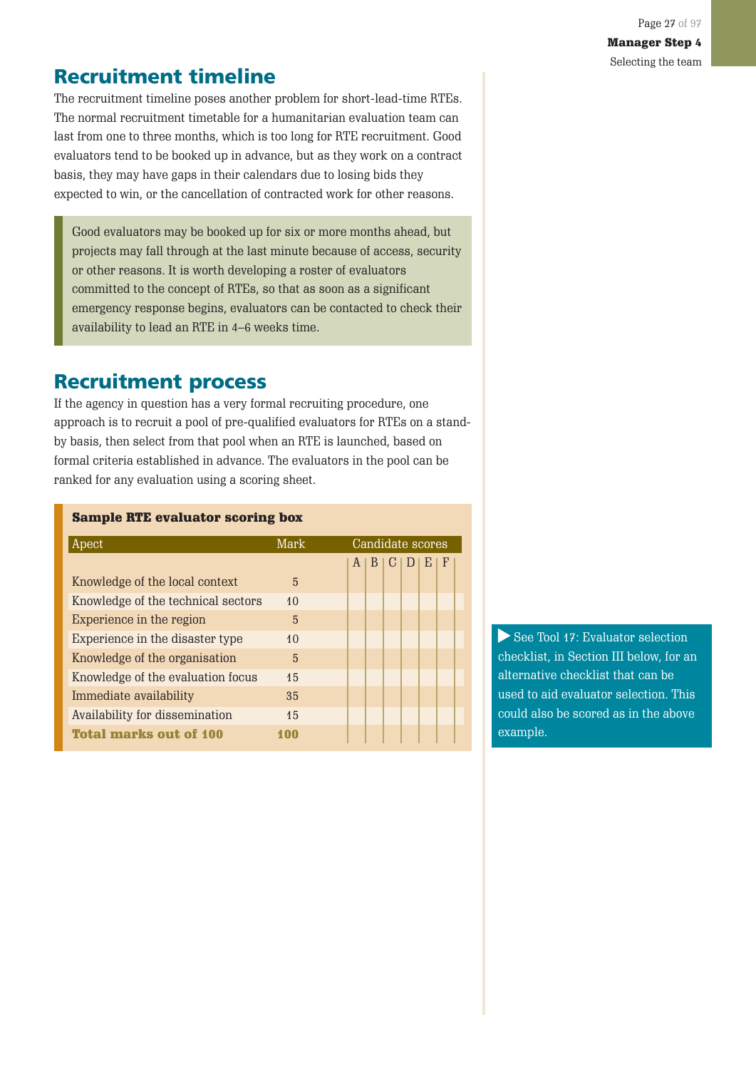## Recruitment timeline

The recruitment timeline poses another problem for short-lead-time RTEs. The normal recruitment timetable for a humanitarian evaluation team can last from one to three months, which is too long for RTE recruitment. Good evaluators tend to be booked up in advance, but as they work on a contract basis, they may have gaps in their calendars due to losing bids they expected to win, or the cancellation of contracted work for other reasons.

> Good evaluators may be booked up for six or more months ahead, but projects may fall through at the last minute because of access, security or other reasons. It is worth developing a roster of evaluators committed to the concept of RTEs, so that as soon as a significant emergency response begins, evaluators can be contacted to check their availability to lead an RTE in 4–6 weeks time.

## Recruitment process

If the agency in question has a very formal recruiting procedure, one approach is to recruit a pool of pre-qualified evaluators for RTEs on a stand-by basis, then select from that pool when an RTE is launched, based on formal criteria established in advance. The evaluators in the pool can be ranked for any evaluation using a scoring sheet.

**Sample RTE evaluator scoring box**

| Apect | Mark | Candidate scores | | | | | |
|---|---|---|---|---|---|---|---|
| | | A | B | C | D | E | F |
| Knowledge of the local context | 5 | | | | | | |
| Knowledge of the technical sectors | 10 | | | | | | |
| Experience in the region | 5 | | | | | | |
| Experience in the disaster type | 10 | | | | | | |
| Knowledge of the organisation | 5 | | | | | | |
| Knowledge of the evaluation focus | 15 | | | | | | |
| Immediate availability | 35 | | | | | | |
| Availability for dissemination | 15 | | | | | | |
| **Total marks out of 100** | **100** | | | | | | |

▶ See Tool 17: Evaluator selection checklist, in Section III below, for an alternative checklist that can be used to aid evaluator selection. This could also be scored as in the above example.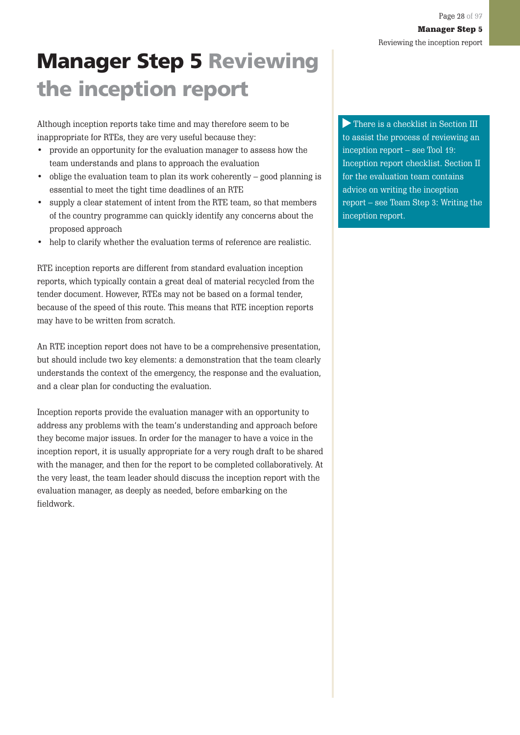# Manager Step 5 Reviewing the inception report

Although inception reports take time and may therefore seem to be inappropriate for RTEs, they are very useful because they:

- provide an opportunity for the evaluation manager to assess how the team understands and plans to approach the evaluation
- oblige the evaluation team to plan its work coherently – good planning is essential to meet the tight time deadlines of an RTE
- supply a clear statement of intent from the RTE team, so that members of the country programme can quickly identify any concerns about the proposed approach
- help to clarify whether the evaluation terms of reference are realistic.

RTE inception reports are different from standard evaluation inception reports, which typically contain a great deal of material recycled from the tender document. However, RTEs may not be based on a formal tender, because of the speed of this route. This means that RTE inception reports may have to be written from scratch.

An RTE inception report does not have to be a comprehensive presentation, but should include two key elements: a demonstration that the team clearly understands the context of the emergency, the response and the evaluation, and a clear plan for conducting the evaluation.

Inception reports provide the evaluation manager with an opportunity to address any problems with the team's understanding and approach before they become major issues. In order for the manager to have a voice in the inception report, it is usually appropriate for a very rough draft to be shared with the manager, and then for the report to be completed collaboratively. At the very least, the team leader should discuss the inception report with the evaluation manager, as deeply as needed, before embarking on the fieldwork.

▶ There is a checklist in Section III to assist the process of reviewing an inception report – see Tool 19: Inception report checklist. Section II for the evaluation team contains advice on writing the inception report – see Team Step 3: Writing the inception report.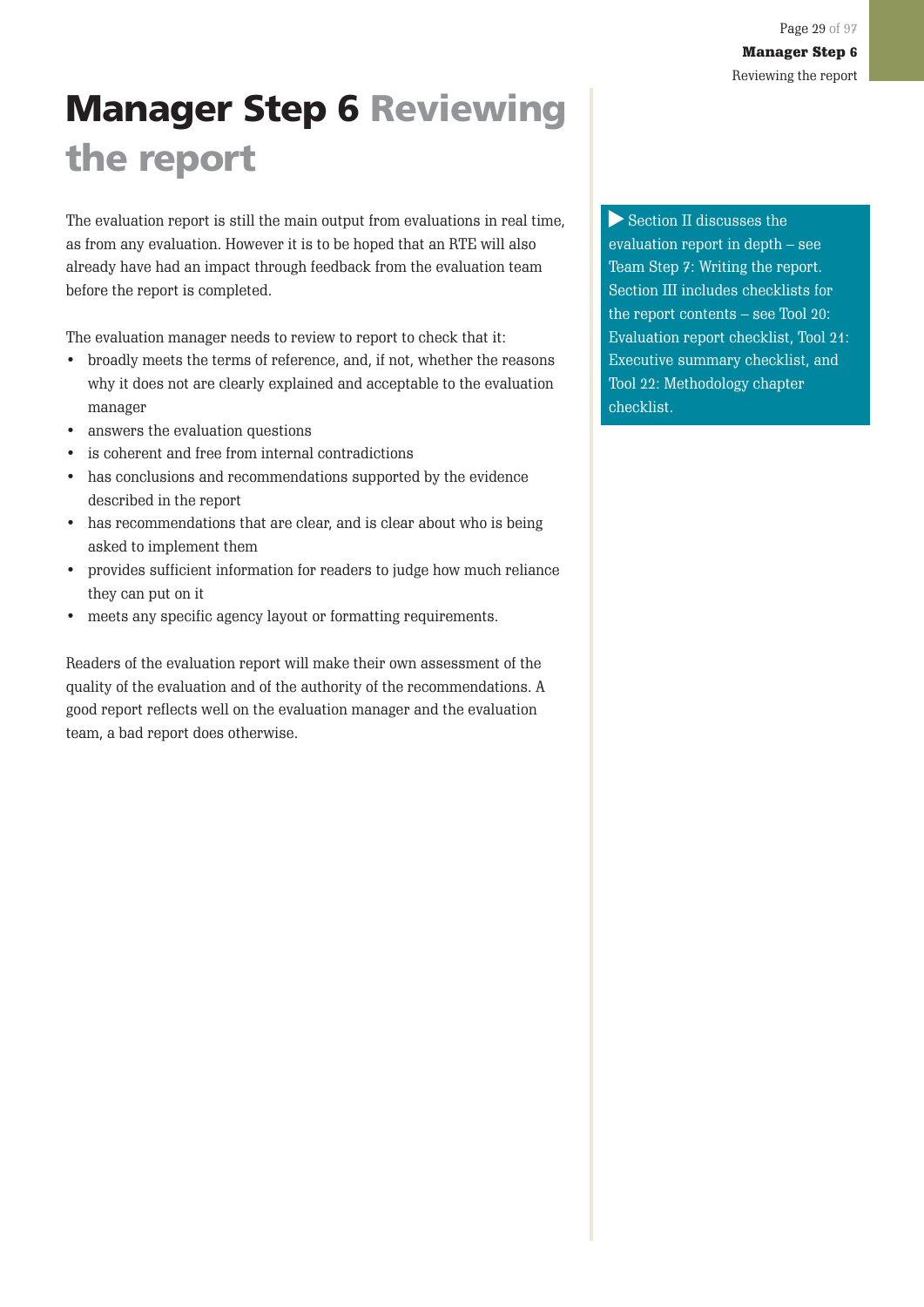# Manager Step 6 Reviewing the report

The evaluation report is still the main output from evaluations in real time, as from any evaluation. However it is to be hoped that an RTE will also already have had an impact through feedback from the evaluation team before the report is completed.

The evaluation manager needs to review to report to check that it:

- broadly meets the terms of reference, and, if not, whether the reasons why it does not are clearly explained and acceptable to the evaluation manager
- answers the evaluation questions
- is coherent and free from internal contradictions
- has conclusions and recommendations supported by the evidence described in the report
- has recommendations that are clear, and is clear about who is being asked to implement them
- provides sufficient information for readers to judge how much reliance they can put on it
- meets any specific agency layout or formatting requirements.

Readers of the evaluation report will make their own assessment of the quality of the evaluation and of the authority of the recommendations. A good report reflects well on the evaluation manager and the evaluation team, a bad report does otherwise.

▶ Section II discusses the evaluation report in depth – see Team Step 7: Writing the report. Section III includes checklists for the report contents – see Tool 20: Evaluation report checklist, Tool 21: Executive summary checklist, and Tool 22: Methodology chapter checklist.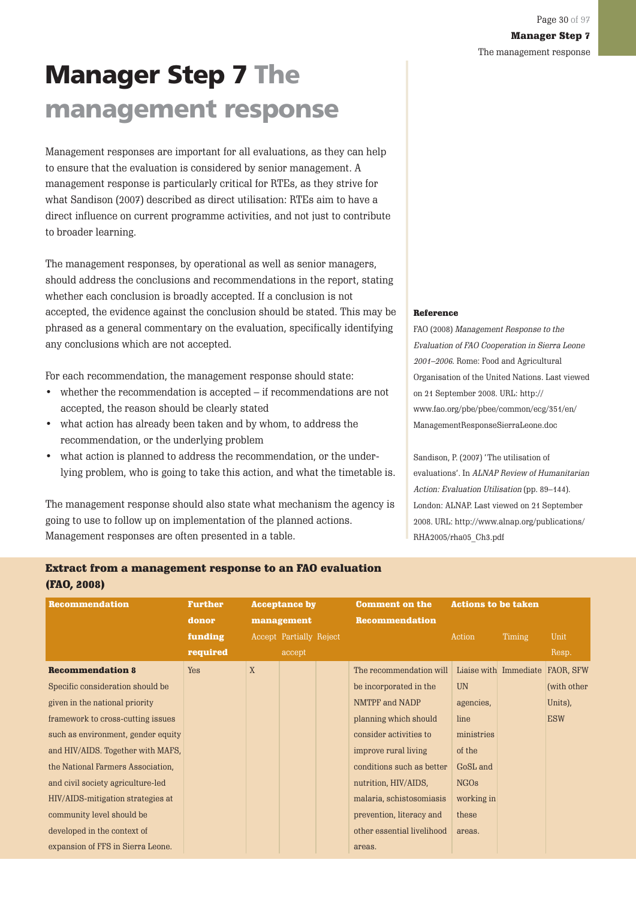# Manager Step 7 The management response

Management responses are important for all evaluations, as they can help to ensure that the evaluation is considered by senior management. A management response is particularly critical for RTEs, as they strive for what Sandison (2007) described as direct utilisation: RTEs aim to have a direct influence on current programme activities, and not just to contribute to broader learning.

The management responses, by operational as well as senior managers, should address the conclusions and recommendations in the report, stating whether each conclusion is broadly accepted. If a conclusion is not accepted, the evidence against the conclusion should be stated. This may be phrased as a general commentary on the evaluation, specifically identifying any conclusions which are not accepted.

For each recommendation, the management response should state:

- whether the recommendation is accepted – if recommendations are not accepted, the reason should be clearly stated
- what action has already been taken and by whom, to address the recommendation, or the underlying problem
- what action is planned to address the recommendation, or the underlying problem, who is going to take this action, and what the timetable is.

The management response should also state what mechanism the agency is going to use to follow up on implementation of the planned actions. Management responses are often presented in a table.

**Reference**

FAO (2008) *Management Response to the Evaluation of FAO Cooperation in Sierra Leone 2001–2006*. Rome: Food and Agricultural Organisation of the United Nations. Last viewed on 21 September 2008. URL: http://www.fao.org/pbe/pbee/common/ecg/351/en/ManagementResponseSierraLeone.doc

Sandison, P. (2007) 'The utilisation of evaluations'. In *ALNAP Review of Humanitarian Action: Evaluation Utilisation* (pp. 89–144). London: ALNAP. Last viewed on 21 September 2008. URL: http://www.alnap.org/publications/RHA2005/rha05_Ch3.pdf

**Extract from a management response to an FAO evaluation (FAO, 2008)**

| Recommendation | Further donor funding required | Acceptance by management | | | Comment on the Recommendation | Actions to be taken | | |
|---|---|---|---|---|---|---|---|---|
| | | Accept | Partially accept | Reject | | Action | Timing | Unit Resp. |
| **Recommendation 8** Specific consideration should be given in the national priority framework to cross-cutting issues such as environment, gender equity and HIV/AIDS. Together with MAFS, the National Farmers Association, and civil society agriculture-led HIV/AIDS-mitigation strategies at community level should be developed in the context of expansion of FFS in Sierra Leone. | Yes | X | | | The recommendation will be incorporated in the NMTPF and NADP planning which should consider activities to improve rural living conditions such as better nutrition, HIV/AIDS, malaria, schistosomiasis prevention, literacy and other essential livelihood areas. | Liaise with UN agencies, line ministries of the GoSL and NGOs working in these areas. | Immediate | FAOR, SFW (with other Units), ESW |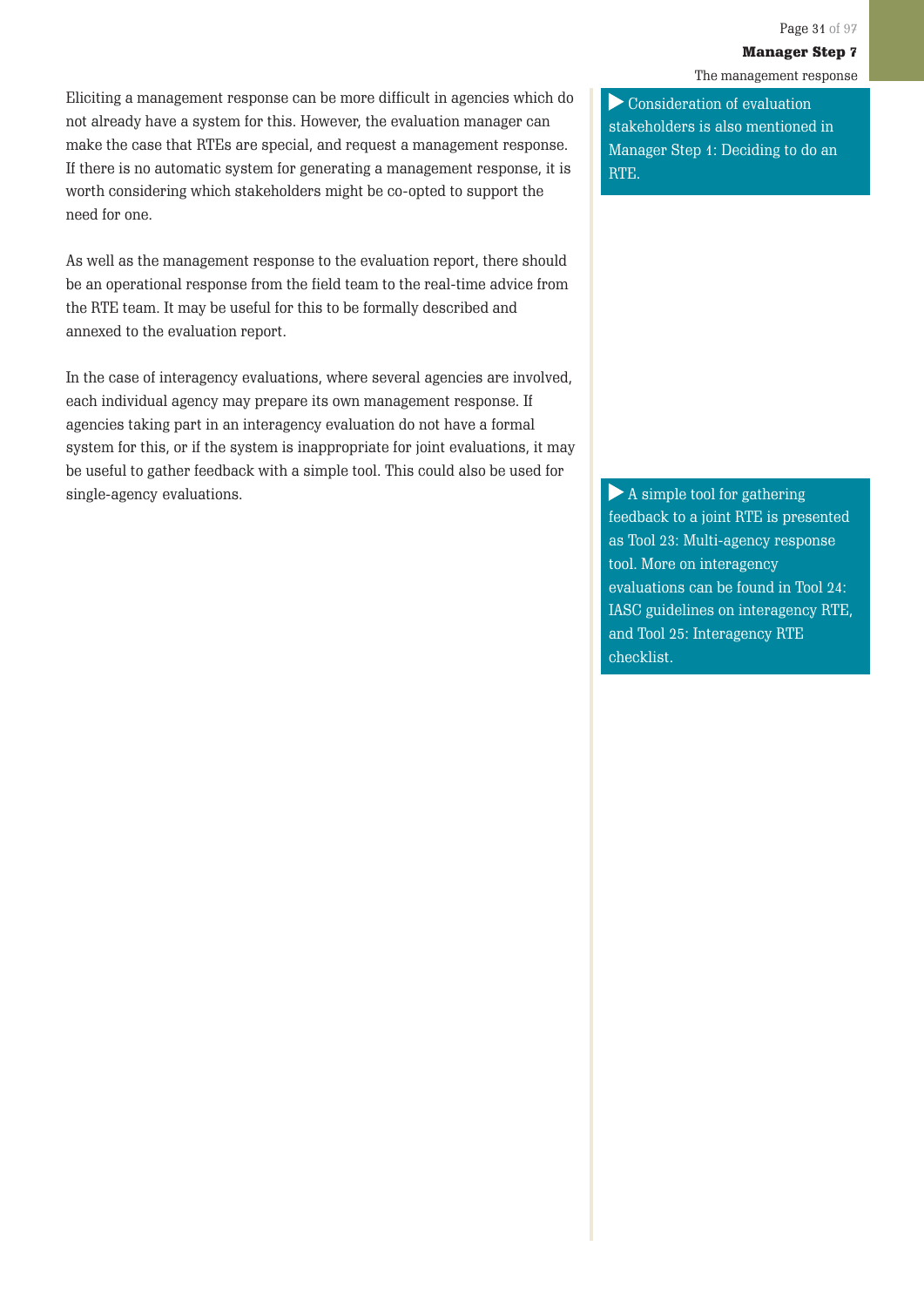Eliciting a management response can be more difficult in agencies which do not already have a system for this. However, the evaluation manager can make the case that RTEs are special, and request a management response. If there is no automatic system for generating a management response, it is worth considering which stakeholders might be co-opted to support the need for one.

▶ Consideration of evaluation stakeholders is also mentioned in Manager Step 1: Deciding to do an RTE.

As well as the management response to the evaluation report, there should be an operational response from the field team to the real-time advice from the RTE team. It may be useful for this to be formally described and annexed to the evaluation report.

In the case of interagency evaluations, where several agencies are involved, each individual agency may prepare its own management response. If agencies taking part in an interagency evaluation do not have a formal system for this, or if the system is inappropriate for joint evaluations, it may be useful to gather feedback with a simple tool. This could also be used for single-agency evaluations.

▶ A simple tool for gathering feedback to a joint RTE is presented as Tool 23: Multi-agency response tool. More on interagency evaluations can be found in Tool 24: IASC guidelines on interagency RTE, and Tool 25: Interagency RTE checklist.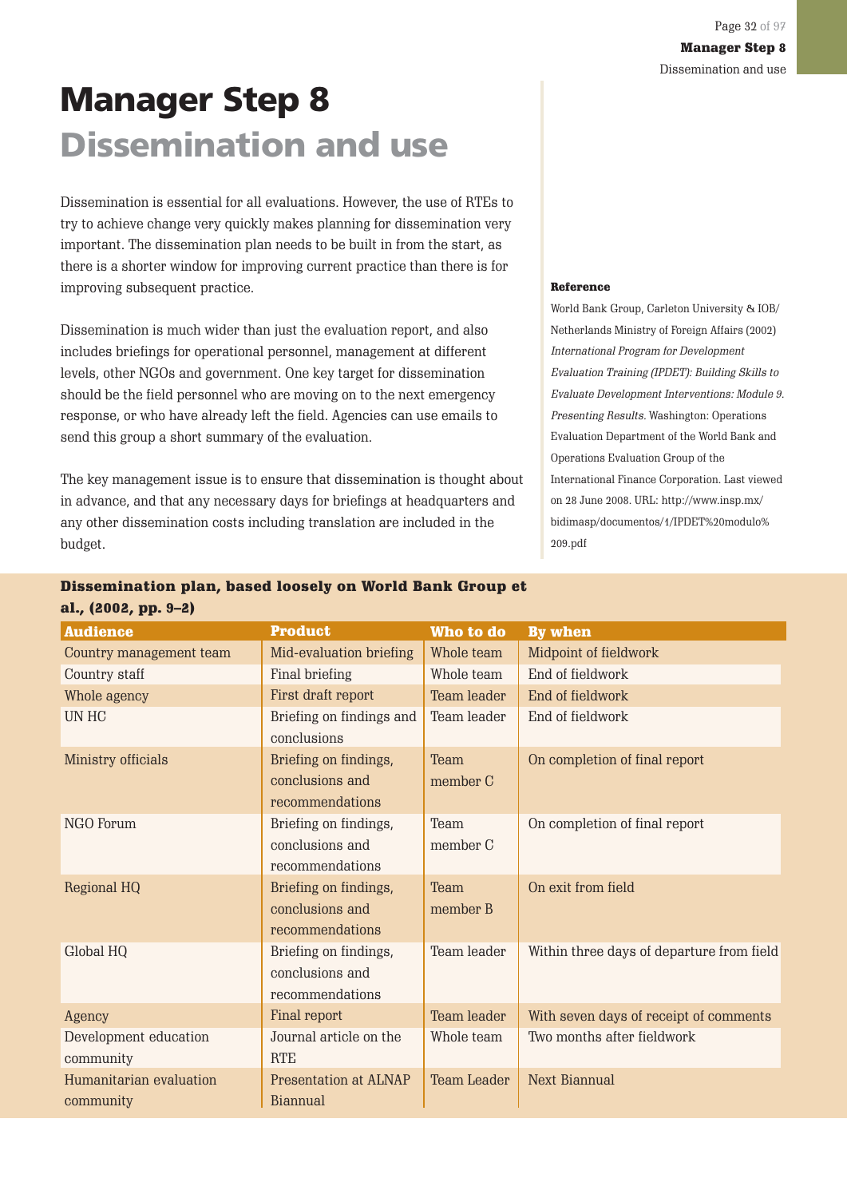# Manager Step 8

## Dissemination and use

Dissemination is essential for all evaluations. However, the use of RTEs to try to achieve change very quickly makes planning for dissemination very important. The dissemination plan needs to be built in from the start, as there is a shorter window for improving current practice than there is for improving subsequent practice.

Dissemination is much wider than just the evaluation report, and also includes briefings for operational personnel, management at different levels, other NGOs and government. One key target for dissemination should be the field personnel who are moving on to the next emergency response, or who have already left the field. Agencies can use emails to send this group a short summary of the evaluation.

The key management issue is to ensure that dissemination is thought about in advance, and that any necessary days for briefings at headquarters and any other dissemination costs including translation are included in the budget.

**Reference**

World Bank Group, Carleton University & IOB/ Netherlands Ministry of Foreign Affairs (2002) *International Program for Development Evaluation Training (IPDET): Building Skills to Evaluate Development Interventions: Module 9. Presenting Results.* Washington: Operations Evaluation Department of the World Bank and Operations Evaluation Group of the International Finance Corporation. Last viewed on 28 June 2008. URL: http://www.insp.mx/bidimasp/documentos/1/IPDET%20modulo%209.pdf

**Dissemination plan, based loosely on World Bank Group et al., (2002, pp. 9–2)**

| Audience | Product | Who to do | By when |
|---|---|---|---|
| Country management team | Mid-evaluation briefing | Whole team | Midpoint of fieldwork |
| Country staff | Final briefing | Whole team | End of fieldwork |
| Whole agency | First draft report | Team leader | End of fieldwork |
| UN HC | Briefing on findings and conclusions | Team leader | End of fieldwork |
| Ministry officials | Briefing on findings, conclusions and recommendations | Team member C | On completion of final report |
| NGO Forum | Briefing on findings, conclusions and recommendations | Team member C | On completion of final report |
| Regional HQ | Briefing on findings, conclusions and recommendations | Team member B | On exit from field |
| Global HQ | Briefing on findings, conclusions and recommendations | Team leader | Within three days of departure from field |
| Agency | Final report | Team leader | With seven days of receipt of comments |
| Development education community | Journal article on the RTE | Whole team | Two months after fieldwork |
| Humanitarian evaluation community | Presentation at ALNAP Biannual | Team Leader | Next Biannual |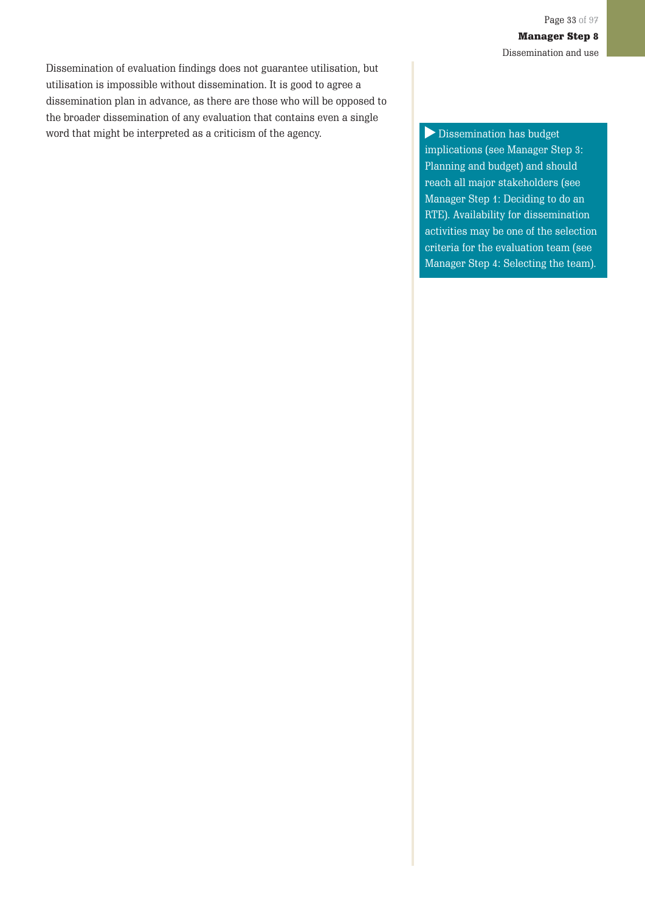Dissemination of evaluation findings does not guarantee utilisation, but utilisation is impossible without dissemination. It is good to agree a dissemination plan in advance, as there are those who will be opposed to the broader dissemination of any evaluation that contains even a single word that might be interpreted as a criticism of the agency.

> ▶ Dissemination has budget implications (see Manager Step 3: Planning and budget) and should reach all major stakeholders (see Manager Step 1: Deciding to do an RTE). Availability for dissemination activities may be one of the selection criteria for the evaluation team (see Manager Step 4: Selecting the team).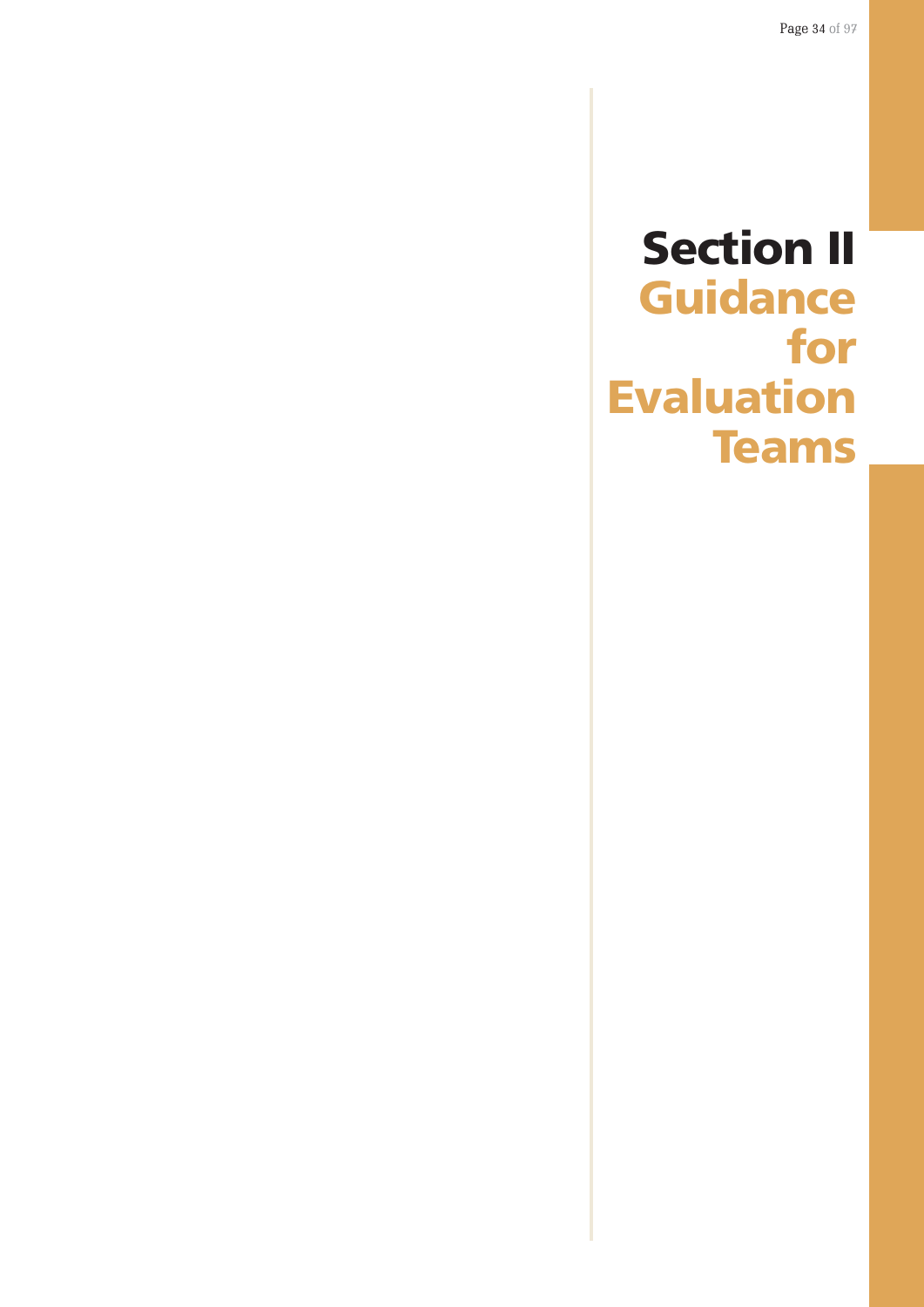# Section II Guidance for Evaluation Teams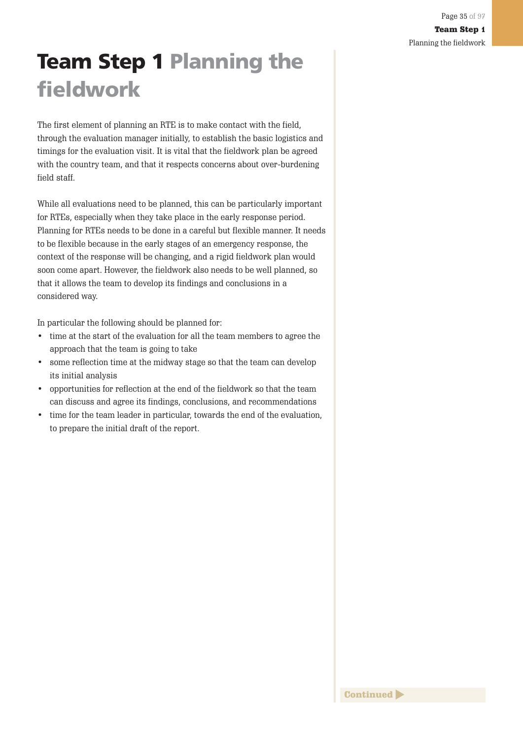# Team Step 1 Planning the fieldwork

The first element of planning an RTE is to make contact with the field, through the evaluation manager initially, to establish the basic logistics and timings for the evaluation visit. It is vital that the fieldwork plan be agreed with the country team, and that it respects concerns about over-burdening field staff.

While all evaluations need to be planned, this can be particularly important for RTEs, especially when they take place in the early response period. Planning for RTEs needs to be done in a careful but flexible manner. It needs to be flexible because in the early stages of an emergency response, the context of the response will be changing, and a rigid fieldwork plan would soon come apart. However, the fieldwork also needs to be well planned, so that it allows the team to develop its findings and conclusions in a considered way.

In particular the following should be planned for:

- time at the start of the evaluation for all the team members to agree the approach that the team is going to take
- some reflection time at the midway stage so that the team can develop its initial analysis
- opportunities for reflection at the end of the fieldwork so that the team can discuss and agree its findings, conclusions, and recommendations
- time for the team leader in particular, towards the end of the evaluation, to prepare the initial draft of the report.

Continued ▶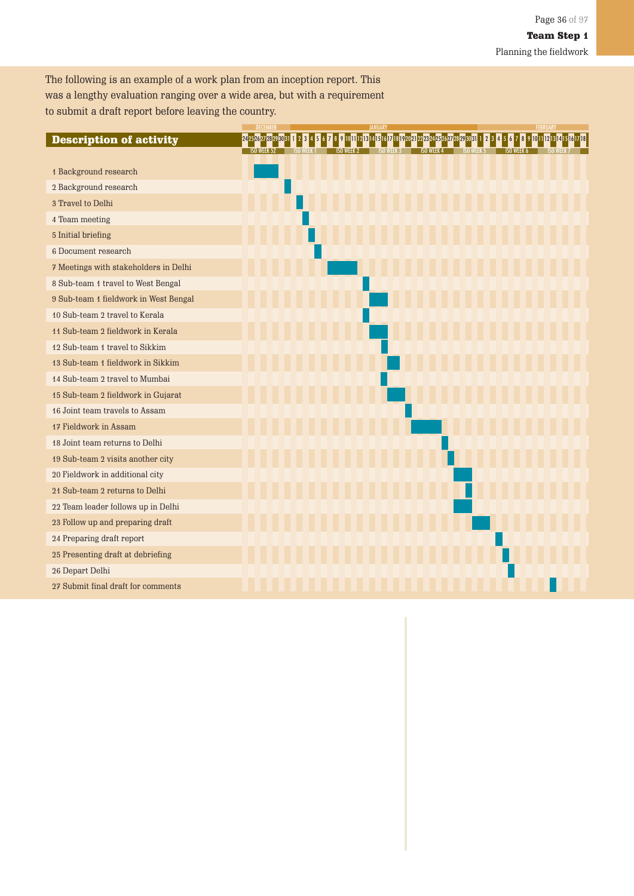The following is an example of a work plan from an inception report. This was a lengthy evaluation ranging over a wide area, but with a requirement to submit a draft report before leaving the country.

| Description of activity |
|---|
| 1 Background research |
| 2 Background research |
| 3 Travel to Delhi |
| 4 Team meeting |
| 5 Initial briefing |
| 6 Document research |
| 7 Meetings with stakeholders in Delhi |
| 8 Sub-team 1 travel to West Bengal |
| 9 Sub-team 1 fieldwork in West Bengal |
| 10 Sub-team 2 travel to Kerala |
| 11 Sub-team 2 fieldwork in Kerala |
| 12 Sub-team 1 travel to Sikkim |
| 13 Sub-team 1 fieldwork in Sikkim |
| 14 Sub-team 2 travel to Mumbai |
| 15 Sub-team 2 fieldwork in Gujarat |
| 16 Joint team travels to Assam |
| 17 Fieldwork in Assam |
| 18 Joint team returns to Delhi |
| 19 Sub-team 2 visits another city |
| 20 Fieldwork in additional city |
| 21 Sub-team 2 returns to Delhi |
| 22 Team leader follows up in Delhi |
| 23 Follow up and preparing draft |
| 24 Preparing draft report |
| 25 Presenting draft at debriefing |
| 26 Depart Delhi |
| 27 Submit final draft for comments |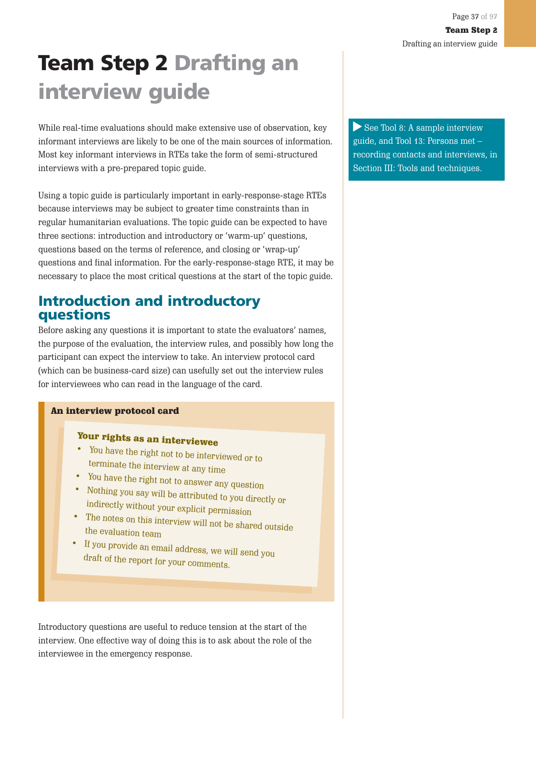# Team Step 2 Drafting an interview guide

While real-time evaluations should make extensive use of observation, key informant interviews are likely to be one of the main sources of information. Most key informant interviews in RTEs take the form of semi-structured interviews with a pre-prepared topic guide.

Using a topic guide is particularly important in early-response-stage RTEs because interviews may be subject to greater time constraints than in regular humanitarian evaluations. The topic guide can be expected to have three sections: introduction and introductory or 'warm-up' questions, questions based on the terms of reference, and closing or 'wrap-up' questions and final information. For the early-response-stage RTE, it may be necessary to place the most critical questions at the start of the topic guide.

▶ See Tool 8: A sample interview guide, and Tool 13: Persons met – recording contacts and interviews, in Section III: Tools and techniques.

## Introduction and introductory questions

Before asking any questions it is important to state the evaluators' names, the purpose of the evaluation, the interview rules, and possibly how long the participant can expect the interview to take. An interview protocol card (which can be business-card size) can usefully set out the interview rules for interviewees who can read in the language of the card.

**An interview protocol card**

**Your rights as an interviewee**

- You have the right not to be interviewed or to terminate the interview at any time
- You have the right not to answer any question
- Nothing you say will be attributed to you directly or indirectly without your explicit permission
- The notes on this interview will not be shared outside the evaluation team
- If you provide an email address, we will send you draft of the report for your comments.

Introductory questions are useful to reduce tension at the start of the interview. One effective way of doing this is to ask about the role of the interviewee in the emergency response.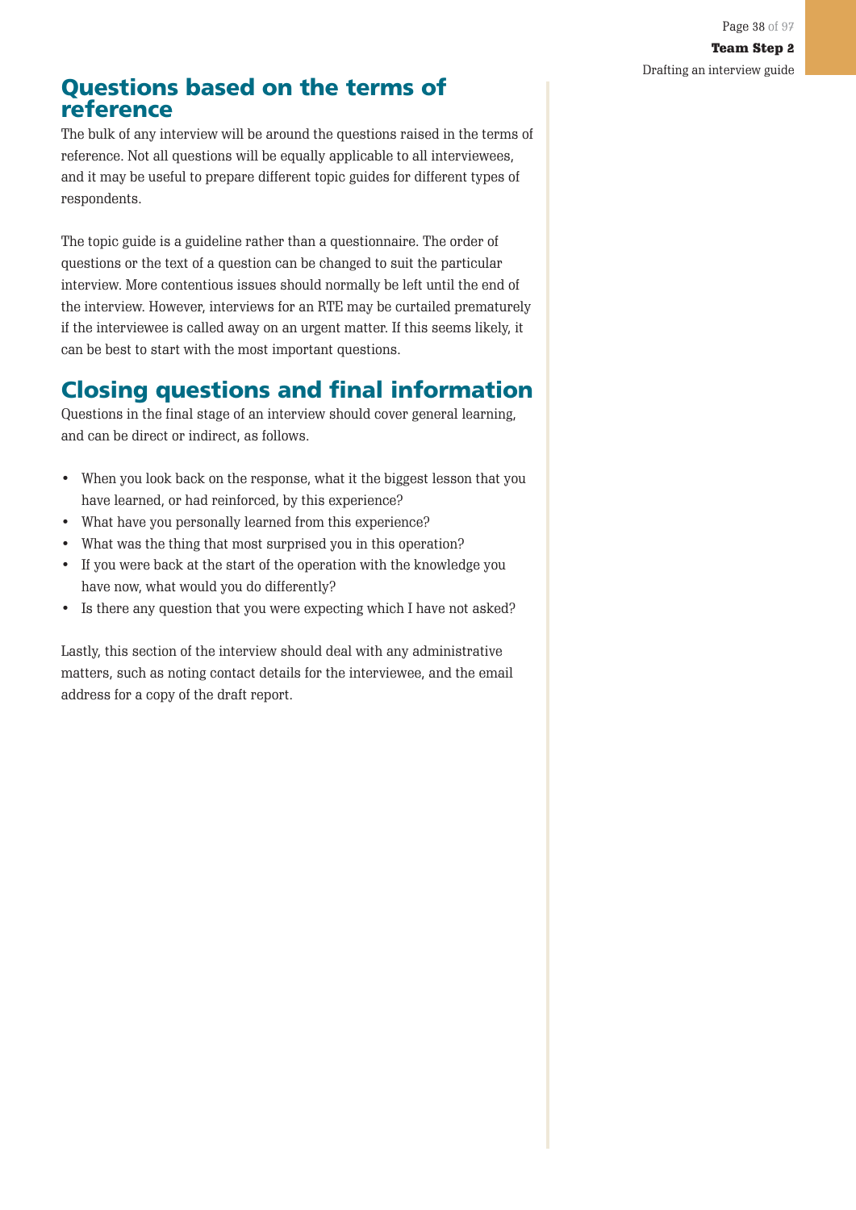## Questions based on the terms of reference

The bulk of any interview will be around the questions raised in the terms of reference. Not all questions will be equally applicable to all interviewees, and it may be useful to prepare different topic guides for different types of respondents.

The topic guide is a guideline rather than a questionnaire. The order of questions or the text of a question can be changed to suit the particular interview. More contentious issues should normally be left until the end of the interview. However, interviews for an RTE may be curtailed prematurely if the interviewee is called away on an urgent matter. If this seems likely, it can be best to start with the most important questions.

## Closing questions and final information

Questions in the final stage of an interview should cover general learning, and can be direct or indirect, as follows.

- When you look back on the response, what it the biggest lesson that you have learned, or had reinforced, by this experience?
- What have you personally learned from this experience?
- What was the thing that most surprised you in this operation?
- If you were back at the start of the operation with the knowledge you have now, what would you do differently?
- Is there any question that you were expecting which I have not asked?

Lastly, this section of the interview should deal with any administrative matters, such as noting contact details for the interviewee, and the email address for a copy of the draft report.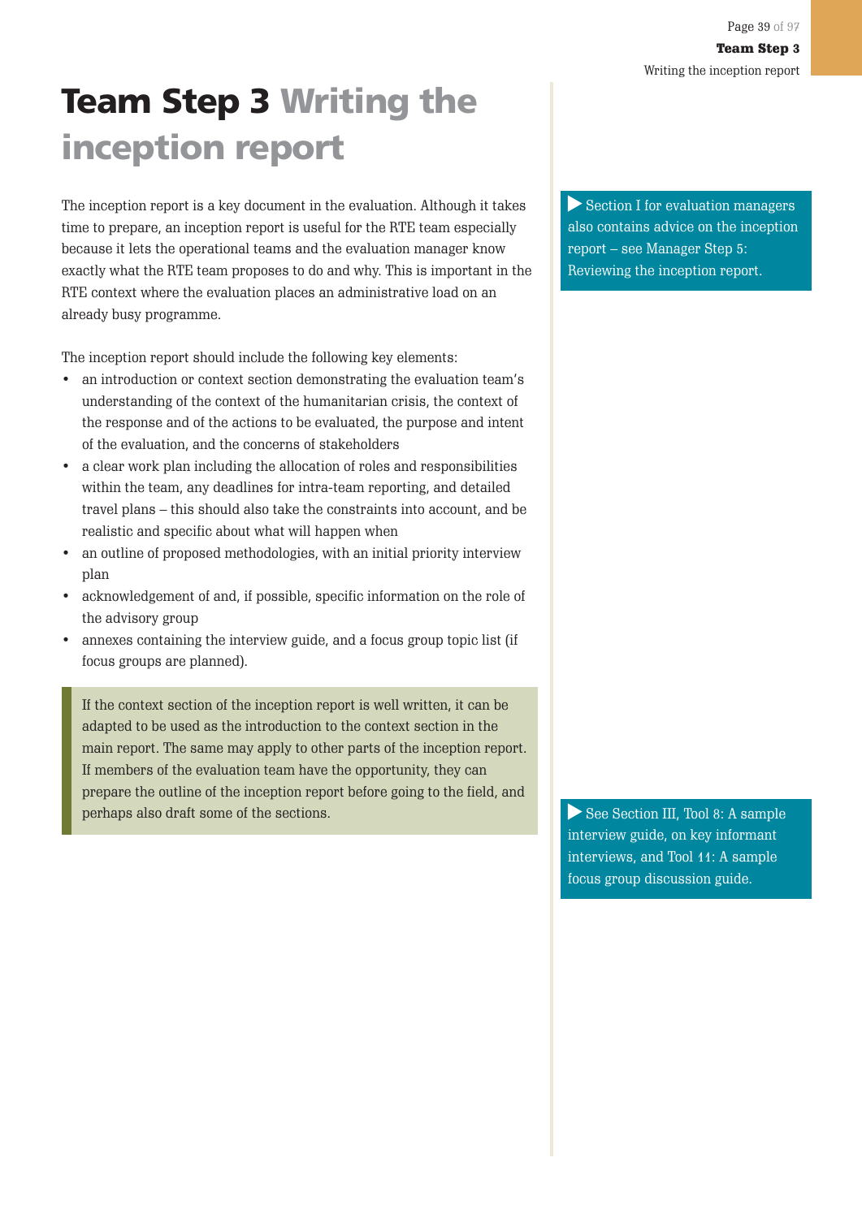# Team Step 3 Writing the inception report

The inception report is a key document in the evaluation. Although it takes time to prepare, an inception report is useful for the RTE team especially because it lets the operational teams and the evaluation manager know exactly what the RTE team proposes to do and why. This is important in the RTE context where the evaluation places an administrative load on an already busy programme.

> ▶ Section I for evaluation managers also contains advice on the inception report – see Manager Step 5: Reviewing the inception report.

The inception report should include the following key elements:

- an introduction or context section demonstrating the evaluation team's understanding of the context of the humanitarian crisis, the context of the response and of the actions to be evaluated, the purpose and intent of the evaluation, and the concerns of stakeholders
- a clear work plan including the allocation of roles and responsibilities within the team, any deadlines for intra-team reporting, and detailed travel plans – this should also take the constraints into account, and be realistic and specific about what will happen when
- an outline of proposed methodologies, with an initial priority interview plan
- acknowledgement of and, if possible, specific information on the role of the advisory group
- annexes containing the interview guide, and a focus group topic list (if focus groups are planned).

> If the context section of the inception report is well written, it can be adapted to be used as the introduction to the context section in the main report. The same may apply to other parts of the inception report. If members of the evaluation team have the opportunity, they can prepare the outline of the inception report before going to the field, and perhaps also draft some of the sections.

> ▶ See Section III, Tool 8: A sample interview guide, on key informant interviews, and Tool 11: A sample focus group discussion guide.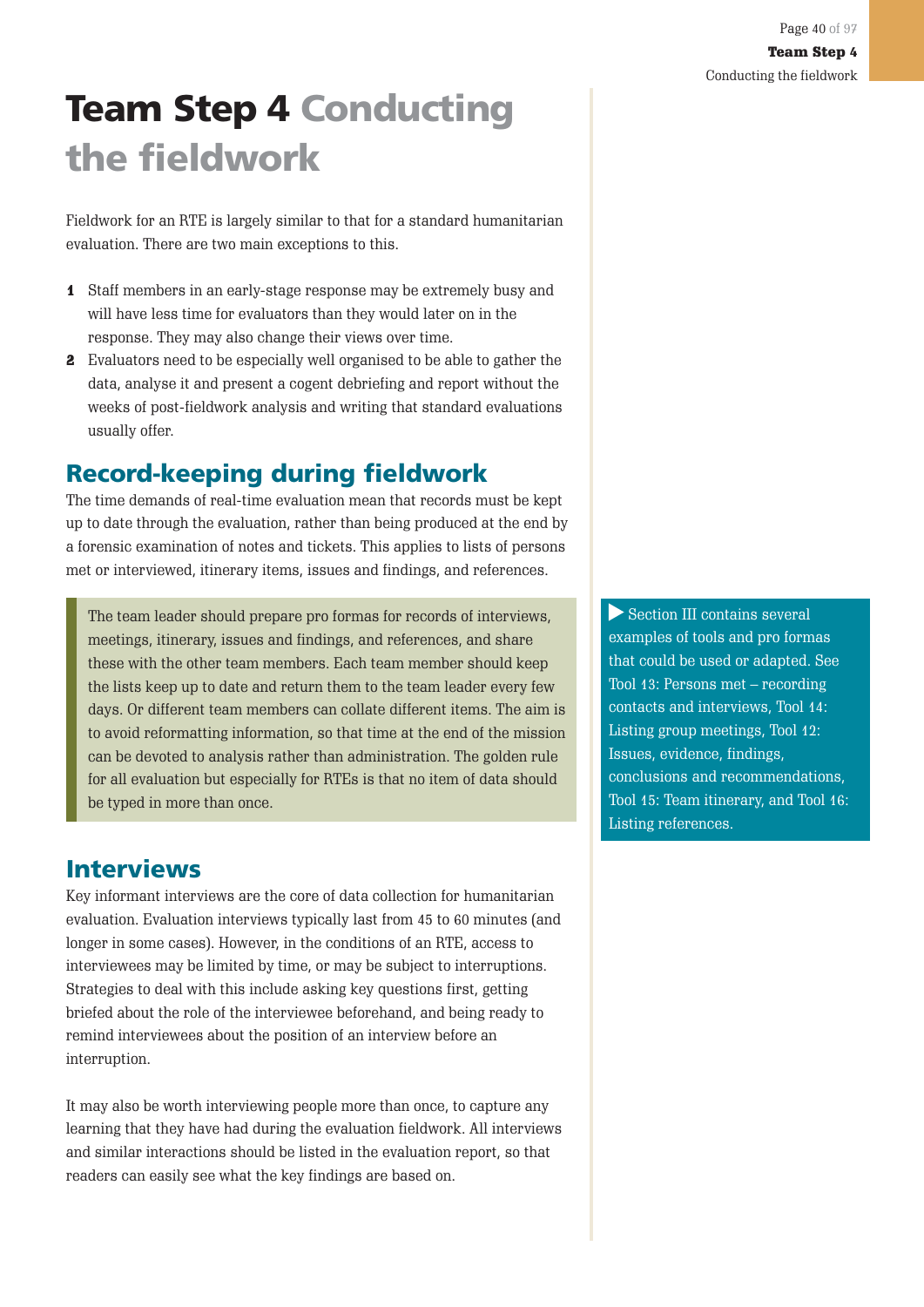# Team Step 4 Conducting the fieldwork

Fieldwork for an RTE is largely similar to that for a standard humanitarian evaluation. There are two main exceptions to this.

1. Staff members in an early-stage response may be extremely busy and will have less time for evaluators than they would later on in the response. They may also change their views over time.
2. Evaluators need to be especially well organised to be able to gather the data, analyse it and present a cogent debriefing and report without the weeks of post-fieldwork analysis and writing that standard evaluations usually offer.

## Record-keeping during fieldwork

The time demands of real-time evaluation mean that records must be kept up to date through the evaluation, rather than being produced at the end by a forensic examination of notes and tickets. This applies to lists of persons met or interviewed, itinerary items, issues and findings, and references.

> The team leader should prepare pro formas for records of interviews, meetings, itinerary, issues and findings, and references, and share these with the other team members. Each team member should keep the lists keep up to date and return them to the team leader every few days. Or different team members can collate different items. The aim is to avoid reformatting information, so that time at the end of the mission can be devoted to analysis rather than administration. The golden rule for all evaluation but especially for RTEs is that no item of data should be typed in more than once.

> ▶ Section III contains several examples of tools and pro formas that could be used or adapted. See Tool 13: Persons met – recording contacts and interviews, Tool 14: Listing group meetings, Tool 12: Issues, evidence, findings, conclusions and recommendations, Tool 15: Team itinerary, and Tool 16: Listing references.

## Interviews

Key informant interviews are the core of data collection for humanitarian evaluation. Evaluation interviews typically last from 45 to 60 minutes (and longer in some cases). However, in the conditions of an RTE, access to interviewees may be limited by time, or may be subject to interruptions. Strategies to deal with this include asking key questions first, getting briefed about the role of the interviewee beforehand, and being ready to remind interviewees about the position of an interview before an interruption.

It may also be worth interviewing people more than once, to capture any learning that they have had during the evaluation fieldwork. All interviews and similar interactions should be listed in the evaluation report, so that readers can easily see what the key findings are based on.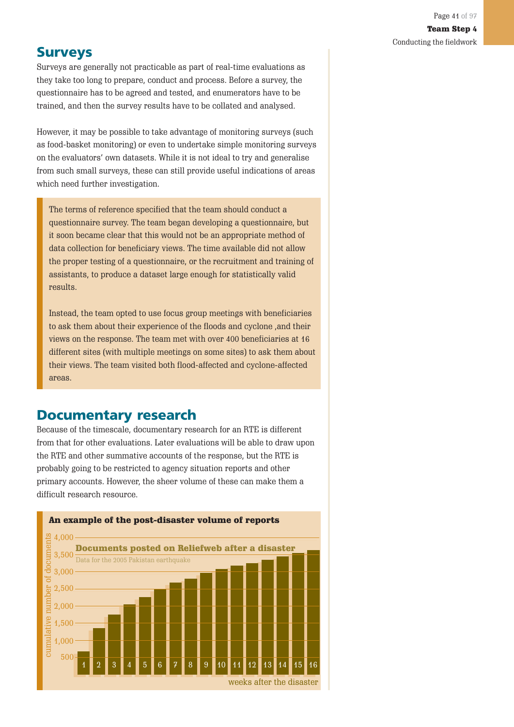## Surveys

Surveys are generally not practicable as part of real-time evaluations as they take too long to prepare, conduct and process. Before a survey, the questionnaire has to be agreed and tested, and enumerators have to be trained, and then the survey results have to be collated and analysed.

However, it may be possible to take advantage of monitoring surveys (such as food-basket monitoring) or even to undertake simple monitoring surveys on the evaluators' own datasets. While it is not ideal to try and generalise from such small surveys, these can still provide useful indications of areas which need further investigation.

> The terms of reference specified that the team should conduct a questionnaire survey. The team began developing a questionnaire, but it soon became clear that this would not be an appropriate method of data collection for beneficiary views. The time available did not allow the proper testing of a questionnaire, or the recruitment and training of assistants, to produce a dataset large enough for statistically valid results.
>
> Instead, the team opted to use focus group meetings with beneficiaries to ask them about their experience of the floods and cyclone ,and their views on the response. The team met with over 400 beneficiaries at 16 different sites (with multiple meetings on some sites) to ask them about their views. The team visited both flood-affected and cyclone-affected areas.

## Documentary research

Because of the timescale, documentary research for an RTE is different from that for other evaluations. Later evaluations will be able to draw upon the RTE and other summative accounts of the response, but the RTE is probably going to be restricted to agency situation reports and other primary accounts. However, the sheer volume of these can make them a difficult research resource.

**An example of the post-disaster volume of reports**

**Documents posted on Reliefweb after a disaster**

Data for the 2005 Pakistan earthquake

(Bar chart: cumulative number of documents, 500–4,000, against weeks after the disaster, 1–16)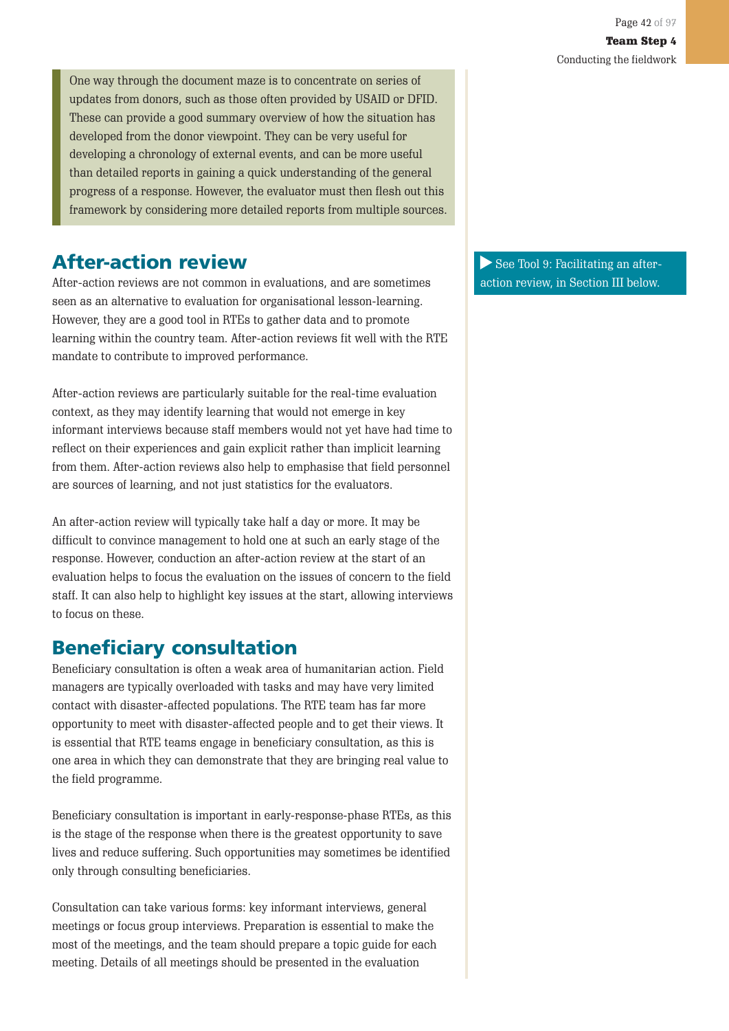> One way through the document maze is to concentrate on series of updates from donors, such as those often provided by USAID or DFID. These can provide a good summary overview of how the situation has developed from the donor viewpoint. They can be very useful for developing a chronology of external events, and can be more useful than detailed reports in gaining a quick understanding of the general progress of a response. However, the evaluator must then flesh out this framework by considering more detailed reports from multiple sources.

## After-action review

After-action reviews are not common in evaluations, and are sometimes seen as an alternative to evaluation for organisational lesson-learning. However, they are a good tool in RTEs to gather data and to promote learning within the country team. After-action reviews fit well with the RTE mandate to contribute to improved performance.

▶ See Tool 9: Facilitating an after-action review, in Section III below.

After-action reviews are particularly suitable for the real-time evaluation context, as they may identify learning that would not emerge in key informant interviews because staff members would not yet have had time to reflect on their experiences and gain explicit rather than implicit learning from them. After-action reviews also help to emphasise that field personnel are sources of learning, and not just statistics for the evaluators.

An after-action review will typically take half a day or more. It may be difficult to convince management to hold one at such an early stage of the response. However, conduction an after-action review at the start of an evaluation helps to focus the evaluation on the issues of concern to the field staff. It can also help to highlight key issues at the start, allowing interviews to focus on these.

## Beneficiary consultation

Beneficiary consultation is often a weak area of humanitarian action. Field managers are typically overloaded with tasks and may have very limited contact with disaster-affected populations. The RTE team has far more opportunity to meet with disaster-affected people and to get their views. It is essential that RTE teams engage in beneficiary consultation, as this is one area in which they can demonstrate that they are bringing real value to the field programme.

Beneficiary consultation is important in early-response-phase RTEs, as this is the stage of the response when there is the greatest opportunity to save lives and reduce suffering. Such opportunities may sometimes be identified only through consulting beneficiaries.

Consultation can take various forms: key informant interviews, general meetings or focus group interviews. Preparation is essential to make the most of the meetings, and the team should prepare a topic guide for each meeting. Details of all meetings should be presented in the evaluation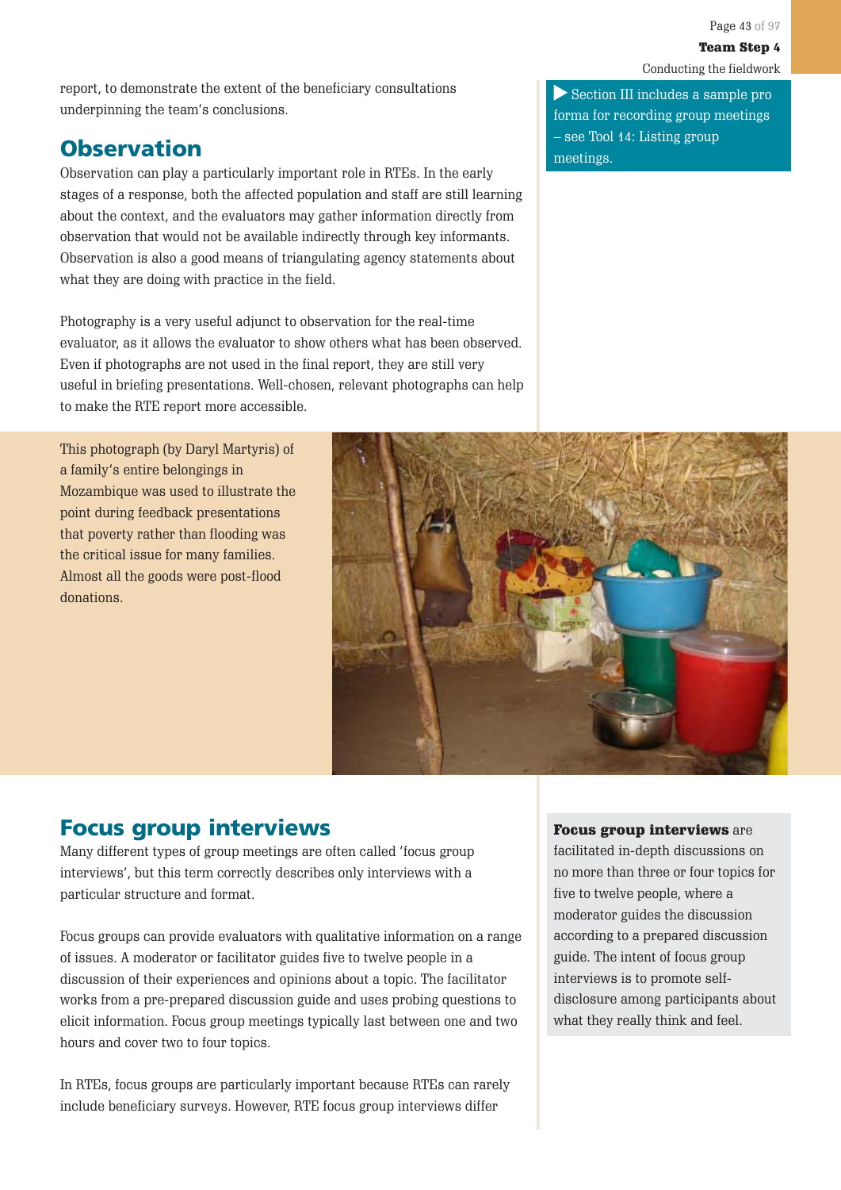report, to demonstrate the extent of the beneficiary consultations underpinning the team's conclusions.

▶ Section III includes a sample pro forma for recording group meetings – see Tool 14: Listing group meetings.

## Observation

Observation can play a particularly important role in RTEs. In the early stages of a response, both the affected population and staff are still learning about the context, and the evaluators may gather information directly from observation that would not be available indirectly through key informants. Observation is also a good means of triangulating agency statements about what they are doing with practice in the field.

Photography is a very useful adjunct to observation for the real-time evaluator, as it allows the evaluator to show others what has been observed. Even if photographs are not used in the final report, they are still very useful in briefing presentations. Well-chosen, relevant photographs can help to make the RTE report more accessible.

This photograph (by Daryl Martyris) of a family's entire belongings in Mozambique was used to illustrate the point during feedback presentations that poverty rather than flooding was the critical issue for many families. Almost all the goods were post-flood donations.

## Focus group interviews

Many different types of group meetings are often called 'focus group interviews', but this term correctly describes only interviews with a particular structure and format.

Focus groups can provide evaluators with qualitative information on a range of issues. A moderator or facilitator guides five to twelve people in a discussion of their experiences and opinions about a topic. The facilitator works from a pre-prepared discussion guide and uses probing questions to elicit information. Focus group meetings typically last between one and two hours and cover two to four topics.

**Focus group interviews** are facilitated in-depth discussions on no more than three or four topics for five to twelve people, where a moderator guides the discussion according to a prepared discussion guide. The intent of focus group interviews is to promote self-disclosure among participants about what they really think and feel.

In RTEs, focus groups are particularly important because RTEs can rarely include beneficiary surveys. However, RTE focus group interviews differ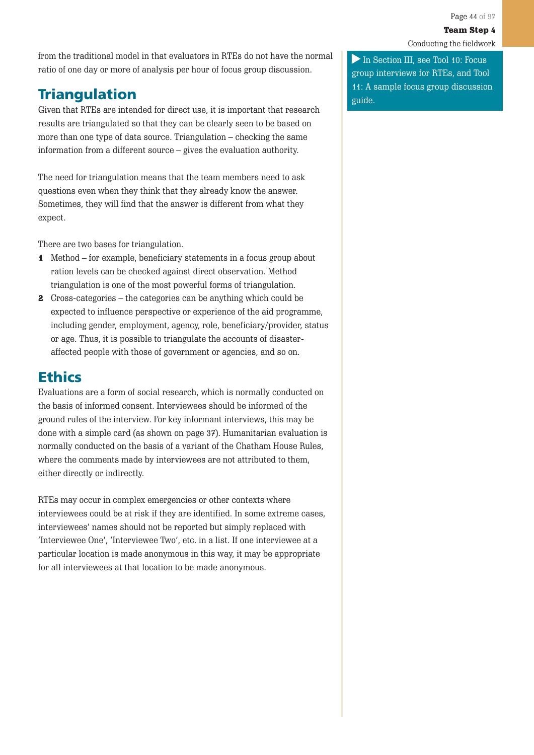from the traditional model in that evaluators in RTEs do not have the normal ratio of one day or more of analysis per hour of focus group discussion.

▶ In Section III, see Tool 10: Focus group interviews for RTEs, and Tool 11: A sample focus group discussion guide.

## Triangulation

Given that RTEs are intended for direct use, it is important that research results are triangulated so that they can be clearly seen to be based on more than one type of data source. Triangulation – checking the same information from a different source – gives the evaluation authority.

The need for triangulation means that the team members need to ask questions even when they think that they already know the answer. Sometimes, they will find that the answer is different from what they expect.

There are two bases for triangulation.

1. Method – for example, beneficiary statements in a focus group about ration levels can be checked against direct observation. Method triangulation is one of the most powerful forms of triangulation.
2. Cross-categories – the categories can be anything which could be expected to influence perspective or experience of the aid programme, including gender, employment, agency, role, beneficiary/provider, status or age. Thus, it is possible to triangulate the accounts of disaster-affected people with those of government or agencies, and so on.

## Ethics

Evaluations are a form of social research, which is normally conducted on the basis of informed consent. Interviewees should be informed of the ground rules of the interview. For key informant interviews, this may be done with a simple card (as shown on page 37). Humanitarian evaluation is normally conducted on the basis of a variant of the Chatham House Rules, where the comments made by interviewees are not attributed to them, either directly or indirectly.

RTEs may occur in complex emergencies or other contexts where interviewees could be at risk if they are identified. In some extreme cases, interviewees' names should not be reported but simply replaced with 'Interviewee One', 'Interviewee Two', etc. in a list. If one interviewee at a particular location is made anonymous in this way, it may be appropriate for all interviewees at that location to be made anonymous.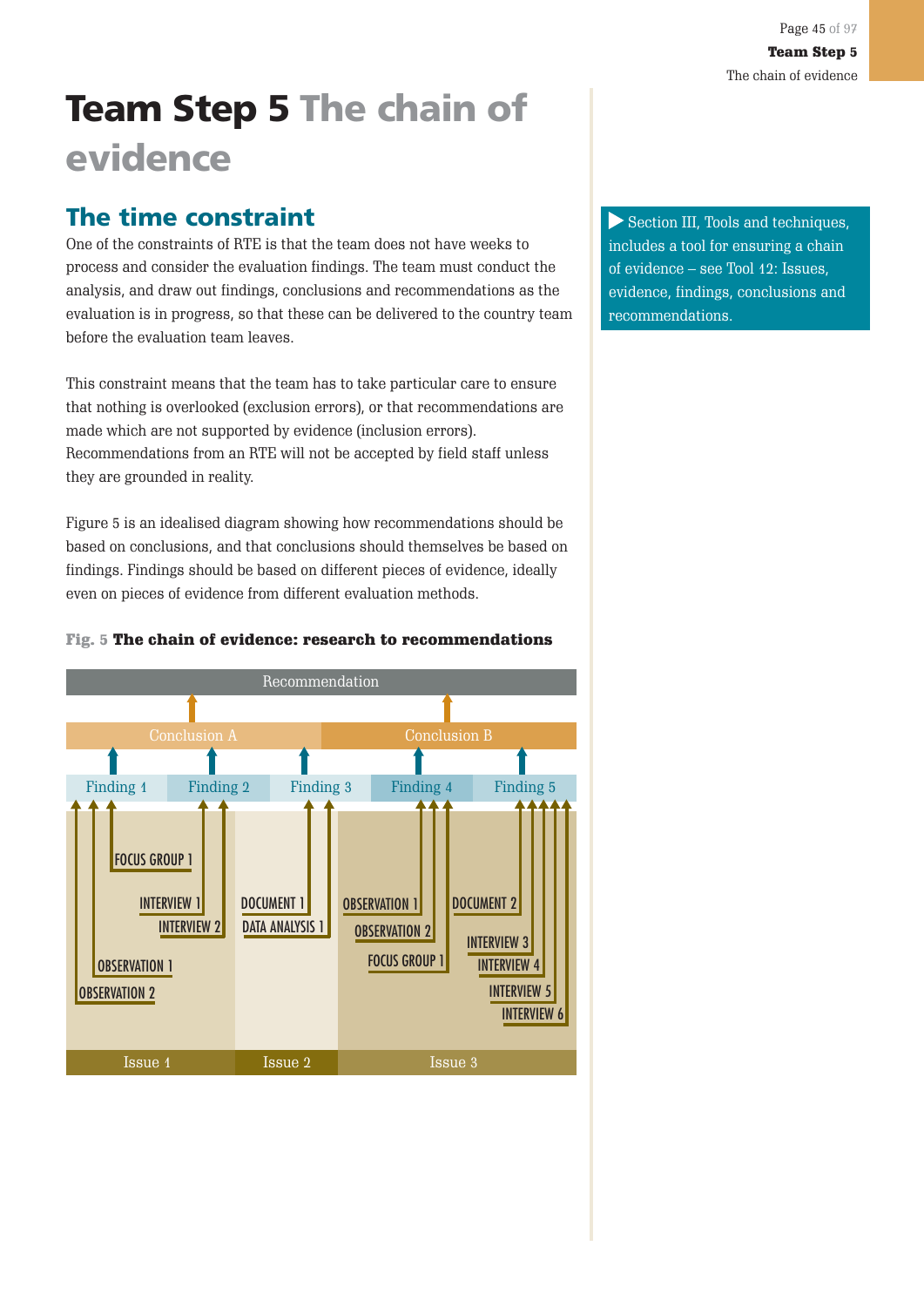# Team Step 5 The chain of evidence

## The time constraint

One of the constraints of RTE is that the team does not have weeks to process and consider the evaluation findings. The team must conduct the analysis, and draw out findings, conclusions and recommendations as the evaluation is in progress, so that these can be delivered to the country team before the evaluation team leaves.

This constraint means that the team has to take particular care to ensure that nothing is overlooked (exclusion errors), or that recommendations are made which are not supported by evidence (inclusion errors). Recommendations from an RTE will not be accepted by field staff unless they are grounded in reality.

Figure 5 is an idealised diagram showing how recommendations should be based on conclusions, and that conclusions should themselves be based on findings. Findings should be based on different pieces of evidence, ideally even on pieces of evidence from different evaluation methods.

**Fig. 5 The chain of evidence: research to recommendations**

Recommendation

Conclusion A | Conclusion B

Finding 1 | Finding 2 | Finding 3 | Finding 4 | Finding 5

FOCUS GROUP 1, INTERVIEW 1, INTERVIEW 2, OBSERVATION 1, OBSERVATION 2 — Issue 1

DOCUMENT 1, DATA ANALYSIS 1 — Issue 2

OBSERVATION 1, OBSERVATION 2, FOCUS GROUP 1, DOCUMENT 2, INTERVIEW 3, INTERVIEW 4, INTERVIEW 5, INTERVIEW 6 — Issue 3

▶ Section III, Tools and techniques, includes a tool for ensuring a chain of evidence – see Tool 12: Issues, evidence, findings, conclusions and recommendations.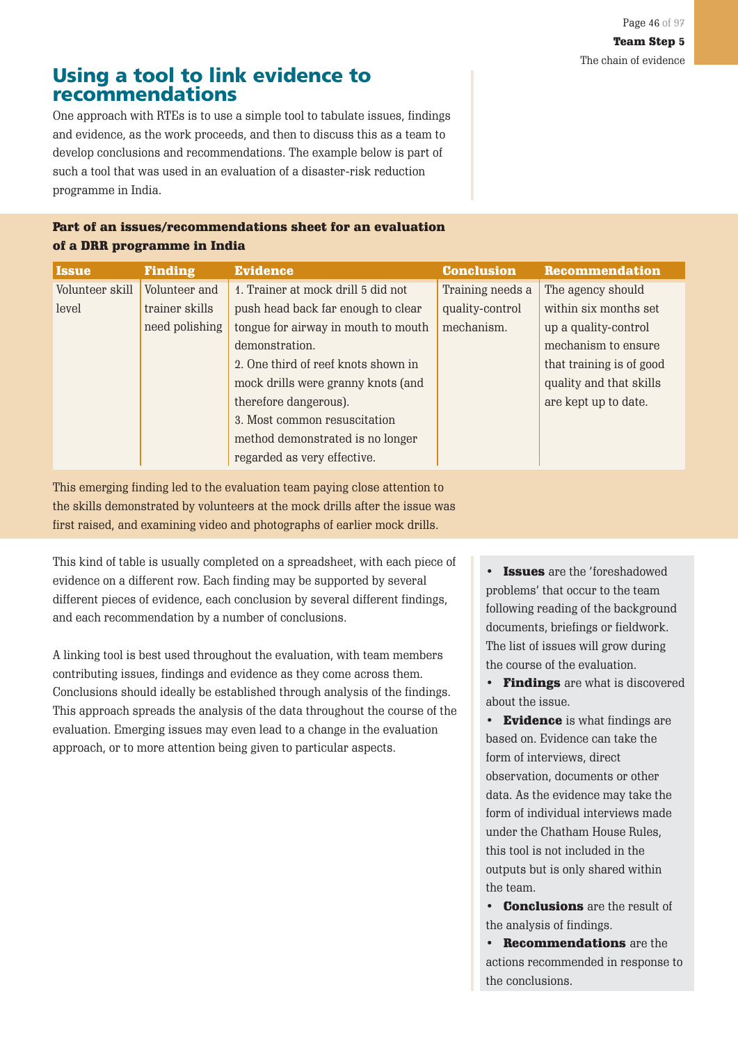## Using a tool to link evidence to recommendations

One approach with RTEs is to use a simple tool to tabulate issues, findings and evidence, as the work proceeds, and then to discuss this as a team to develop conclusions and recommendations. The example below is part of such a tool that was used in an evaluation of a disaster-risk reduction programme in India.

**Part of an issues/recommendations sheet for an evaluation of a DRR programme in India**

| Issue | Finding | Evidence | Conclusion | Recommendation |
|---|---|---|---|---|
| Volunteer skill level | Volunteer and trainer skills need polishing | 1. Trainer at mock drill 5 did not push head back far enough to clear tongue for airway in mouth to mouth demonstration.<br>2. One third of reef knots shown in mock drills were granny knots (and therefore dangerous).<br>3. Most common resuscitation method demonstrated is no longer regarded as very effective. | Training needs a quality-control mechanism. | The agency should within six months set up a quality-control mechanism to ensure that training is of good quality and that skills are kept up to date. |

This emerging finding led to the evaluation team paying close attention to the skills demonstrated by volunteers at the mock drills after the issue was first raised, and examining video and photographs of earlier mock drills.

This kind of table is usually completed on a spreadsheet, with each piece of evidence on a different row. Each finding may be supported by several different pieces of evidence, each conclusion by several different findings, and each recommendation by a number of conclusions.

A linking tool is best used throughout the evaluation, with team members contributing issues, findings and evidence as they come across them. Conclusions should ideally be established through analysis of the findings. This approach spreads the analysis of the data throughout the course of the evaluation. Emerging issues may even lead to a change in the evaluation approach, or to more attention being given to particular aspects.

- **Issues** are the 'foreshadowed problems' that occur to the team following reading of the background documents, briefings or fieldwork. The list of issues will grow during the course of the evaluation.
- **Findings** are what is discovered about the issue.
- **Evidence** is what findings are based on. Evidence can take the form of interviews, direct observation, documents or other data. As the evidence may take the form of individual interviews made under the Chatham House Rules, this tool is not included in the outputs but is only shared within the team.
- **Conclusions** are the result of the analysis of findings.
- **Recommendations** are the actions recommended in response to the conclusions.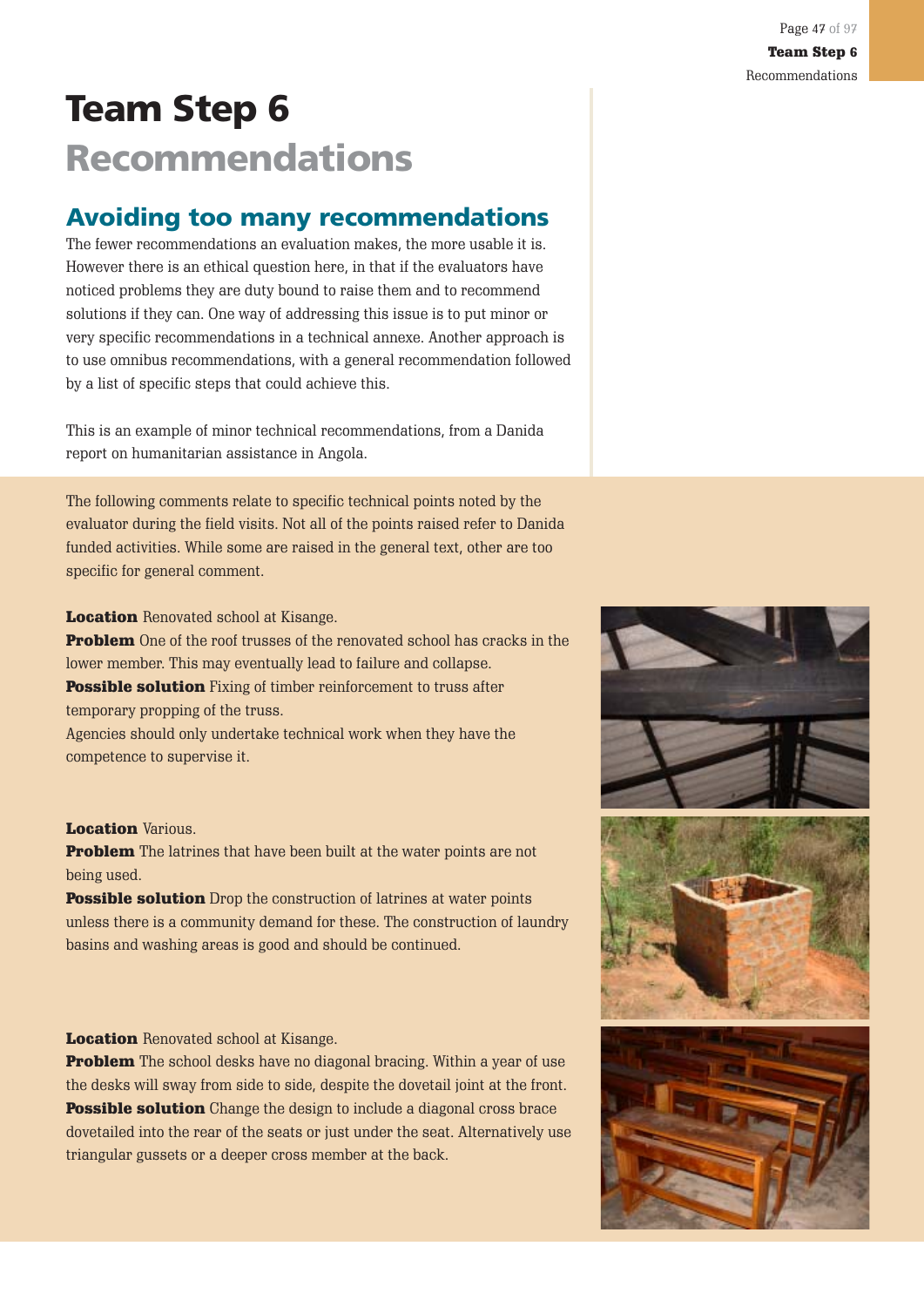# Team Step 6

## Recommendations

### Avoiding too many recommendations

The fewer recommendations an evaluation makes, the more usable it is. However there is an ethical question here, in that if the evaluators have noticed problems they are duty bound to raise them and to recommend solutions if they can. One way of addressing this issue is to put minor or very specific recommendations in a technical annexe. Another approach is to use omnibus recommendations, with a general recommendation followed by a list of specific steps that could achieve this.

This is an example of minor technical recommendations, from a Danida report on humanitarian assistance in Angola.

The following comments relate to specific technical points noted by the evaluator during the field visits. Not all of the points raised refer to Danida funded activities. While some are raised in the general text, other are too specific for general comment.

**Location** Renovated school at Kisange.
**Problem** One of the roof trusses of the renovated school has cracks in the lower member. This may eventually lead to failure and collapse.
**Possible solution** Fixing of timber reinforcement to truss after temporary propping of the truss.
Agencies should only undertake technical work when they have the competence to supervise it.

**Location** Various.
**Problem** The latrines that have been built at the water points are not being used.
**Possible solution** Drop the construction of latrines at water points unless there is a community demand for these. The construction of laundry basins and washing areas is good and should be continued.

**Location** Renovated school at Kisange.
**Problem** The school desks have no diagonal bracing. Within a year of use the desks will sway from side to side, despite the dovetail joint at the front.
**Possible solution** Change the design to include a diagonal cross brace dovetailed into the rear of the seats or just under the seat. Alternatively use triangular gussets or a deeper cross member at the back.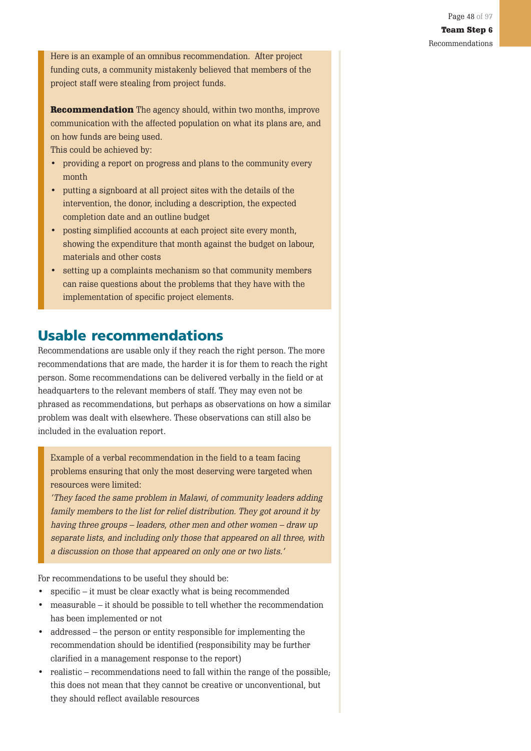> Here is an example of an omnibus recommendation. After project funding cuts, a community mistakenly believed that members of the project staff were stealing from project funds.
>
> **Recommendation** The agency should, within two months, improve communication with the affected population on what its plans are, and on how funds are being used.
> This could be achieved by:
>
> - providing a report on progress and plans to the community every month
> - putting a signboard at all project sites with the details of the intervention, the donor, including a description, the expected completion date and an outline budget
> - posting simplified accounts at each project site every month, showing the expenditure that month against the budget on labour, materials and other costs
> - setting up a complaints mechanism so that community members can raise questions about the problems that they have with the implementation of specific project elements.

## Usable recommendations

Recommendations are usable only if they reach the right person. The more recommendations that are made, the harder it is for them to reach the right person. Some recommendations can be delivered verbally in the field or at headquarters to the relevant members of staff. They may even not be phrased as recommendations, but perhaps as observations on how a similar problem was dealt with elsewhere. These observations can still also be included in the evaluation report.

> Example of a verbal recommendation in the field to a team facing problems ensuring that only the most deserving were targeted when resources were limited:
> *'They faced the same problem in Malawi, of community leaders adding family members to the list for relief distribution. They got around it by having three groups – leaders, other men and other women – draw up separate lists, and including only those that appeared on all three, with a discussion on those that appeared on only one or two lists.'*

For recommendations to be useful they should be:

- specific – it must be clear exactly what is being recommended
- measurable – it should be possible to tell whether the recommendation has been implemented or not
- addressed – the person or entity responsible for implementing the recommendation should be identified (responsibility may be further clarified in a management response to the report)
- realistic – recommendations need to fall within the range of the possible; this does not mean that they cannot be creative or unconventional, but they should reflect available resources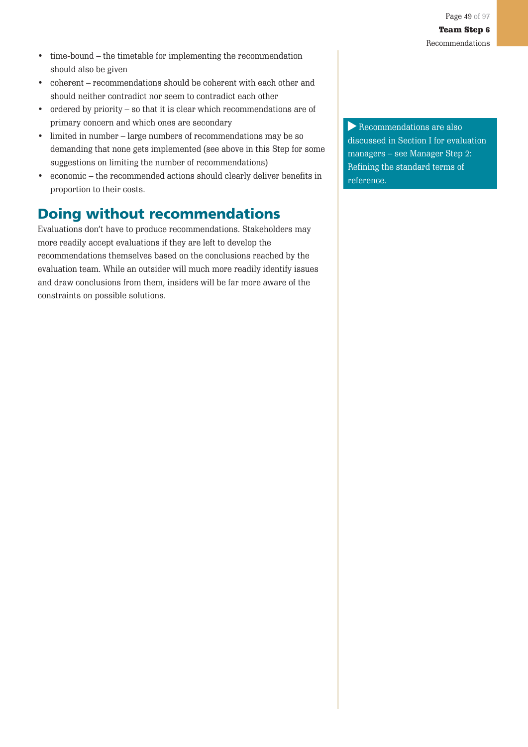- time-bound – the timetable for implementing the recommendation should also be given
- coherent – recommendations should be coherent with each other and should neither contradict nor seem to contradict each other
- ordered by priority – so that it is clear which recommendations are of primary concern and which ones are secondary
- limited in number – large numbers of recommendations may be so demanding that none gets implemented (see above in this Step for some suggestions on limiting the number of recommendations)
- economic – the recommended actions should clearly deliver benefits in proportion to their costs.

▶ Recommendations are also discussed in Section I for evaluation managers – see Manager Step 2: Refining the standard terms of reference.

## Doing without recommendations

Evaluations don't have to produce recommendations. Stakeholders may more readily accept evaluations if they are left to develop the recommendations themselves based on the conclusions reached by the evaluation team. While an outsider will much more readily identify issues and draw conclusions from them, insiders will be far more aware of the constraints on possible solutions.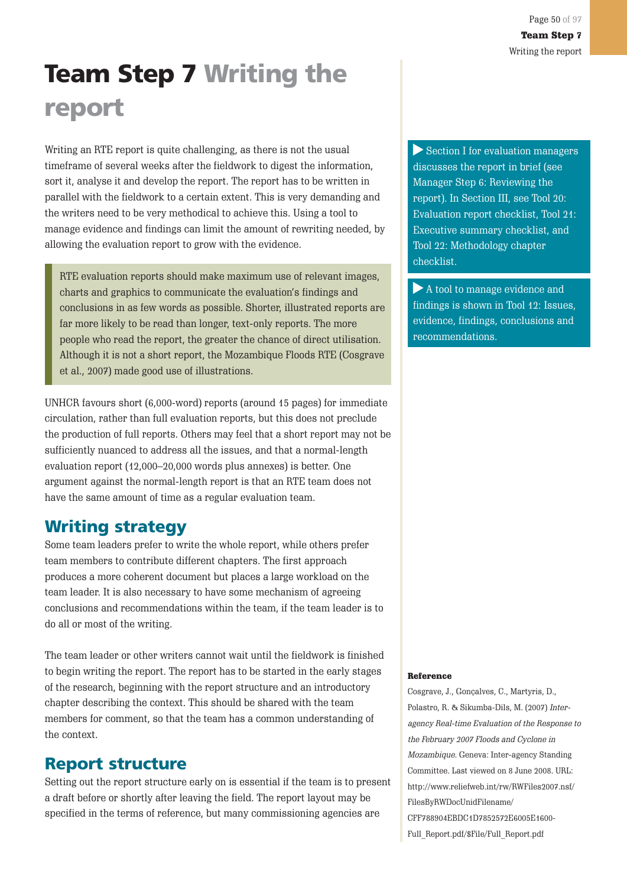# Team Step 7 Writing the report

Writing an RTE report is quite challenging, as there is not the usual timeframe of several weeks after the fieldwork to digest the information, sort it, analyse it and develop the report. The report has to be written in parallel with the fieldwork to a certain extent. This is very demanding and the writers need to be very methodical to achieve this. Using a tool to manage evidence and findings can limit the amount of rewriting needed, by allowing the evaluation report to grow with the evidence.

> RTE evaluation reports should make maximum use of relevant images, charts and graphics to communicate the evaluation's findings and conclusions in as few words as possible. Shorter, illustrated reports are far more likely to be read than longer, text-only reports. The more people who read the report, the greater the chance of direct utilisation. Although it is not a short report, the Mozambique Floods RTE (Cosgrave et al., 2007) made good use of illustrations.

UNHCR favours short (6,000-word) reports (around 15 pages) for immediate circulation, rather than full evaluation reports, but this does not preclude the production of full reports. Others may feel that a short report may not be sufficiently nuanced to address all the issues, and that a normal-length evaluation report (12,000–20,000 words plus annexes) is better. One argument against the normal-length report is that an RTE team does not have the same amount of time as a regular evaluation team.

## Writing strategy

Some team leaders prefer to write the whole report, while others prefer team members to contribute different chapters. The first approach produces a more coherent document but places a large workload on the team leader. It is also necessary to have some mechanism of agreeing conclusions and recommendations within the team, if the team leader is to do all or most of the writing.

The team leader or other writers cannot wait until the fieldwork is finished to begin writing the report. The report has to be started in the early stages of the research, beginning with the report structure and an introductory chapter describing the context. This should be shared with the team members for comment, so that the team has a common understanding of the context.

## Report structure

Setting out the report structure early on is essential if the team is to present a draft before or shortly after leaving the field. The report layout may be specified in the terms of reference, but many commissioning agencies are

▶ Section I for evaluation managers discusses the report in brief (see Manager Step 6: Reviewing the report). In Section III, see Tool 20: Evaluation report checklist, Tool 21: Executive summary checklist, and Tool 22: Methodology chapter checklist.

▶ A tool to manage evidence and findings is shown in Tool 12: Issues, evidence, findings, conclusions and recommendations.

**Reference**

Cosgrave, J., Gonçalves, C., Martyris, D., Polastro, R. & Sikumba-Dils, M. (2007) *Inter-agency Real-time Evaluation of the Response to the February 2007 Floods and Cyclone in Mozambique.* Geneva: Inter-agency Standing Committee. Last viewed on 8 June 2008. URL: http://www.reliefweb.int/rw/RWFiles2007.nsf/FilesByRWDocUnidFilename/CFF788904EBDC1D7852572E6005E1600-Full_Report.pdf/$File/Full_Report.pdf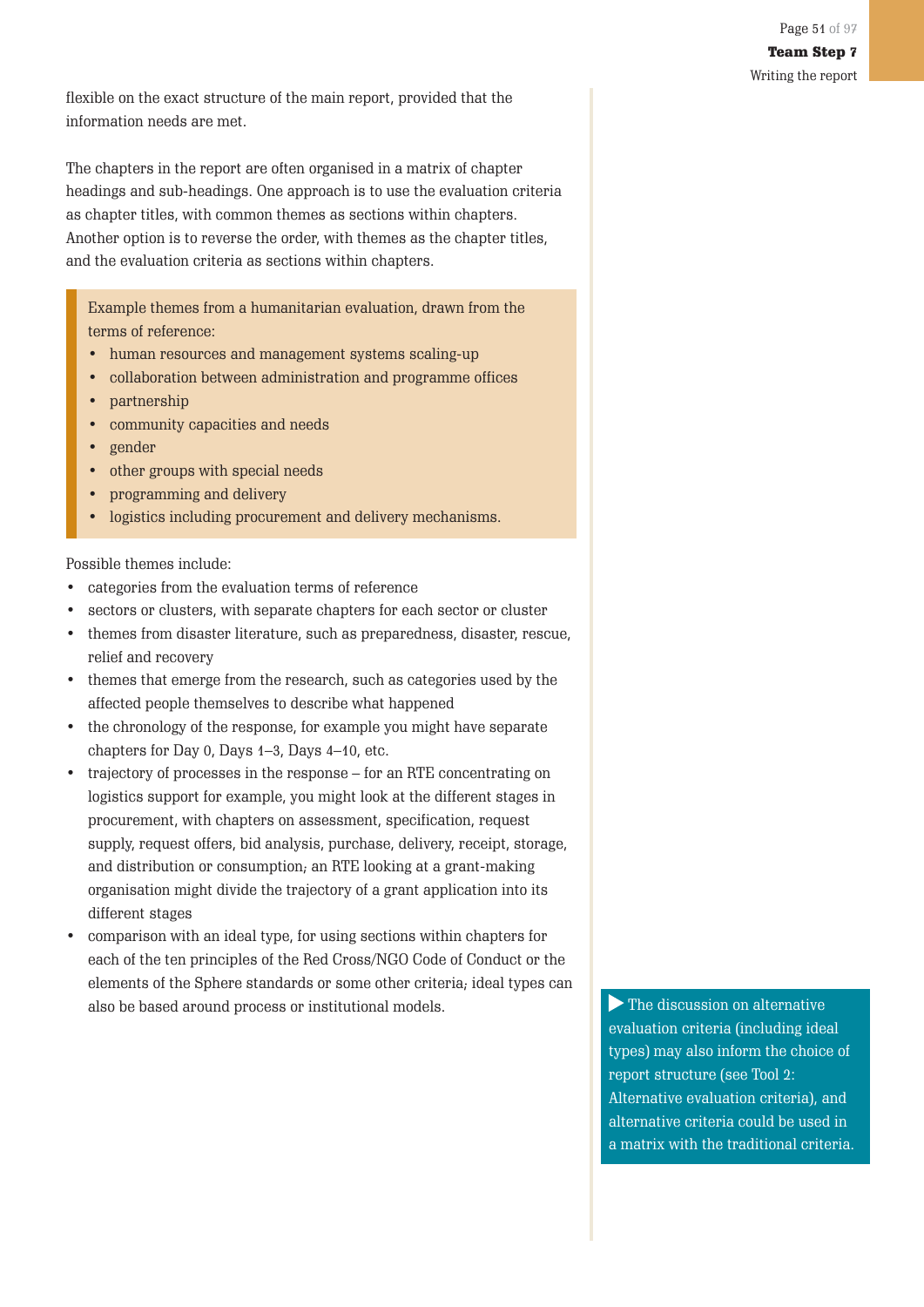flexible on the exact structure of the main report, provided that the information needs are met.

The chapters in the report are often organised in a matrix of chapter headings and sub-headings. One approach is to use the evaluation criteria as chapter titles, with common themes as sections within chapters. Another option is to reverse the order, with themes as the chapter titles, and the evaluation criteria as sections within chapters.

> Example themes from a humanitarian evaluation, drawn from the terms of reference:
> - human resources and management systems scaling-up
> - collaboration between administration and programme offices
> - partnership
> - community capacities and needs
> - gender
> - other groups with special needs
> - programming and delivery
> - logistics including procurement and delivery mechanisms.

Possible themes include:

- categories from the evaluation terms of reference
- sectors or clusters, with separate chapters for each sector or cluster
- themes from disaster literature, such as preparedness, disaster, rescue, relief and recovery
- themes that emerge from the research, such as categories used by the affected people themselves to describe what happened
- the chronology of the response, for example you might have separate chapters for Day 0, Days 1–3, Days 4–10, etc.
- trajectory of processes in the response – for an RTE concentrating on logistics support for example, you might look at the different stages in procurement, with chapters on assessment, specification, request supply, request offers, bid analysis, purchase, delivery, receipt, storage, and distribution or consumption; an RTE looking at a grant-making organisation might divide the trajectory of a grant application into its different stages
- comparison with an ideal type, for using sections within chapters for each of the ten principles of the Red Cross/NGO Code of Conduct or the elements of the Sphere standards or some other criteria; ideal types can also be based around process or institutional models.

> ▶ The discussion on alternative evaluation criteria (including ideal types) may also inform the choice of report structure (see Tool 2: Alternative evaluation criteria), and alternative criteria could be used in a matrix with the traditional criteria.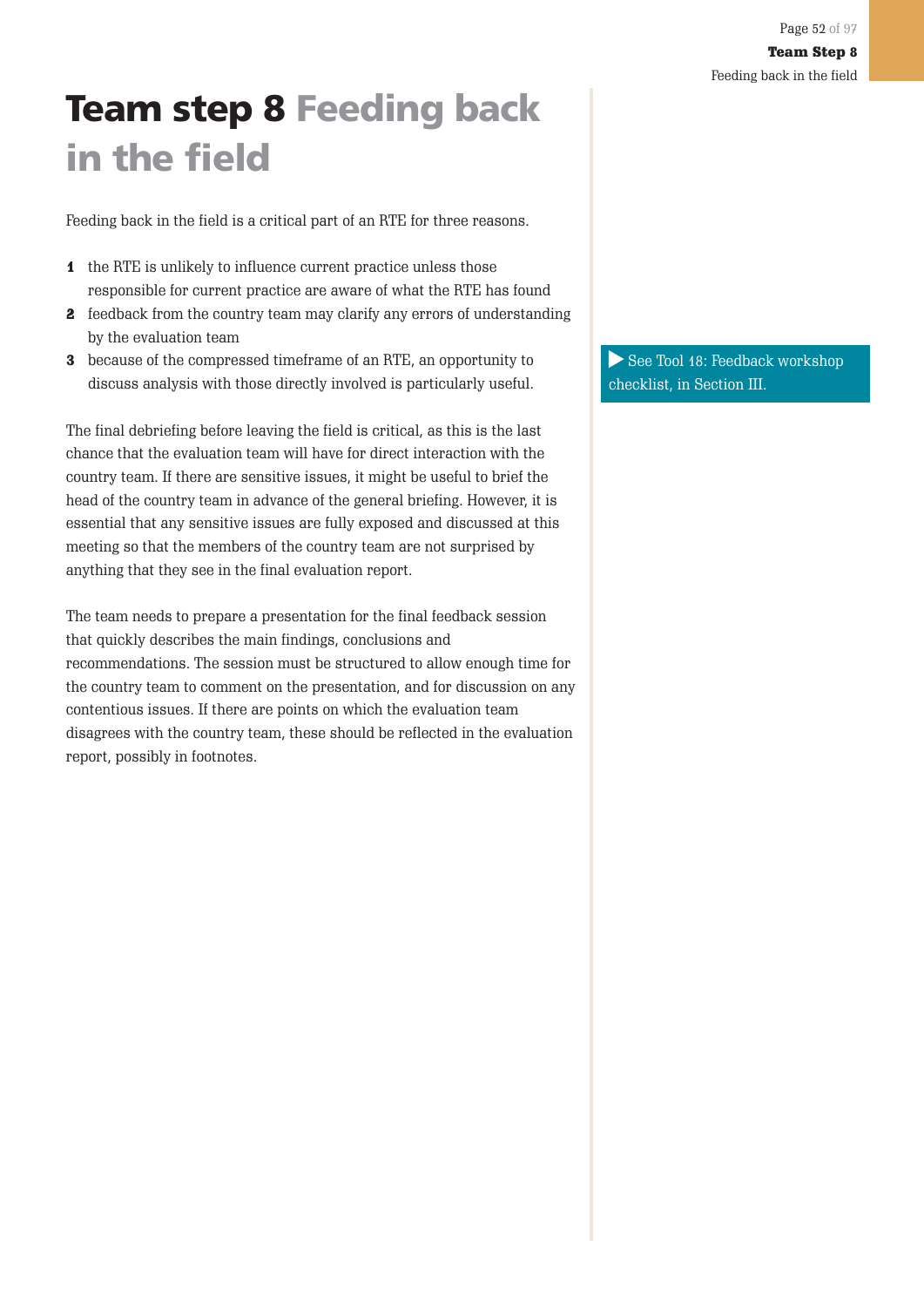# Team step 8 Feeding back in the field

Feeding back in the field is a critical part of an RTE for three reasons.

1. the RTE is unlikely to influence current practice unless those responsible for current practice are aware of what the RTE has found
2. feedback from the country team may clarify any errors of understanding by the evaluation team
3. because of the compressed timeframe of an RTE, an opportunity to discuss analysis with those directly involved is particularly useful.

▶ See Tool 18: Feedback workshop checklist, in Section III.

The final debriefing before leaving the field is critical, as this is the last chance that the evaluation team will have for direct interaction with the country team. If there are sensitive issues, it might be useful to brief the head of the country team in advance of the general briefing. However, it is essential that any sensitive issues are fully exposed and discussed at this meeting so that the members of the country team are not surprised by anything that they see in the final evaluation report.

The team needs to prepare a presentation for the final feedback session that quickly describes the main findings, conclusions and recommendations. The session must be structured to allow enough time for the country team to comment on the presentation, and for discussion on any contentious issues. If there are points on which the evaluation team disagrees with the country team, these should be reflected in the evaluation report, possibly in footnotes.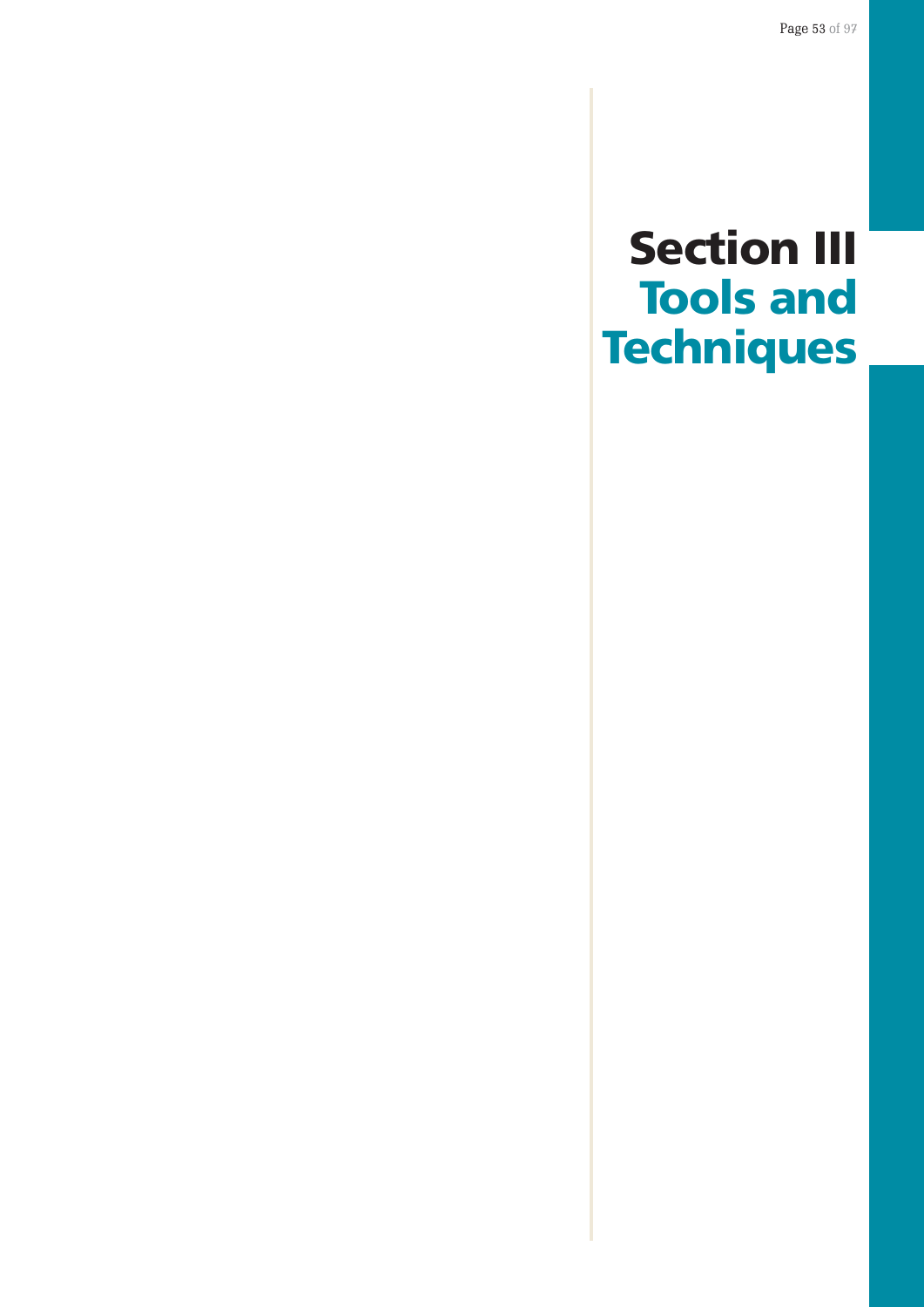# Section III
# Tools and Techniques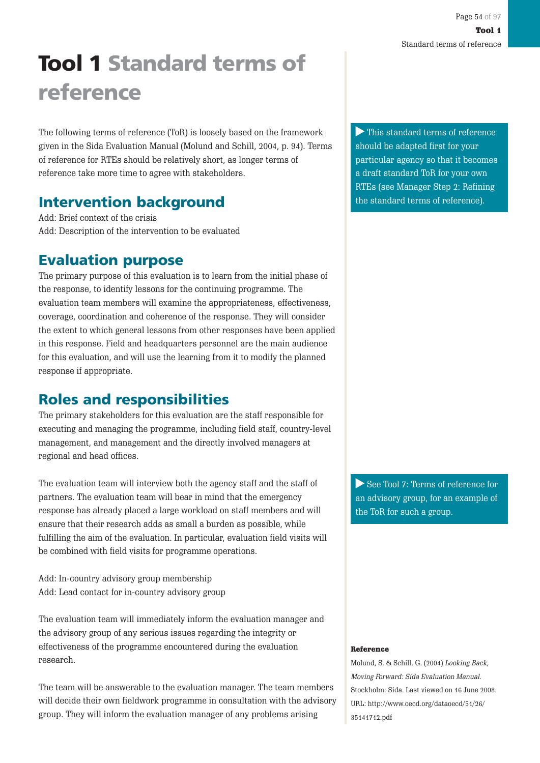# Tool 1 Standard terms of reference

The following terms of reference (ToR) is loosely based on the framework given in the Sida Evaluation Manual (Molund and Schill, 2004, p. 94). Terms of reference for RTEs should be relatively short, as longer terms of reference take more time to agree with stakeholders.

▶ This standard terms of reference should be adapted first for your particular agency so that it becomes a draft standard ToR for your own RTEs (see Manager Step 2: Refining the standard terms of reference).

## Intervention background

Add: Brief context of the crisis
Add: Description of the intervention to be evaluated

## Evaluation purpose

The primary purpose of this evaluation is to learn from the initial phase of the response, to identify lessons for the continuing programme. The evaluation team members will examine the appropriateness, effectiveness, coverage, coordination and coherence of the response. They will consider the extent to which general lessons from other responses have been applied in this response. Field and headquarters personnel are the main audience for this evaluation, and will use the learning from it to modify the planned response if appropriate.

## Roles and responsibilities

The primary stakeholders for this evaluation are the staff responsible for executing and managing the programme, including field staff, country-level management, and management and the directly involved managers at regional and head offices.

The evaluation team will interview both the agency staff and the staff of partners. The evaluation team will bear in mind that the emergency response has already placed a large workload on staff members and will ensure that their research adds as small a burden as possible, while fulfilling the aim of the evaluation. In particular, evaluation field visits will be combined with field visits for programme operations.

▶ See Tool 7: Terms of reference for an advisory group, for an example of the ToR for such a group.

Add: In-country advisory group membership
Add: Lead contact for in-country advisory group

The evaluation team will immediately inform the evaluation manager and the advisory group of any serious issues regarding the integrity or effectiveness of the programme encountered during the evaluation research.

The team will be answerable to the evaluation manager. The team members will decide their own fieldwork programme in consultation with the advisory group. They will inform the evaluation manager of any problems arising

**Reference**

Molund, S. & Schill, G. (2004) *Looking Back, Moving Forward: Sida Evaluation Manual.* Stockholm: Sida. Last viewed on 16 June 2008. URL: http://www.oecd.org/dataoecd/51/26/35141712.pdf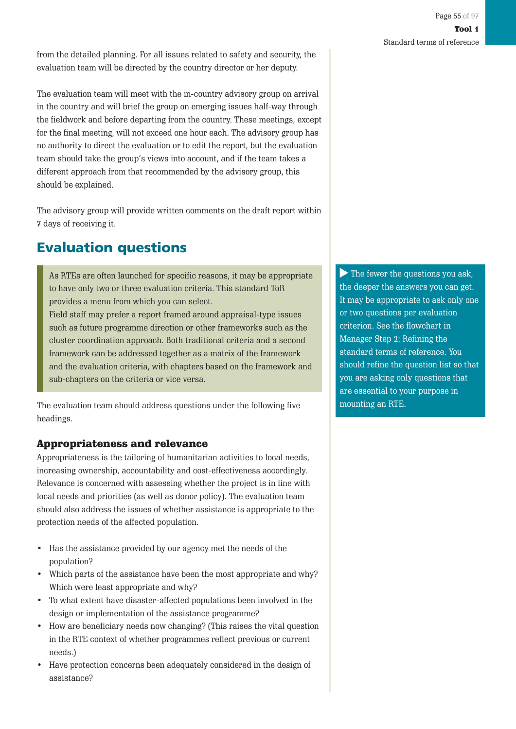from the detailed planning. For all issues related to safety and security, the evaluation team will be directed by the country director or her deputy.

The evaluation team will meet with the in-country advisory group on arrival in the country and will brief the group on emerging issues half-way through the fieldwork and before departing from the country. These meetings, except for the final meeting, will not exceed one hour each. The advisory group has no authority to direct the evaluation or to edit the report, but the evaluation team should take the group's views into account, and if the team takes a different approach from that recommended by the advisory group, this should be explained.

The advisory group will provide written comments on the draft report within 7 days of receiving it.

## Evaluation questions

> As RTEs are often launched for specific reasons, it may be appropriate to have only two or three evaluation criteria. This standard ToR provides a menu from which you can select.
> Field staff may prefer a report framed around appraisal-type issues such as future programme direction or other frameworks such as the cluster coordination approach. Both traditional criteria and a second framework can be addressed together as a matrix of the framework and the evaluation criteria, with chapters based on the framework and sub-chapters on the criteria or vice versa.

> ▶ The fewer the questions you ask, the deeper the answers you can get. It may be appropriate to ask only one or two questions per evaluation criterion. See the flowchart in Manager Step 2: Refining the standard terms of reference. You should refine the question list so that you are asking only questions that are essential to your purpose in mounting an RTE.

The evaluation team should address questions under the following five headings.

### Appropriateness and relevance

Appropriateness is the tailoring of humanitarian activities to local needs, increasing ownership, accountability and cost-effectiveness accordingly. Relevance is concerned with assessing whether the project is in line with local needs and priorities (as well as donor policy). The evaluation team should also address the issues of whether assistance is appropriate to the protection needs of the affected population.

- Has the assistance provided by our agency met the needs of the population?
- Which parts of the assistance have been the most appropriate and why? Which were least appropriate and why?
- To what extent have disaster-affected populations been involved in the design or implementation of the assistance programme?
- How are beneficiary needs now changing? (This raises the vital question in the RTE context of whether programmes reflect previous or current needs.)
- Have protection concerns been adequately considered in the design of assistance?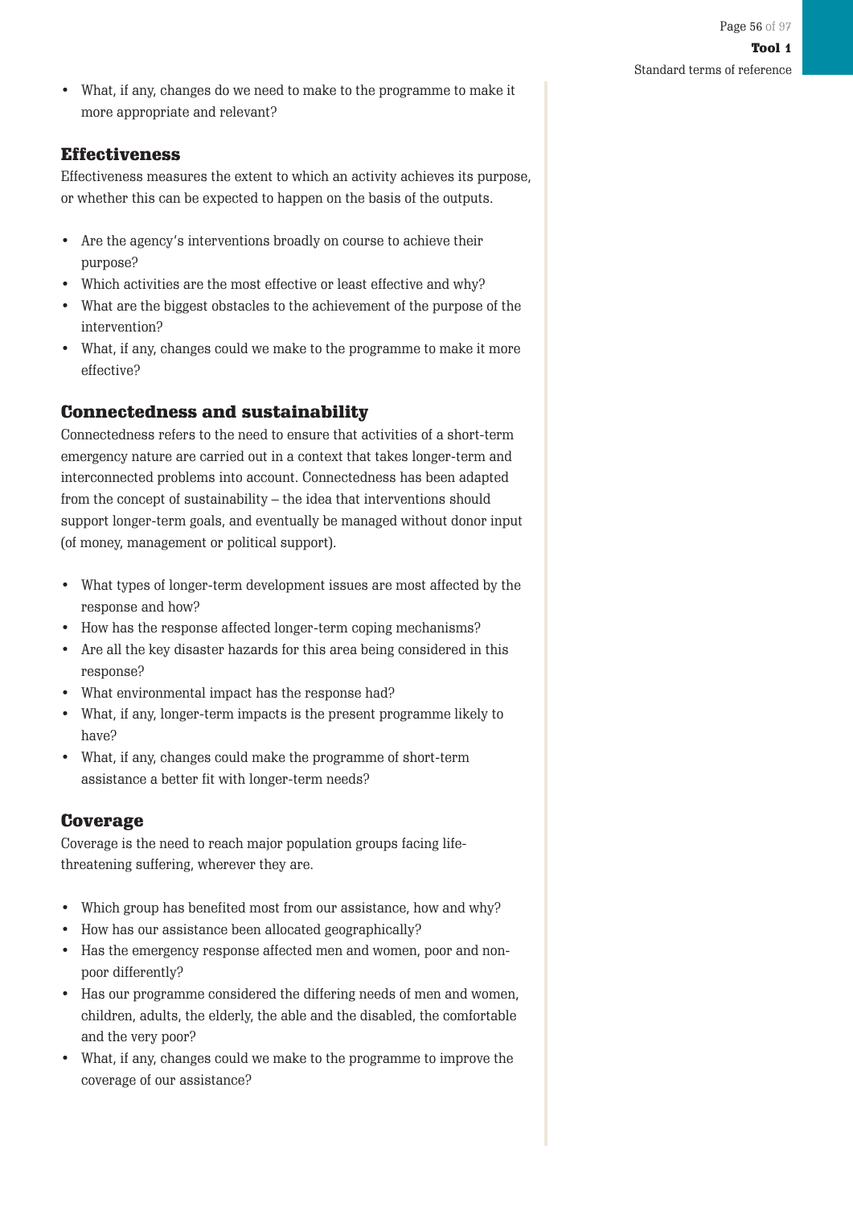- What, if any, changes do we need to make to the programme to make it more appropriate and relevant?

### Effectiveness

Effectiveness measures the extent to which an activity achieves its purpose, or whether this can be expected to happen on the basis of the outputs.

- Are the agency's interventions broadly on course to achieve their purpose?
- Which activities are the most effective or least effective and why?
- What are the biggest obstacles to the achievement of the purpose of the intervention?
- What, if any, changes could we make to the programme to make it more effective?

### Connectedness and sustainability

Connectedness refers to the need to ensure that activities of a short-term emergency nature are carried out in a context that takes longer-term and interconnected problems into account. Connectedness has been adapted from the concept of sustainability – the idea that interventions should support longer-term goals, and eventually be managed without donor input (of money, management or political support).

- What types of longer-term development issues are most affected by the response and how?
- How has the response affected longer-term coping mechanisms?
- Are all the key disaster hazards for this area being considered in this response?
- What environmental impact has the response had?
- What, if any, longer-term impacts is the present programme likely to have?
- What, if any, changes could make the programme of short-term assistance a better fit with longer-term needs?

### Coverage

Coverage is the need to reach major population groups facing life-threatening suffering, wherever they are.

- Which group has benefited most from our assistance, how and why?
- How has our assistance been allocated geographically?
- Has the emergency response affected men and women, poor and non-poor differently?
- Has our programme considered the differing needs of men and women, children, adults, the elderly, the able and the disabled, the comfortable and the very poor?
- What, if any, changes could we make to the programme to improve the coverage of our assistance?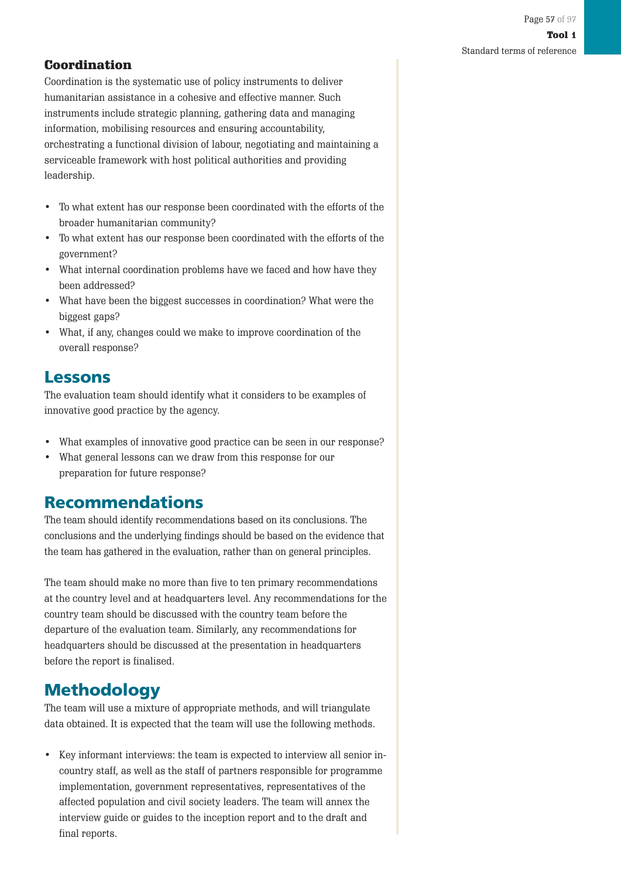### Coordination

Coordination is the systematic use of policy instruments to deliver humanitarian assistance in a cohesive and effective manner. Such instruments include strategic planning, gathering data and managing information, mobilising resources and ensuring accountability, orchestrating a functional division of labour, negotiating and maintaining a serviceable framework with host political authorities and providing leadership.

- To what extent has our response been coordinated with the efforts of the broader humanitarian community?
- To what extent has our response been coordinated with the efforts of the government?
- What internal coordination problems have we faced and how have they been addressed?
- What have been the biggest successes in coordination? What were the biggest gaps?
- What, if any, changes could we make to improve coordination of the overall response?

## Lessons

The evaluation team should identify what it considers to be examples of innovative good practice by the agency.

- What examples of innovative good practice can be seen in our response?
- What general lessons can we draw from this response for our preparation for future response?

## Recommendations

The team should identify recommendations based on its conclusions. The conclusions and the underlying findings should be based on the evidence that the team has gathered in the evaluation, rather than on general principles.

The team should make no more than five to ten primary recommendations at the country level and at headquarters level. Any recommendations for the country team should be discussed with the country team before the departure of the evaluation team. Similarly, any recommendations for headquarters should be discussed at the presentation in headquarters before the report is finalised.

## Methodology

The team will use a mixture of appropriate methods, and will triangulate data obtained. It is expected that the team will use the following methods.

- Key informant interviews: the team is expected to interview all senior in-country staff, as well as the staff of partners responsible for programme implementation, government representatives, representatives of the affected population and civil society leaders. The team will annex the interview guide or guides to the inception report and to the draft and final reports.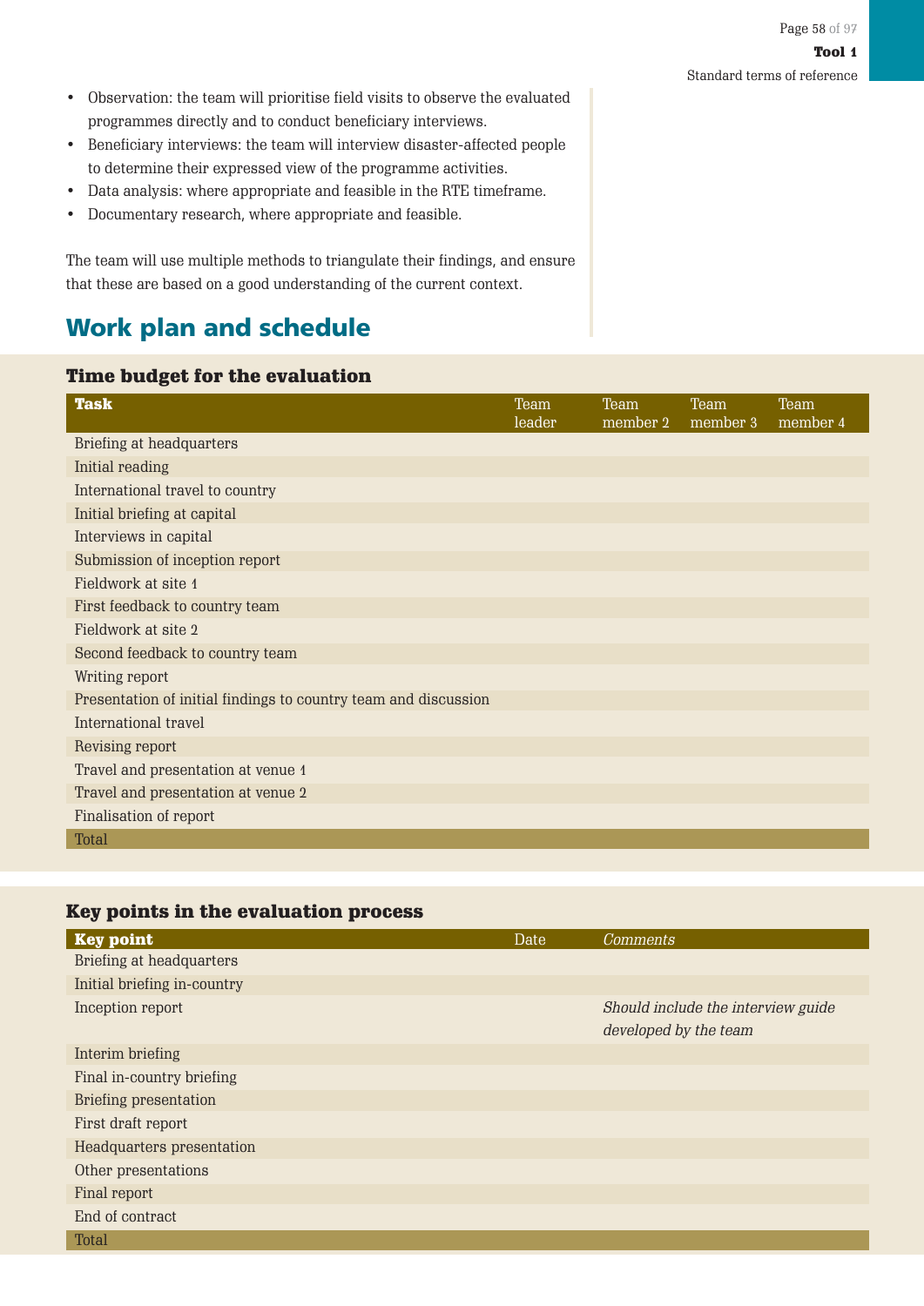- Observation: the team will prioritise field visits to observe the evaluated programmes directly and to conduct beneficiary interviews.
- Beneficiary interviews: the team will interview disaster-affected people to determine their expressed view of the programme activities.
- Data analysis: where appropriate and feasible in the RTE timeframe.
- Documentary research, where appropriate and feasible.

The team will use multiple methods to triangulate their findings, and ensure that these are based on a good understanding of the current context.

## Work plan and schedule

### Time budget for the evaluation

| Task | Team leader | Team member 2 | Team member 3 | Team member 4 |
|---|---|---|---|---|
| Briefing at headquarters | | | | |
| Initial reading | | | | |
| International travel to country | | | | |
| Initial briefing at capital | | | | |
| Interviews in capital | | | | |
| Submission of inception report | | | | |
| Fieldwork at site 1 | | | | |
| First feedback to country team | | | | |
| Fieldwork at site 2 | | | | |
| Second feedback to country team | | | | |
| Writing report | | | | |
| Presentation of initial findings to country team and discussion | | | | |
| International travel | | | | |
| Revising report | | | | |
| Travel and presentation at venue 1 | | | | |
| Travel and presentation at venue 2 | | | | |
| Finalisation of report | | | | |
| Total | | | | |

### Key points in the evaluation process

| Key point | Date | *Comments* |
|---|---|---|
| Briefing at headquarters | | |
| Initial briefing in-country | | |
| Inception report | | *Should include the interview guide developed by the team* |
| Interim briefing | | |
| Final in-country briefing | | |
| Briefing presentation | | |
| First draft report | | |
| Headquarters presentation | | |
| Other presentations | | |
| Final report | | |
| End of contract | | |
| Total | | |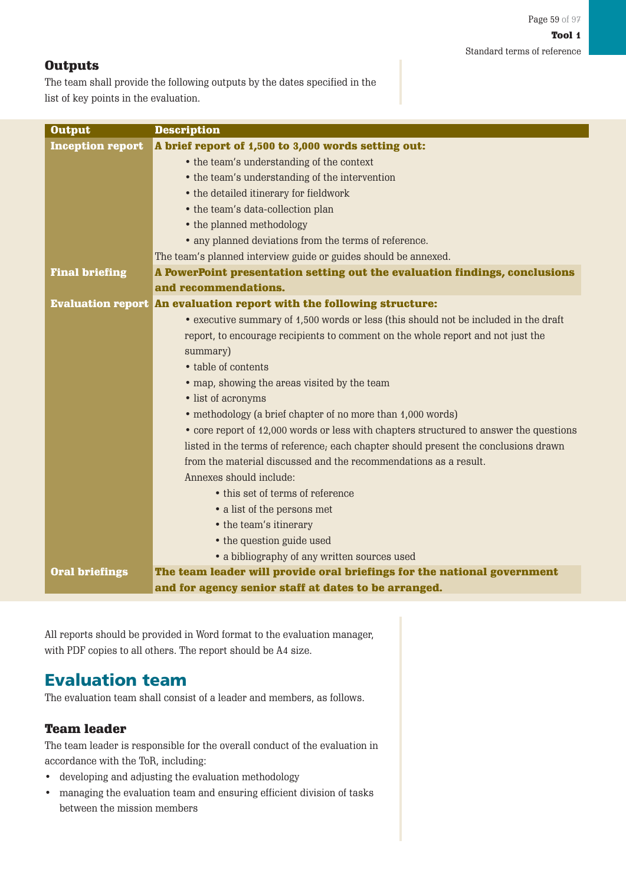### Outputs

The team shall provide the following outputs by the dates specified in the list of key points in the evaluation.

| Output | Description |
|---|---|
| **Inception report** | **A brief report of 1,500 to 3,000 words setting out:**<br>• the team's understanding of the context<br>• the team's understanding of the intervention<br>• the detailed itinerary for fieldwork<br>• the team's data-collection plan<br>• the planned methodology<br>• any planned deviations from the terms of reference.<br>The team's planned interview guide or guides should be annexed. |
| **Final briefing** | **A PowerPoint presentation setting out the evaluation findings, conclusions and recommendations.** |
| **Evaluation report** | **An evaluation report with the following structure:**<br>• executive summary of 1,500 words or less (this should not be included in the draft report, to encourage recipients to comment on the whole report and not just the summary)<br>• table of contents<br>• map, showing the areas visited by the team<br>• list of acronyms<br>• methodology (a brief chapter of no more than 1,000 words)<br>• core report of 12,000 words or less with chapters structured to answer the questions listed in the terms of reference; each chapter should present the conclusions drawn from the material discussed and the recommendations as a result.<br>Annexes should include:<br>• this set of terms of reference<br>• a list of the persons met<br>• the team's itinerary<br>• the question guide used<br>• a bibliography of any written sources used |
| **Oral briefings** | **The team leader will provide oral briefings for the national government and for agency senior staff at dates to be arranged.** |

All reports should be provided in Word format to the evaluation manager, with PDF copies to all others. The report should be A4 size.

## Evaluation team

The evaluation team shall consist of a leader and members, as follows.

### Team leader

The team leader is responsible for the overall conduct of the evaluation in accordance with the ToR, including:

- developing and adjusting the evaluation methodology
- managing the evaluation team and ensuring efficient division of tasks between the mission members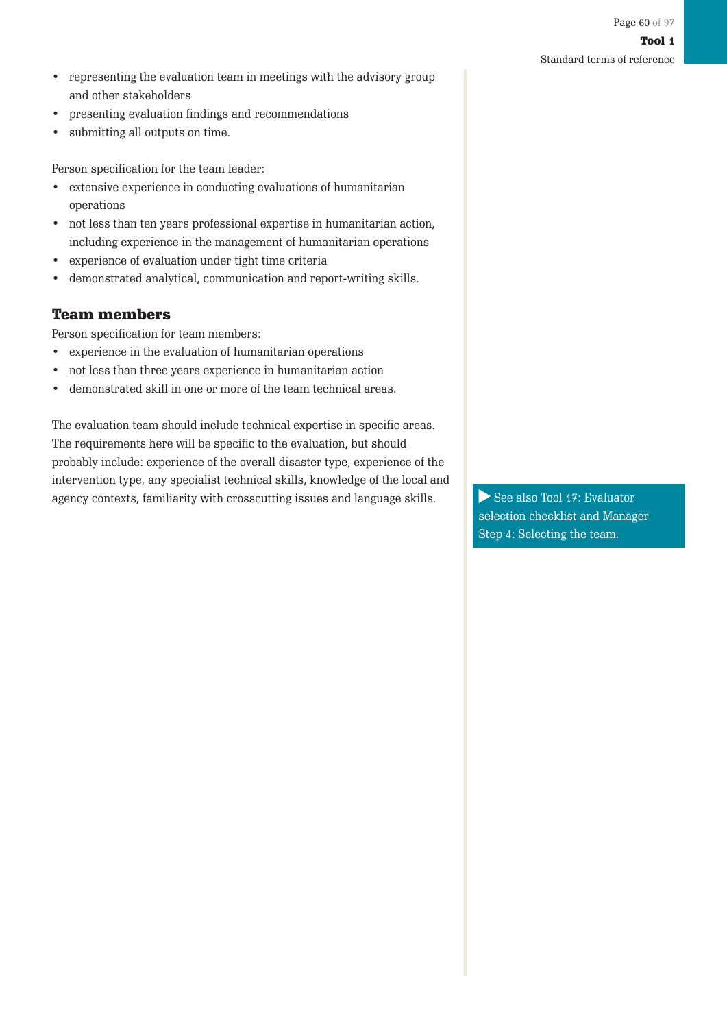- representing the evaluation team in meetings with the advisory group and other stakeholders
- presenting evaluation findings and recommendations
- submitting all outputs on time.

Person specification for the team leader:

- extensive experience in conducting evaluations of humanitarian operations
- not less than ten years professional expertise in humanitarian action, including experience in the management of humanitarian operations
- experience of evaluation under tight time criteria
- demonstrated analytical, communication and report-writing skills.

## Team members

Person specification for team members:

- experience in the evaluation of humanitarian operations
- not less than three years experience in humanitarian action
- demonstrated skill in one or more of the team technical areas.

The evaluation team should include technical expertise in specific areas. The requirements here will be specific to the evaluation, but should probably include: experience of the overall disaster type, experience of the intervention type, any specialist technical skills, knowledge of the local and agency contexts, familiarity with crosscutting issues and language skills.

▶ See also Tool 17: Evaluator selection checklist and Manager Step 4: Selecting the team.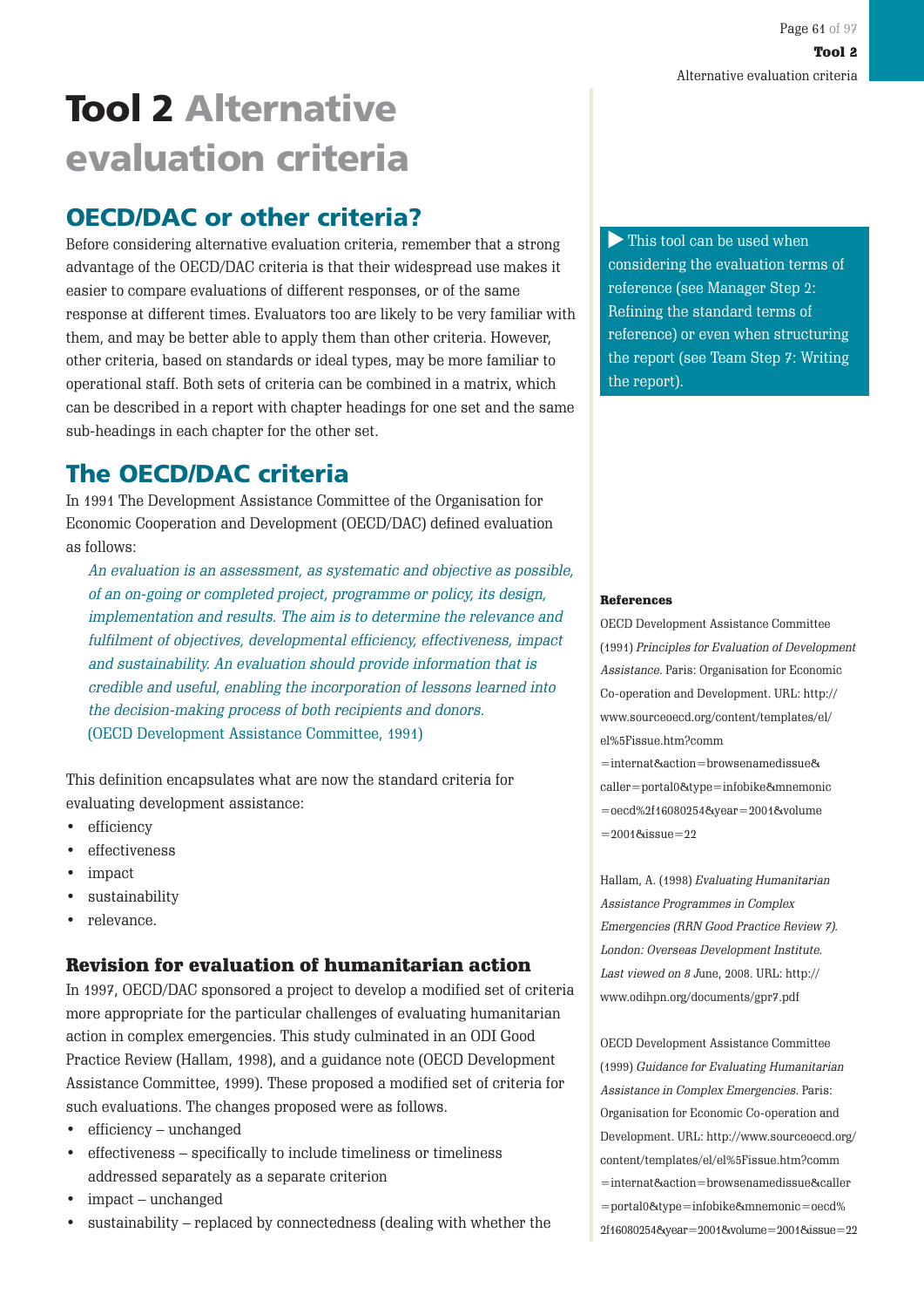# Tool 2 Alternative evaluation criteria

## OECD/DAC or other criteria?

Before considering alternative evaluation criteria, remember that a strong advantage of the OECD/DAC criteria is that their widespread use makes it easier to compare evaluations of different responses, or of the same response at different times. Evaluators too are likely to be very familiar with them, and may be better able to apply them than other criteria. However, other criteria, based on standards or ideal types, may be more familiar to operational staff. Both sets of criteria can be combined in a matrix, which can be described in a report with chapter headings for one set and the same sub-headings in each chapter for the other set.

▶ This tool can be used when considering the evaluation terms of reference (see Manager Step 2: Refining the standard terms of reference) or even when structuring the report (see Team Step 7: Writing the report).

## The OECD/DAC criteria

In 1991 The Development Assistance Committee of the Organisation for Economic Cooperation and Development (OECD/DAC) defined evaluation as follows:

> *An evaluation is an assessment, as systematic and objective as possible, of an on-going or completed project, programme or policy, its design, implementation and results. The aim is to determine the relevance and fulfilment of objectives, developmental efficiency, effectiveness, impact and sustainability. An evaluation should provide information that is credible and useful, enabling the incorporation of lessons learned into the decision-making process of both recipients and donors.*
> (OECD Development Assistance Committee, 1991)

This definition encapsulates what are now the standard criteria for evaluating development assistance:

- efficiency
- effectiveness
- impact
- sustainability
- relevance.

### Revision for evaluation of humanitarian action

In 1997, OECD/DAC sponsored a project to develop a modified set of criteria more appropriate for the particular challenges of evaluating humanitarian action in complex emergencies. This study culminated in an ODI Good Practice Review (Hallam, 1998), and a guidance note (OECD Development Assistance Committee, 1999). These proposed a modified set of criteria for such evaluations. The changes proposed were as follows.

- efficiency – unchanged
- effectiveness – specifically to include timeliness or timeliness addressed separately as a separate criterion
- impact – unchanged
- sustainability – replaced by connectedness (dealing with whether the

**References**

OECD Development Assistance Committee (1991) *Principles for Evaluation of Development Assistance.* Paris: Organisation for Economic Co-operation and Development. URL: http://www.sourceoecd.org/content/templates/el/el%5Fissue.htm?comm=internat&action=browsenamedissue&caller=portal0&type=infobike&mnemonic=oecd%2f16080254&year=2001&volume=2001&issue=22

Hallam, A. (1998) *Evaluating Humanitarian Assistance Programmes in Complex Emergencies (RRN Good Practice Review 7). London: Overseas Development Institute. Last viewed on 8* June, 2008. URL: http://www.odihpn.org/documents/gpr7.pdf

OECD Development Assistance Committee (1999) *Guidance for Evaluating Humanitarian Assistance in Complex Emergencies.* Paris: Organisation for Economic Co-operation and Development. URL: http://www.sourceoecd.org/content/templates/el/el%5Fissue.htm?comm=internat&action=browsenamedissue&caller=portal0&type=infobike&mnemonic=oecd%2f16080254&year=2001&volume=2001&issue=22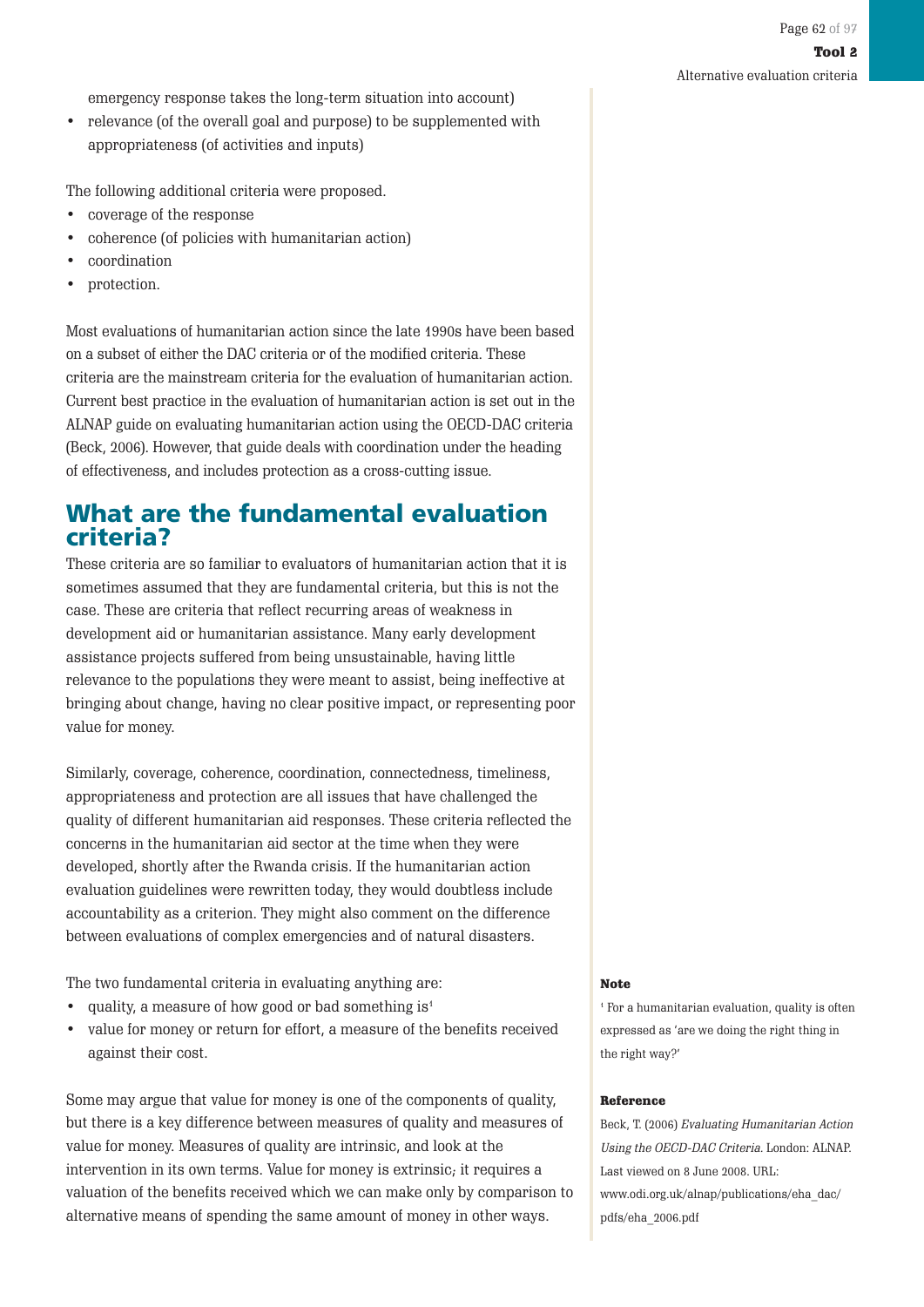emergency response takes the long-term situation into account)
- relevance (of the overall goal and purpose) to be supplemented with appropriateness (of activities and inputs)

The following additional criteria were proposed.

- coverage of the response
- coherence (of policies with humanitarian action)
- coordination
- protection.

Most evaluations of humanitarian action since the late 1990s have been based on a subset of either the DAC criteria or of the modified criteria. These criteria are the mainstream criteria for the evaluation of humanitarian action. Current best practice in the evaluation of humanitarian action is set out in the ALNAP guide on evaluating humanitarian action using the OECD-DAC criteria (Beck, 2006). However, that guide deals with coordination under the heading of effectiveness, and includes protection as a cross-cutting issue.

## What are the fundamental evaluation criteria?

These criteria are so familiar to evaluators of humanitarian action that it is sometimes assumed that they are fundamental criteria, but this is not the case. These are criteria that reflect recurring areas of weakness in development aid or humanitarian assistance. Many early development assistance projects suffered from being unsustainable, having little relevance to the populations they were meant to assist, being ineffective at bringing about change, having no clear positive impact, or representing poor value for money.

Similarly, coverage, coherence, coordination, connectedness, timeliness, appropriateness and protection are all issues that have challenged the quality of different humanitarian aid responses. These criteria reflected the concerns in the humanitarian aid sector at the time when they were developed, shortly after the Rwanda crisis. If the humanitarian action evaluation guidelines were rewritten today, they would doubtless include accountability as a criterion. They might also comment on the difference between evaluations of complex emergencies and of natural disasters.

The two fundamental criteria in evaluating anything are:

- quality, a measure of how good or bad something is[1]
- value for money or return for effort, a measure of the benefits received against their cost.

Some may argue that value for money is one of the components of quality, but there is a key difference between measures of quality and measures of value for money. Measures of quality are intrinsic, and look at the intervention in its own terms. Value for money is extrinsic; it requires a valuation of the benefits received which we can make only by comparison to alternative means of spending the same amount of money in other ways.

**Note**

[1] For a humanitarian evaluation, quality is often expressed as 'are we doing the right thing in the right way?'

**Reference**

Beck, T. (2006) *Evaluating Humanitarian Action Using the OECD-DAC Criteria*. London: ALNAP. Last viewed on 8 June 2008. URL: www.odi.org.uk/alnap/publications/eha_dac/pdfs/eha_2006.pdf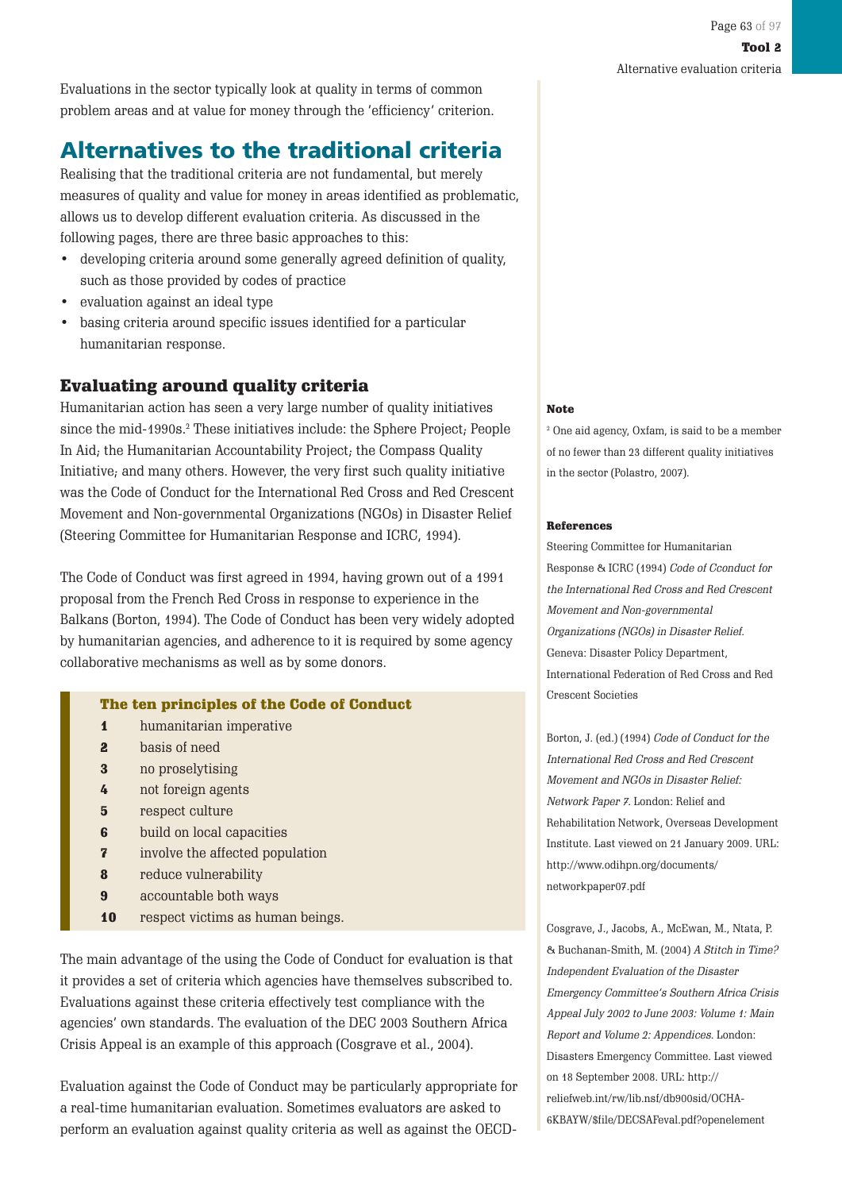Evaluations in the sector typically look at quality in terms of common problem areas and at value for money through the 'efficiency' criterion.

## Alternatives to the traditional criteria

Realising that the traditional criteria are not fundamental, but merely measures of quality and value for money in areas identified as problematic, allows us to develop different evaluation criteria. As discussed in the following pages, there are three basic approaches to this:

- developing criteria around some generally agreed definition of quality, such as those provided by codes of practice
- evaluation against an ideal type
- basing criteria around specific issues identified for a particular humanitarian response.

### Evaluating around quality criteria

Humanitarian action has seen a very large number of quality initiatives since the mid-1990s.[2] These initiatives include: the Sphere Project; People In Aid; the Humanitarian Accountability Project; the Compass Quality Initiative; and many others. However, the very first such quality initiative was the Code of Conduct for the International Red Cross and Red Crescent Movement and Non-governmental Organizations (NGOs) in Disaster Relief (Steering Committee for Humanitarian Response and ICRC, 1994).

The Code of Conduct was first agreed in 1994, having grown out of a 1991 proposal from the French Red Cross in response to experience in the Balkans (Borton, 1994). The Code of Conduct has been very widely adopted by humanitarian agencies, and adherence to it is required by some agency collaborative mechanisms as well as by some donors.

**The ten principles of the Code of Conduct**

1. humanitarian imperative
2. basis of need
3. no proselytising
4. not foreign agents
5. respect culture
6. build on local capacities
7. involve the affected population
8. reduce vulnerability
9. accountable both ways
10. respect victims as human beings.

The main advantage of the using the Code of Conduct for evaluation is that it provides a set of criteria which agencies have themselves subscribed to. Evaluations against these criteria effectively test compliance with the agencies' own standards. The evaluation of the DEC 2003 Southern Africa Crisis Appeal is an example of this approach (Cosgrave et al., 2004).

Evaluation against the Code of Conduct may be particularly appropriate for a real-time humanitarian evaluation. Sometimes evaluators are asked to perform an evaluation against quality criteria as well as against the OECD-

**Note**

[2] One aid agency, Oxfam, is said to be a member of no fewer than 23 different quality initiatives in the sector (Polastro, 2007).

**References**

Steering Committee for Humanitarian Response & ICRC (1994) *Code of Cconduct for the International Red Cross and Red Crescent Movement and Non-governmental Organizations (NGOs) in Disaster Relief.* Geneva: Disaster Policy Department, International Federation of Red Cross and Red Crescent Societies

Borton, J. (ed.) (1994) *Code of Conduct for the International Red Cross and Red Crescent Movement and NGOs in Disaster Relief: Network Paper 7.* London: Relief and Rehabilitation Network, Overseas Development Institute. Last viewed on 21 January 2009. URL: http://www.odihpn.org/documents/networkpaper07.pdf

Cosgrave, J., Jacobs, A., McEwan, M., Ntata, P. & Buchanan-Smith, M. (2004) *A Stitch in Time? Independent Evaluation of the Disaster Emergency Committee's Southern Africa Crisis Appeal July 2002 to June 2003: Volume 1: Main Report and Volume 2: Appendices.* London: Disasters Emergency Committee. Last viewed on 18 September 2008. URL: http://reliefweb.int/rw/lib.nsf/db900sid/OCHA-6KBAYW/$file/DECSAFeval.pdf?openelement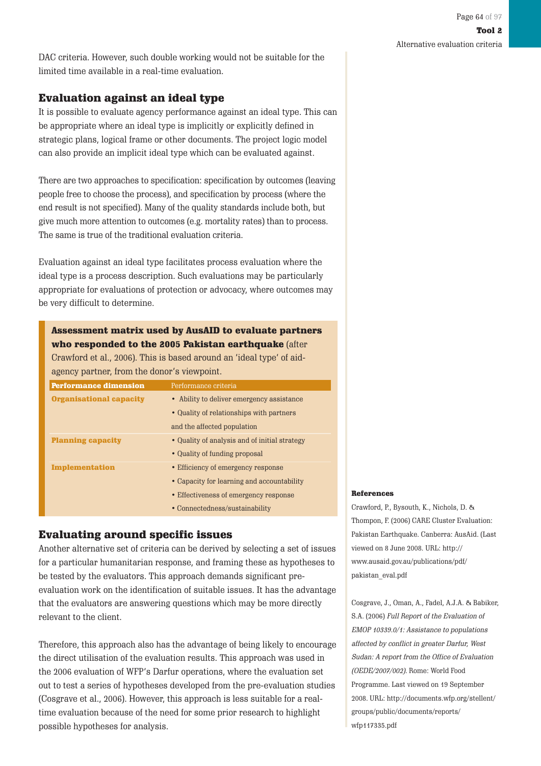DAC criteria. However, such double working would not be suitable for the limited time available in a real-time evaluation.

## Evaluation against an ideal type

It is possible to evaluate agency performance against an ideal type. This can be appropriate where an ideal type is implicitly or explicitly defined in strategic plans, logical frame or other documents. The project logic model can also provide an implicit ideal type which can be evaluated against.

There are two approaches to specification: specification by outcomes (leaving people free to choose the process), and specification by process (where the end result is not specified). Many of the quality standards include both, but give much more attention to outcomes (e.g. mortality rates) than to process. The same is true of the traditional evaluation criteria.

Evaluation against an ideal type facilitates process evaluation where the ideal type is a process description. Such evaluations may be particularly appropriate for evaluations of protection or advocacy, where outcomes may be very difficult to determine.

**Assessment matrix used by AusAID to evaluate partners who responded to the 2005 Pakistan earthquake** (after Crawford et al., 2006). This is based around an 'ideal type' of aid-agency partner, from the donor's viewpoint.

| Performance dimension | Performance criteria |
|---|---|
| **Organisational capacity** | • Ability to deliver emergency assistance<br>• Quality of relationships with partners and the affected population |
| **Planning capacity** | • Quality of analysis and of initial strategy<br>• Quality of funding proposal |
| **Implementation** | • Efficiency of emergency response<br>• Capacity for learning and accountability<br>• Effectiveness of emergency response<br>• Connectedness/sustainability |

## Evaluating around specific issues

Another alternative set of criteria can be derived by selecting a set of issues for a particular humanitarian response, and framing these as hypotheses to be tested by the evaluators. This approach demands significant pre-evaluation work on the identification of suitable issues. It has the advantage that the evaluators are answering questions which may be more directly relevant to the client.

Therefore, this approach also has the advantage of being likely to encourage the direct utilisation of the evaluation results. This approach was used in the 2006 evaluation of WFP's Darfur operations, where the evaluation set out to test a series of hypotheses developed from the pre-evaluation studies (Cosgrave et al., 2006). However, this approach is less suitable for a real-time evaluation because of the need for some prior research to highlight possible hypotheses for analysis.

**References**

Crawford, P., Bysouth, K., Nichols, D. & Thompon, F. (2006) CARE Cluster Evaluation: Pakistan Earthquake. Canberra: AusAid. (Last viewed on 8 June 2008. URL: http://www.ausaid.gov.au/publications/pdf/pakistan_eval.pdf

Cosgrave, J., Oman, A., Fadel, A.J.A. & Babiker, S.A. (2006) *Full Report of the Evaluation of EMOP 10339.0/1: Assistance to populations affected by conflict in greater Darfur, West Sudan: A report from the Office of Evaluation (OEDE/2007/002)*. Rome: World Food Programme. Last viewed on 19 September 2008. URL: http://documents.wfp.org/stellent/groups/public/documents/reports/wfp117335.pdf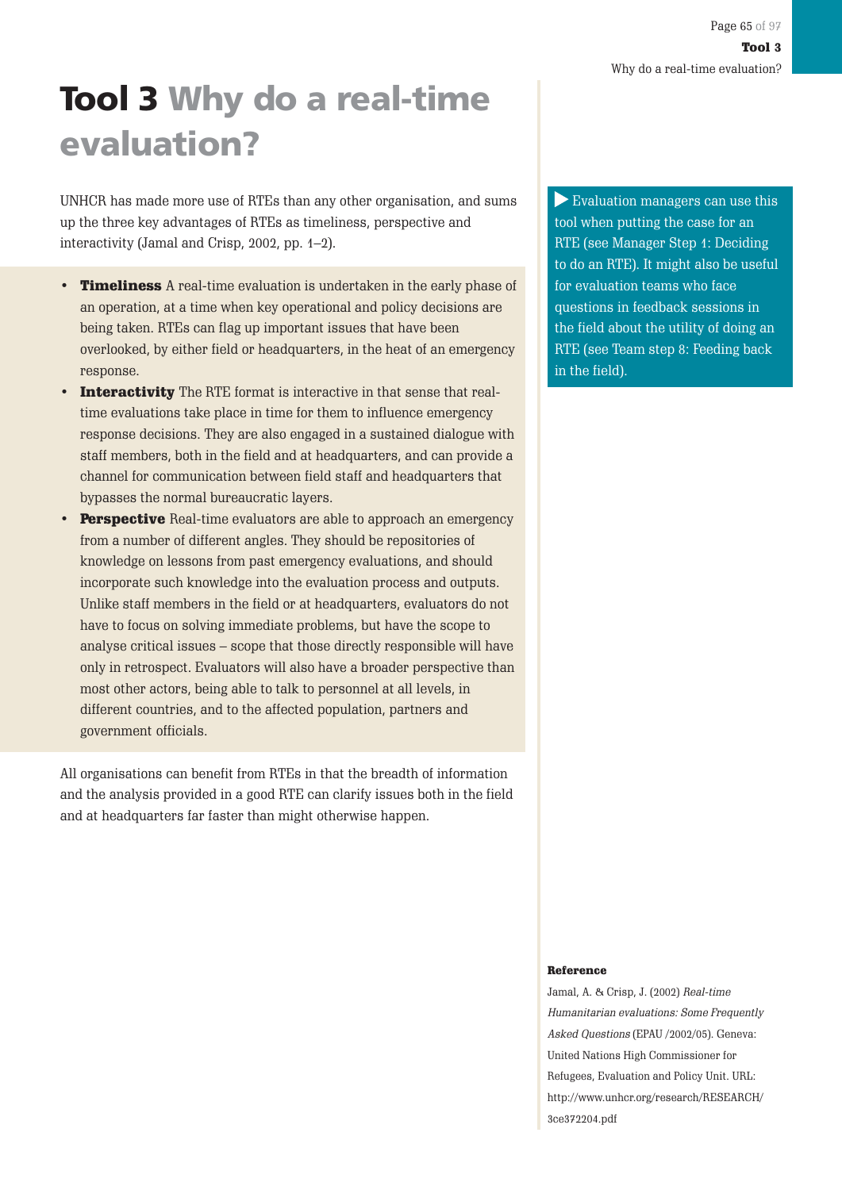# Tool 3 Why do a real-time evaluation?

UNHCR has made more use of RTEs than any other organisation, and sums up the three key advantages of RTEs as timeliness, perspective and interactivity (Jamal and Crisp, 2002, pp. 1–2).

- **Timeliness** A real-time evaluation is undertaken in the early phase of an operation, at a time when key operational and policy decisions are being taken. RTEs can flag up important issues that have been overlooked, by either field or headquarters, in the heat of an emergency response.
- **Interactivity** The RTE format is interactive in that sense that real-time evaluations take place in time for them to influence emergency response decisions. They are also engaged in a sustained dialogue with staff members, both in the field and at headquarters, and can provide a channel for communication between field staff and headquarters that bypasses the normal bureaucratic layers.
- **Perspective** Real-time evaluators are able to approach an emergency from a number of different angles. They should be repositories of knowledge on lessons from past emergency evaluations, and should incorporate such knowledge into the evaluation process and outputs. Unlike staff members in the field or at headquarters, evaluators do not have to focus on solving immediate problems, but have the scope to analyse critical issues – scope that those directly responsible will have only in retrospect. Evaluators will also have a broader perspective than most other actors, being able to talk to personnel at all levels, in different countries, and to the affected population, partners and government officials.

All organisations can benefit from RTEs in that the breadth of information and the analysis provided in a good RTE can clarify issues both in the field and at headquarters far faster than might otherwise happen.

▶ Evaluation managers can use this tool when putting the case for an RTE (see Manager Step 1: Deciding to do an RTE). It might also be useful for evaluation teams who face questions in feedback sessions in the field about the utility of doing an RTE (see Team step 8: Feeding back in the field).

**Reference**

Jamal, A. & Crisp, J. (2002) *Real-time Humanitarian evaluations: Some Frequently Asked Questions* (EPAU /2002/05). Geneva: United Nations High Commissioner for Refugees, Evaluation and Policy Unit. URL: http://www.unhcr.org/research/RESEARCH/3ce372204.pdf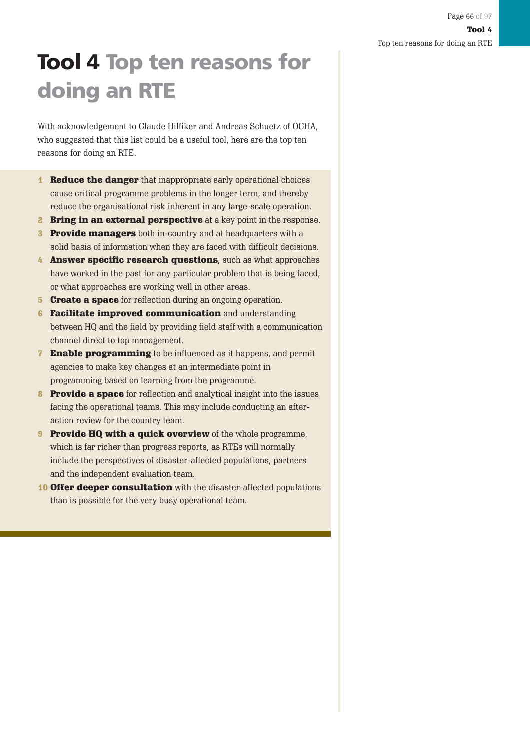# Tool 4 Top ten reasons for doing an RTE

With acknowledgement to Claude Hilfiker and Andreas Schuetz of OCHA, who suggested that this list could be a useful tool, here are the top ten reasons for doing an RTE.

1. **Reduce the danger** that inappropriate early operational choices cause critical programme problems in the longer term, and thereby reduce the organisational risk inherent in any large-scale operation.
2. **Bring in an external perspective** at a key point in the response.
3. **Provide managers** both in-country and at headquarters with a solid basis of information when they are faced with difficult decisions.
4. **Answer specific research questions**, such as what approaches have worked in the past for any particular problem that is being faced, or what approaches are working well in other areas.
5. **Create a space** for reflection during an ongoing operation.
6. **Facilitate improved communication** and understanding between HQ and the field by providing field staff with a communication channel direct to top management.
7. **Enable programming** to be influenced as it happens, and permit agencies to make key changes at an intermediate point in programming based on learning from the programme.
8. **Provide a space** for reflection and analytical insight into the issues facing the operational teams. This may include conducting an after-action review for the country team.
9. **Provide HQ with a quick overview** of the whole programme, which is far richer than progress reports, as RTEs will normally include the perspectives of disaster-affected populations, partners and the independent evaluation team.
10. **Offer deeper consultation** with the disaster-affected populations than is possible for the very busy operational team.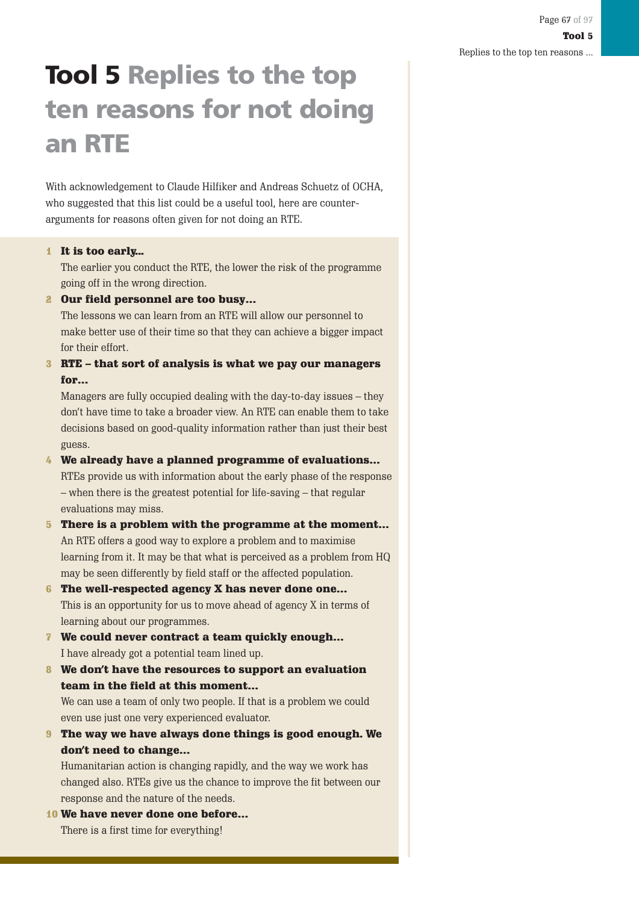# Tool 5 Replies to the top ten reasons for not doing an RTE

With acknowledgement to Claude Hilfiker and Andreas Schuetz of OCHA, who suggested that this list could be a useful tool, here are counter-arguments for reasons often given for not doing an RTE.

1. **It is too early...**
   The earlier you conduct the RTE, the lower the risk of the programme going off in the wrong direction.
2. **Our field personnel are too busy...**
   The lessons we can learn from an RTE will allow our personnel to make better use of their time so that they can achieve a bigger impact for their effort.
3. **RTE – that sort of analysis is what we pay our managers for...**
   Managers are fully occupied dealing with the day-to-day issues – they don't have time to take a broader view. An RTE can enable them to take decisions based on good-quality information rather than just their best guess.
4. **We already have a planned programme of evaluations...**
   RTEs provide us with information about the early phase of the response – when there is the greatest potential for life-saving – that regular evaluations may miss.
5. **There is a problem with the programme at the moment...**
   An RTE offers a good way to explore a problem and to maximise learning from it. It may be that what is perceived as a problem from HQ may be seen differently by field staff or the affected population.
6. **The well-respected agency X has never done one...**
   This is an opportunity for us to move ahead of agency X in terms of learning about our programmes.
7. **We could never contract a team quickly enough...**
   I have already got a potential team lined up.
8. **We don't have the resources to support an evaluation team in the field at this moment...**
   We can use a team of only two people. If that is a problem we could even use just one very experienced evaluator.
9. **The way we have always done things is good enough. We don't need to change...**
   Humanitarian action is changing rapidly, and the way we work has changed also. RTEs give us the chance to improve the fit between our response and the nature of the needs.
10. **We have never done one before...**
    There is a first time for everything!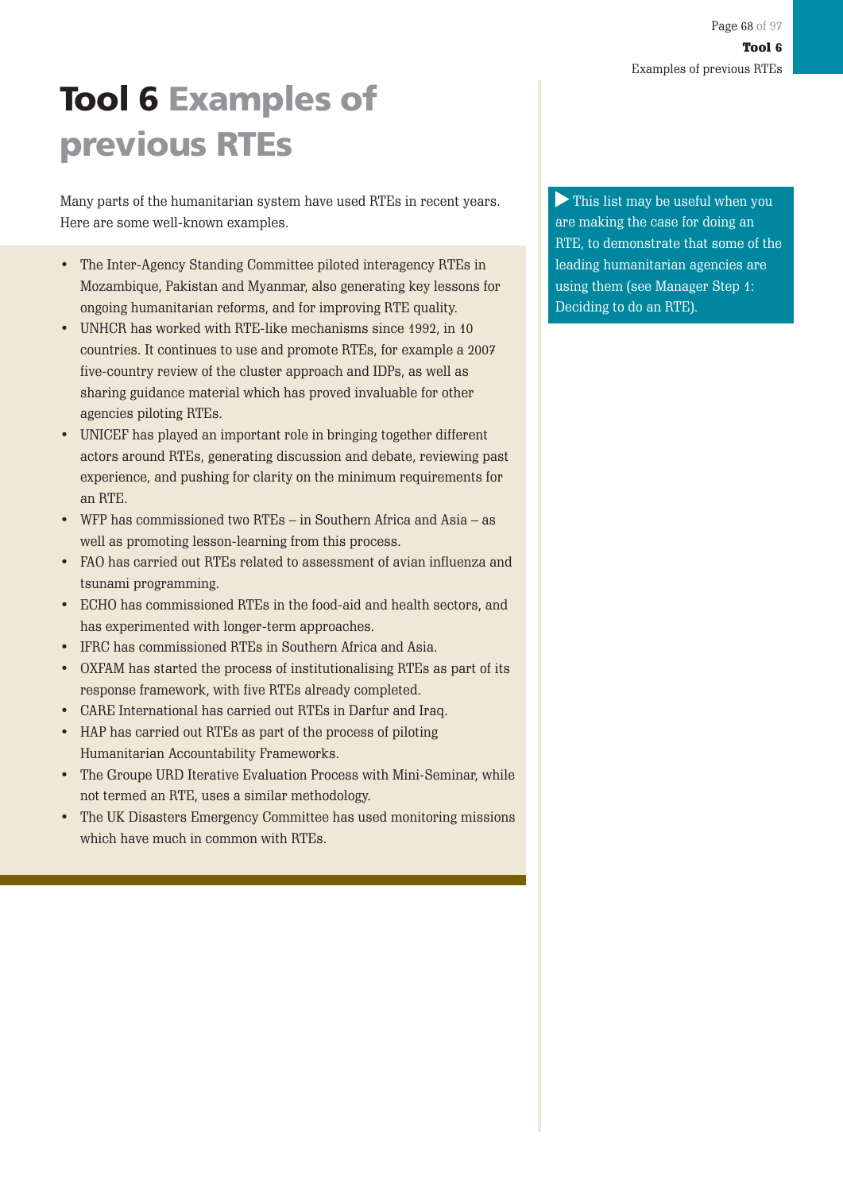# Tool 6 Examples of previous RTEs

Many parts of the humanitarian system have used RTEs in recent years. Here are some well-known examples.

- The Inter-Agency Standing Committee piloted interagency RTEs in Mozambique, Pakistan and Myanmar, also generating key lessons for ongoing humanitarian reforms, and for improving RTE quality.
- UNHCR has worked with RTE-like mechanisms since 1992, in 10 countries. It continues to use and promote RTEs, for example a 2007 five-country review of the cluster approach and IDPs, as well as sharing guidance material which has proved invaluable for other agencies piloting RTEs.
- UNICEF has played an important role in bringing together different actors around RTEs, generating discussion and debate, reviewing past experience, and pushing for clarity on the minimum requirements for an RTE.
- WFP has commissioned two RTEs – in Southern Africa and Asia – as well as promoting lesson-learning from this process.
- FAO has carried out RTEs related to assessment of avian influenza and tsunami programming.
- ECHO has commissioned RTEs in the food-aid and health sectors, and has experimented with longer-term approaches.
- IFRC has commissioned RTEs in Southern Africa and Asia.
- OXFAM has started the process of institutionalising RTEs as part of its response framework, with five RTEs already completed.
- CARE International has carried out RTEs in Darfur and Iraq.
- HAP has carried out RTEs as part of the process of piloting Humanitarian Accountability Frameworks.
- The Groupe URD Iterative Evaluation Process with Mini-Seminar, while not termed an RTE, uses a similar methodology.
- The UK Disasters Emergency Committee has used monitoring missions which have much in common with RTEs.

▶ This list may be useful when you are making the case for doing an RTE, to demonstrate that some of the leading humanitarian agencies are using them (see Manager Step 1: Deciding to do an RTE).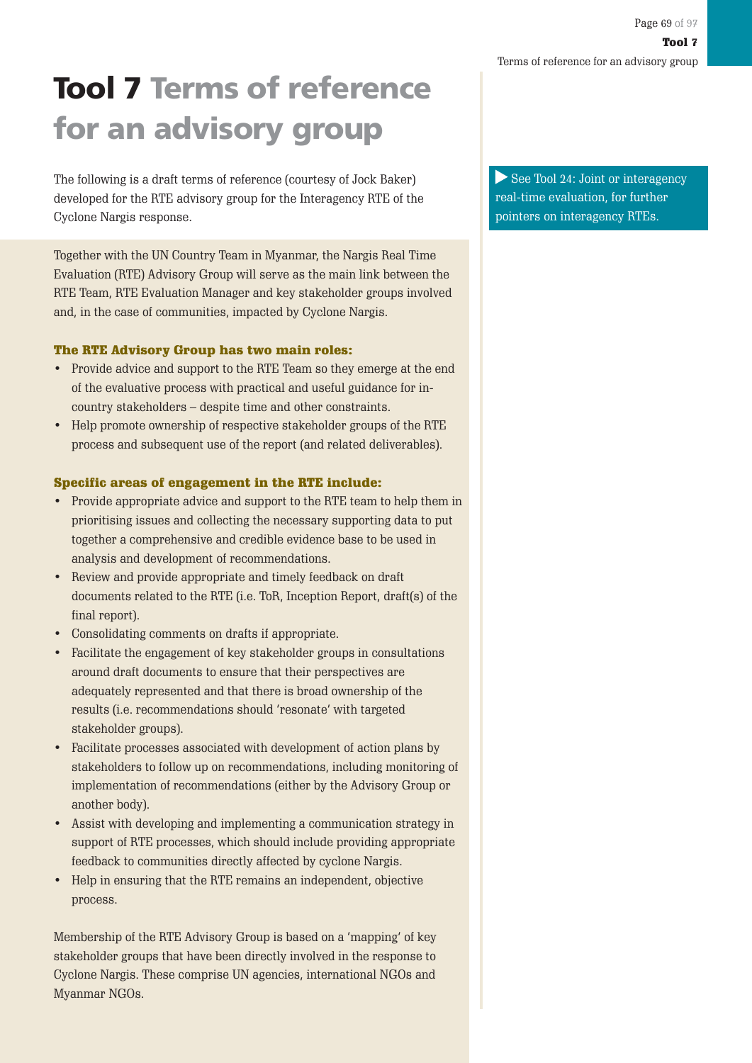# Tool 7 Terms of reference for an advisory group

The following is a draft terms of reference (courtesy of Jock Baker) developed for the RTE advisory group for the Interagency RTE of the Cyclone Nargis response.

▶ See Tool 24: Joint or interagency real-time evaluation, for further pointers on interagency RTEs.

Together with the UN Country Team in Myanmar, the Nargis Real Time Evaluation (RTE) Advisory Group will serve as the main link between the RTE Team, RTE Evaluation Manager and key stakeholder groups involved and, in the case of communities, impacted by Cyclone Nargis.

**The RTE Advisory Group has two main roles:**

- Provide advice and support to the RTE Team so they emerge at the end of the evaluative process with practical and useful guidance for in-country stakeholders – despite time and other constraints.
- Help promote ownership of respective stakeholder groups of the RTE process and subsequent use of the report (and related deliverables).

**Specific areas of engagement in the RTE include:**

- Provide appropriate advice and support to the RTE team to help them in prioritising issues and collecting the necessary supporting data to put together a comprehensive and credible evidence base to be used in analysis and development of recommendations.
- Review and provide appropriate and timely feedback on draft documents related to the RTE (i.e. ToR, Inception Report, draft(s) of the final report).
- Consolidating comments on drafts if appropriate.
- Facilitate the engagement of key stakeholder groups in consultations around draft documents to ensure that their perspectives are adequately represented and that there is broad ownership of the results (i.e. recommendations should 'resonate' with targeted stakeholder groups).
- Facilitate processes associated with development of action plans by stakeholders to follow up on recommendations, including monitoring of implementation of recommendations (either by the Advisory Group or another body).
- Assist with developing and implementing a communication strategy in support of RTE processes, which should include providing appropriate feedback to communities directly affected by cyclone Nargis.
- Help in ensuring that the RTE remains an independent, objective process.

Membership of the RTE Advisory Group is based on a 'mapping' of key stakeholder groups that have been directly involved in the response to Cyclone Nargis. These comprise UN agencies, international NGOs and Myanmar NGOs.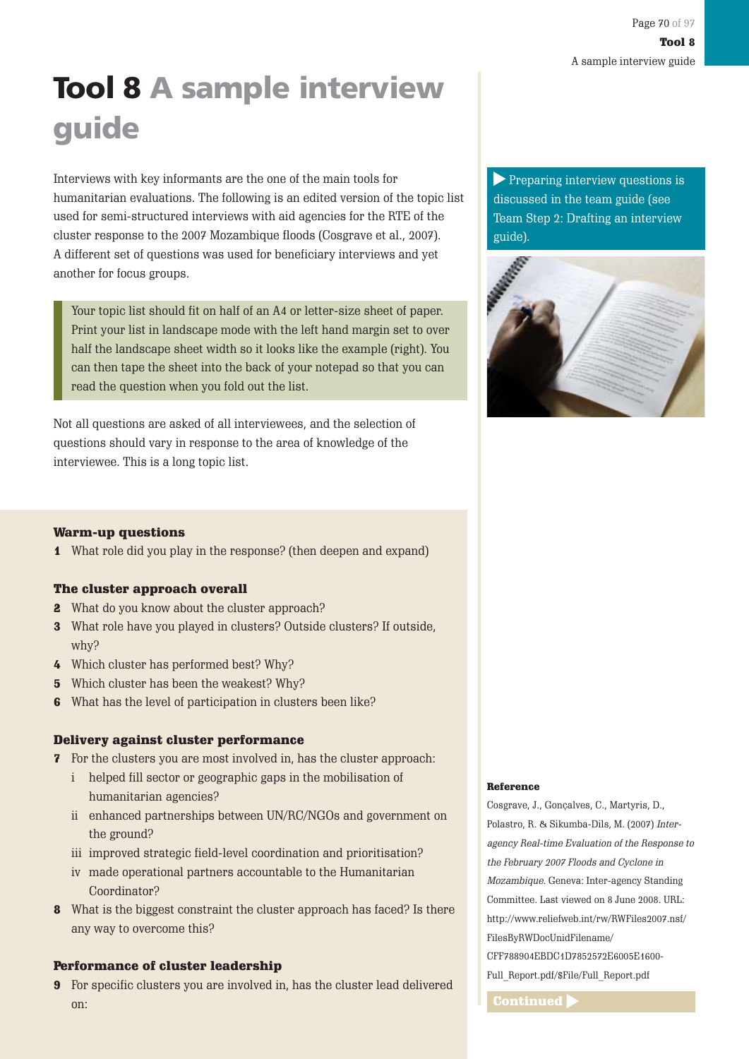# Tool 8 A sample interview guide

Interviews with key informants are the one of the main tools for humanitarian evaluations. The following is an edited version of the topic list used for semi-structured interviews with aid agencies for the RTE of the cluster response to the 2007 Mozambique floods (Cosgrave et al., 2007). A different set of questions was used for beneficiary interviews and yet another for focus groups.

> Your topic list should fit on half of an A4 or letter-size sheet of paper. Print your list in landscape mode with the left hand margin set to over half the landscape sheet width so it looks like the example (right). You can then tape the sheet into the back of your notepad so that you can read the question when you fold out the list.

Not all questions are asked of all interviewees, and the selection of questions should vary in response to the area of knowledge of the interviewee. This is a long topic list.

> ▶ Preparing interview questions is discussed in the team guide (see Team Step 2: Drafting an interview guide).

### Warm-up questions

1 What role did you play in the response? (then deepen and expand)

### The cluster approach overall

2 What do you know about the cluster approach?
3 What role have you played in clusters? Outside clusters? If outside, why?
4 Which cluster has performed best? Why?
5 Which cluster has been the weakest? Why?
6 What has the level of participation in clusters been like?

### Delivery against cluster performance

7 For the clusters you are most involved in, has the cluster approach:
   i helped fill sector or geographic gaps in the mobilisation of humanitarian agencies?
   ii enhanced partnerships between UN/RC/NGOs and government on the ground?
   iii improved strategic field-level coordination and prioritisation?
   iv made operational partners accountable to the Humanitarian Coordinator?
8 What is the biggest constraint the cluster approach has faced? Is there any way to overcome this?

### Performance of cluster leadership

9 For specific clusters you are involved in, has the cluster lead delivered on:

**Reference**

Cosgrave, J., Gonçalves, C., Martyris, D., Polastro, R. & Sikumba-Dils, M. (2007) *Inter-agency Real-time Evaluation of the Response to the February 2007 Floods and Cyclone in Mozambique.* Geneva: Inter-agency Standing Committee. Last viewed on 8 June 2008. URL: http://www.reliefweb.int/rw/RWFiles2007.nsf/FilesByRWDocUnidFilename/CFF788904EBDC1D7852572E6005E1600-Full_Report.pdf/$File/Full_Report.pdf

Continued ▶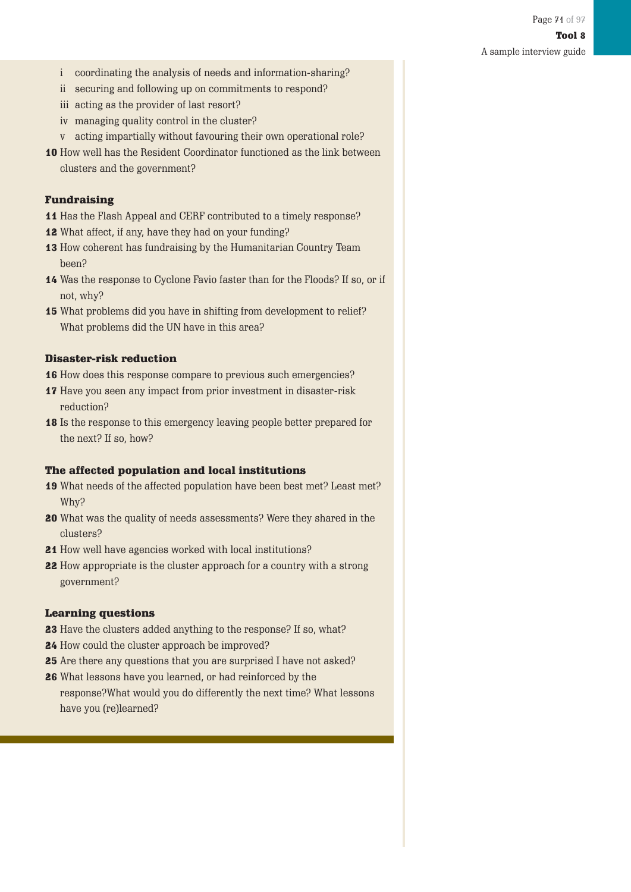i coordinating the analysis of needs and information-sharing?
ii securing and following up on commitments to respond?
iii acting as the provider of last resort?
iv managing quality control in the cluster?
v acting impartially without favouring their own operational role?

**10** How well has the Resident Coordinator functioned as the link between clusters and the government?

### Fundraising

**11** Has the Flash Appeal and CERF contributed to a timely response?
**12** What affect, if any, have they had on your funding?
**13** How coherent has fundraising by the Humanitarian Country Team been?
**14** Was the response to Cyclone Favio faster than for the Floods? If so, or if not, why?
**15** What problems did you have in shifting from development to relief? What problems did the UN have in this area?

### Disaster-risk reduction

**16** How does this response compare to previous such emergencies?
**17** Have you seen any impact from prior investment in disaster-risk reduction?
**18** Is the response to this emergency leaving people better prepared for the next? If so, how?

### The affected population and local institutions

**19** What needs of the affected population have been best met? Least met? Why?
**20** What was the quality of needs assessments? Were they shared in the clusters?
**21** How well have agencies worked with local institutions?
**22** How appropriate is the cluster approach for a country with a strong government?

### Learning questions

**23** Have the clusters added anything to the response? If so, what?
**24** How could the cluster approach be improved?
**25** Are there any questions that you are surprised I have not asked?
**26** What lessons have you learned, or had reinforced by the response?What would you do differently the next time? What lessons have you (re)learned?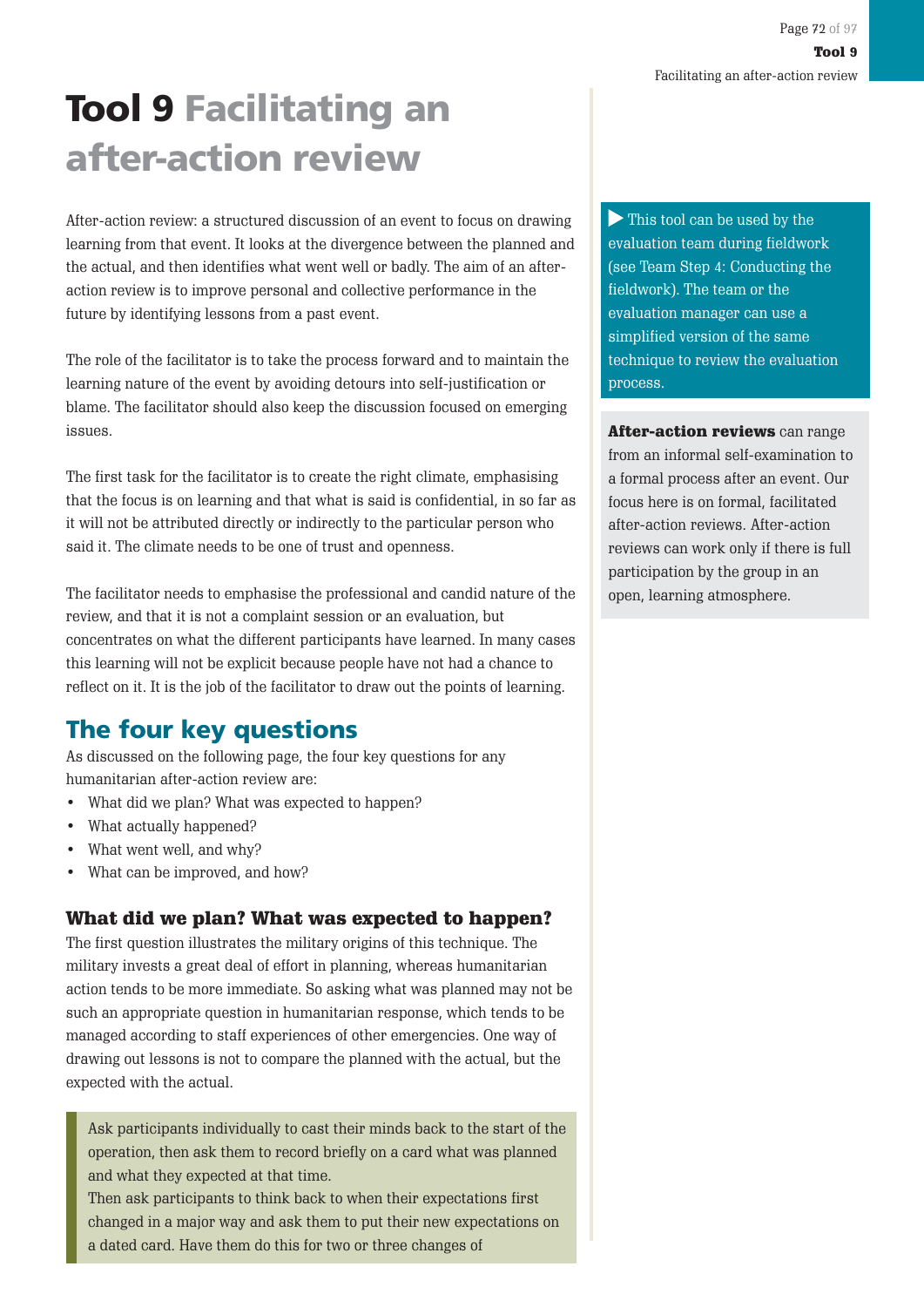# Tool 9 Facilitating an after-action review

After-action review: a structured discussion of an event to focus on drawing learning from that event. It looks at the divergence between the planned and the actual, and then identifies what went well or badly. The aim of an after-action review is to improve personal and collective performance in the future by identifying lessons from a past event.

The role of the facilitator is to take the process forward and to maintain the learning nature of the event by avoiding detours into self-justification or blame. The facilitator should also keep the discussion focused on emerging issues.

The first task for the facilitator is to create the right climate, emphasising that the focus is on learning and that what is said is confidential, in so far as it will not be attributed directly or indirectly to the particular person who said it. The climate needs to be one of trust and openness.

The facilitator needs to emphasise the professional and candid nature of the review, and that it is not a complaint session or an evaluation, but concentrates on what the different participants have learned. In many cases this learning will not be explicit because people have not had a chance to reflect on it. It is the job of the facilitator to draw out the points of learning.

▶ This tool can be used by the evaluation team during fieldwork (see Team Step 4: Conducting the fieldwork). The team or the evaluation manager can use a simplified version of the same technique to review the evaluation process.

**After-action reviews** can range from an informal self-examination to a formal process after an event. Our focus here is on formal, facilitated after-action reviews. After-action reviews can work only if there is full participation by the group in an open, learning atmosphere.

## The four key questions

As discussed on the following page, the four key questions for any humanitarian after-action review are:

- What did we plan? What was expected to happen?
- What actually happened?
- What went well, and why?
- What can be improved, and how?

### What did we plan? What was expected to happen?

The first question illustrates the military origins of this technique. The military invests a great deal of effort in planning, whereas humanitarian action tends to be more immediate. So asking what was planned may not be such an appropriate question in humanitarian response, which tends to be managed according to staff experiences of other emergencies. One way of drawing out lessons is not to compare the planned with the actual, but the expected with the actual.

> Ask participants individually to cast their minds back to the start of the operation, then ask them to record briefly on a card what was planned and what they expected at that time.
> Then ask participants to think back to when their expectations first changed in a major way and ask them to put their new expectations on a dated card. Have them do this for two or three changes of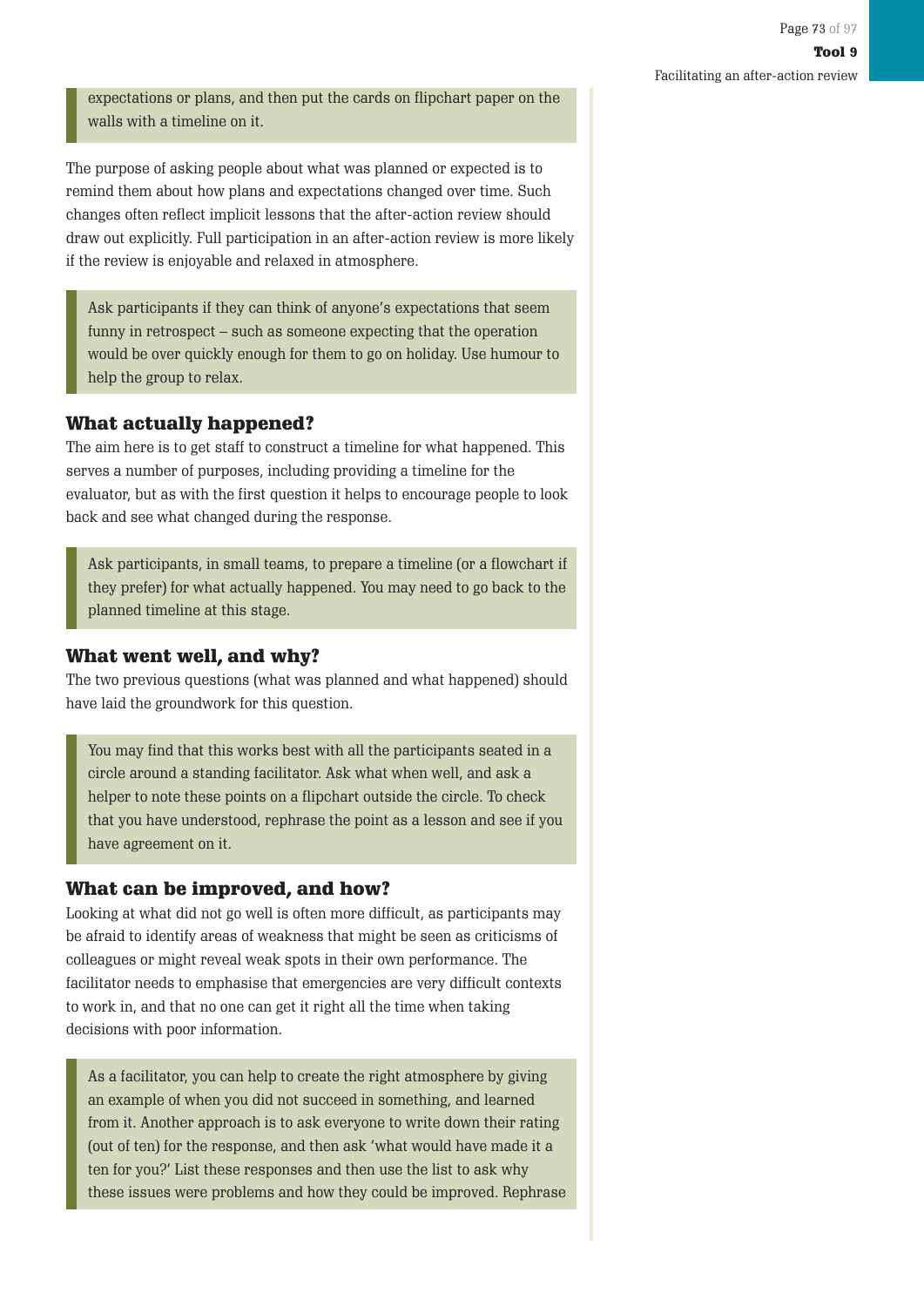expectations or plans, and then put the cards on flipchart paper on the walls with a timeline on it.

The purpose of asking people about what was planned or expected is to remind them about how plans and expectations changed over time. Such changes often reflect implicit lessons that the after-action review should draw out explicitly. Full participation in an after-action review is more likely if the review is enjoyable and relaxed in atmosphere.

> Ask participants if they can think of anyone's expectations that seem funny in retrospect – such as someone expecting that the operation would be over quickly enough for them to go on holiday. Use humour to help the group to relax.

### What actually happened?

The aim here is to get staff to construct a timeline for what happened. This serves a number of purposes, including providing a timeline for the evaluator, but as with the first question it helps to encourage people to look back and see what changed during the response.

> Ask participants, in small teams, to prepare a timeline (or a flowchart if they prefer) for what actually happened. You may need to go back to the planned timeline at this stage.

### What went well, and why?

The two previous questions (what was planned and what happened) should have laid the groundwork for this question.

> You may find that this works best with all the participants seated in a circle around a standing facilitator. Ask what when well, and ask a helper to note these points on a flipchart outside the circle. To check that you have understood, rephrase the point as a lesson and see if you have agreement on it.

### What can be improved, and how?

Looking at what did not go well is often more difficult, as participants may be afraid to identify areas of weakness that might be seen as criticisms of colleagues or might reveal weak spots in their own performance. The facilitator needs to emphasise that emergencies are very difficult contexts to work in, and that no one can get it right all the time when taking decisions with poor information.

> As a facilitator, you can help to create the right atmosphere by giving an example of when you did not succeed in something, and learned from it. Another approach is to ask everyone to write down their rating (out of ten) for the response, and then ask 'what would have made it a ten for you?' List these responses and then use the list to ask why these issues were problems and how they could be improved. Rephrase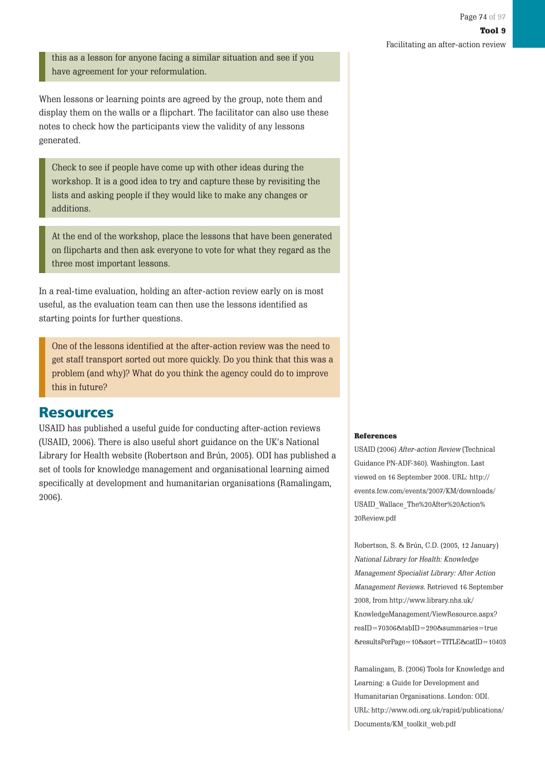> this as a lesson for anyone facing a similar situation and see if you have agreement for your reformulation.

When lessons or learning points are agreed by the group, note them and display them on the walls or a flipchart. The facilitator can also use these notes to check how the participants view the validity of any lessons generated.

> Check to see if people have come up with other ideas during the workshop. It is a good idea to try and capture these by revisiting the lists and asking people if they would like to make any changes or additions.

> At the end of the workshop, place the lessons that have been generated on flipcharts and then ask everyone to vote for what they regard as the three most important lessons.

In a real-time evaluation, holding an after-action review early on is most useful, as the evaluation team can then use the lessons identified as starting points for further questions.

> One of the lessons identified at the after-action review was the need to get staff transport sorted out more quickly. Do you think that this was a problem (and why)? What do you think the agency could do to improve this in future?

## Resources

USAID has published a useful guide for conducting after-action reviews (USAID, 2006). There is also useful short guidance on the UK's National Library for Health website (Robertson and Brún, 2005). ODI has published a set of tools for knowledge management and organisational learning aimed specifically at development and humanitarian organisations (Ramalingam, 2006).

**References**

USAID (2006) *After-action Review* (Technical Guidance PN-ADF-360). Washington. Last viewed on 16 September 2008. URL: http://events.fcw.com/events/2007/KM/downloads/USAID_Wallace_The%20After%20Action%20Review.pdf

Robertson, S. & Brún, C.D. (2005, 12 January) *National Library for Health: Knowledge Management Specialist Library: After Action Management Reviews*. Retrieved 16 September 2008, from http://www.library.nhs.uk/KnowledgeManagement/ViewResource.aspx?resID=70306&tabID=290&summaries=true&resultsPerPage=10&sort=TITLE&catID=10403

Ramalingam, B. (2006) Tools for Knowledge and Learning: a Guide for Development and Humanitarian Organisations. London: ODI. URL: http://www.odi.org.uk/rapid/publications/Documents/KM_toolkit_web.pdf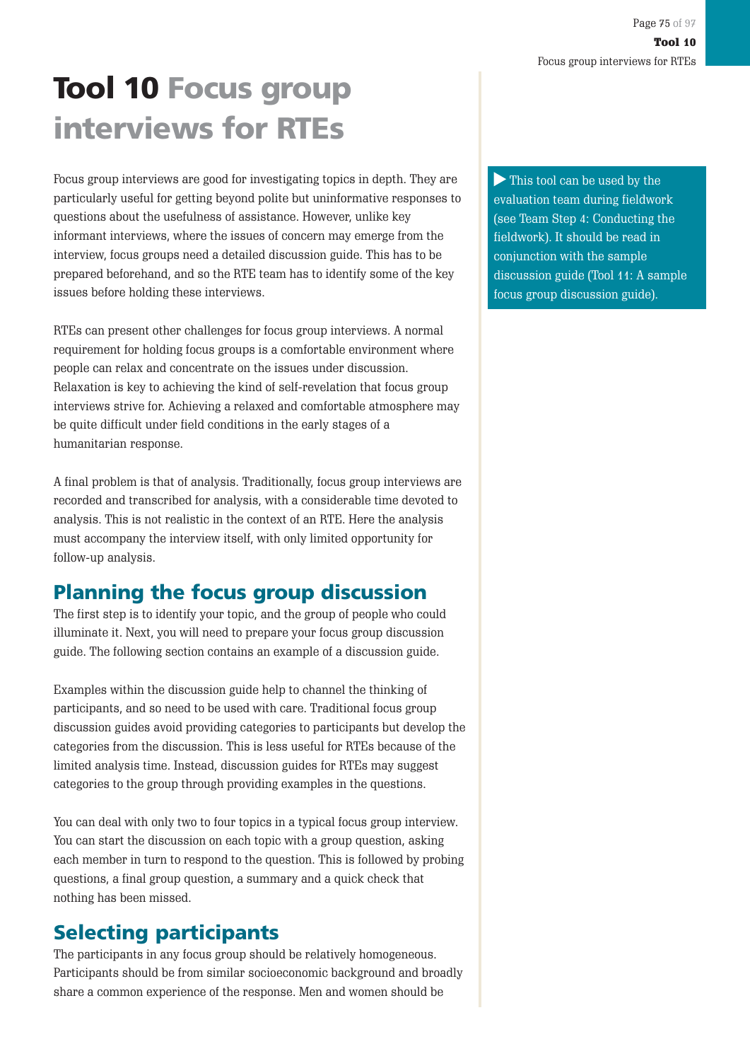# Tool 10 Focus group interviews for RTEs

> ▶ This tool can be used by the evaluation team during fieldwork (see Team Step 4: Conducting the fieldwork). It should be read in conjunction with the sample discussion guide (Tool 11: A sample focus group discussion guide).

Focus group interviews are good for investigating topics in depth. They are particularly useful for getting beyond polite but uninformative responses to questions about the usefulness of assistance. However, unlike key informant interviews, where the issues of concern may emerge from the interview, focus groups need a detailed discussion guide. This has to be prepared beforehand, and so the RTE team has to identify some of the key issues before holding these interviews.

RTEs can present other challenges for focus group interviews. A normal requirement for holding focus groups is a comfortable environment where people can relax and concentrate on the issues under discussion. Relaxation is key to achieving the kind of self-revelation that focus group interviews strive for. Achieving a relaxed and comfortable atmosphere may be quite difficult under field conditions in the early stages of a humanitarian response.

A final problem is that of analysis. Traditionally, focus group interviews are recorded and transcribed for analysis, with a considerable time devoted to analysis. This is not realistic in the context of an RTE. Here the analysis must accompany the interview itself, with only limited opportunity for follow-up analysis.

## Planning the focus group discussion

The first step is to identify your topic, and the group of people who could illuminate it. Next, you will need to prepare your focus group discussion guide. The following section contains an example of a discussion guide.

Examples within the discussion guide help to channel the thinking of participants, and so need to be used with care. Traditional focus group discussion guides avoid providing categories to participants but develop the categories from the discussion. This is less useful for RTEs because of the limited analysis time. Instead, discussion guides for RTEs may suggest categories to the group through providing examples in the questions.

You can deal with only two to four topics in a typical focus group interview. You can start the discussion on each topic with a group question, asking each member in turn to respond to the question. This is followed by probing questions, a final group question, a summary and a quick check that nothing has been missed.

## Selecting participants

The participants in any focus group should be relatively homogeneous. Participants should be from similar socioeconomic background and broadly share a common experience of the response. Men and women should be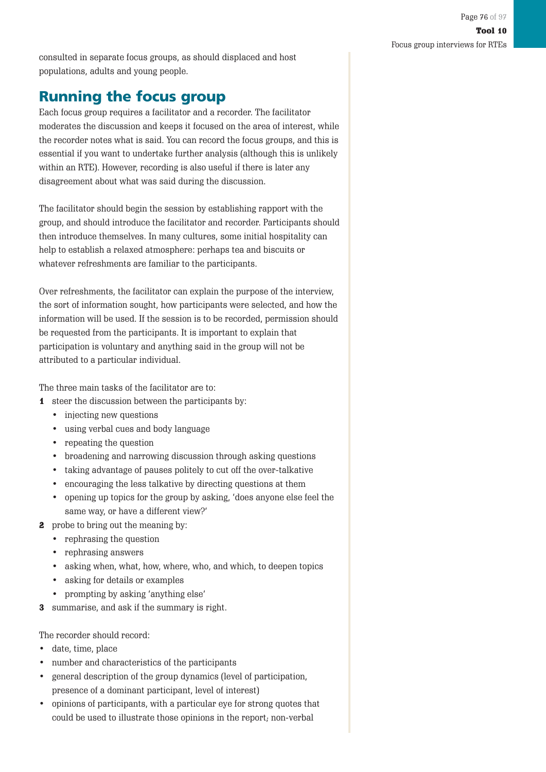consulted in separate focus groups, as should displaced and host populations, adults and young people.

## Running the focus group

Each focus group requires a facilitator and a recorder. The facilitator moderates the discussion and keeps it focused on the area of interest, while the recorder notes what is said. You can record the focus groups, and this is essential if you want to undertake further analysis (although this is unlikely within an RTE). However, recording is also useful if there is later any disagreement about what was said during the discussion.

The facilitator should begin the session by establishing rapport with the group, and should introduce the facilitator and recorder. Participants should then introduce themselves. In many cultures, some initial hospitality can help to establish a relaxed atmosphere: perhaps tea and biscuits or whatever refreshments are familiar to the participants.

Over refreshments, the facilitator can explain the purpose of the interview, the sort of information sought, how participants were selected, and how the information will be used. If the session is to be recorded, permission should be requested from the participants. It is important to explain that participation is voluntary and anything said in the group will not be attributed to a particular individual.

The three main tasks of the facilitator are to:

1. steer the discussion between the participants by:
   - injecting new questions
   - using verbal cues and body language
   - repeating the question
   - broadening and narrowing discussion through asking questions
   - taking advantage of pauses politely to cut off the over-talkative
   - encouraging the less talkative by directing questions at them
   - opening up topics for the group by asking, 'does anyone else feel the same way, or have a different view?'
2. probe to bring out the meaning by:
   - rephrasing the question
   - rephrasing answers
   - asking when, what, how, where, who, and which, to deepen topics
   - asking for details or examples
   - prompting by asking 'anything else'
3. summarise, and ask if the summary is right.

The recorder should record:

- date, time, place
- number and characteristics of the participants
- general description of the group dynamics (level of participation, presence of a dominant participant, level of interest)
- opinions of participants, with a particular eye for strong quotes that could be used to illustrate those opinions in the report; non-verbal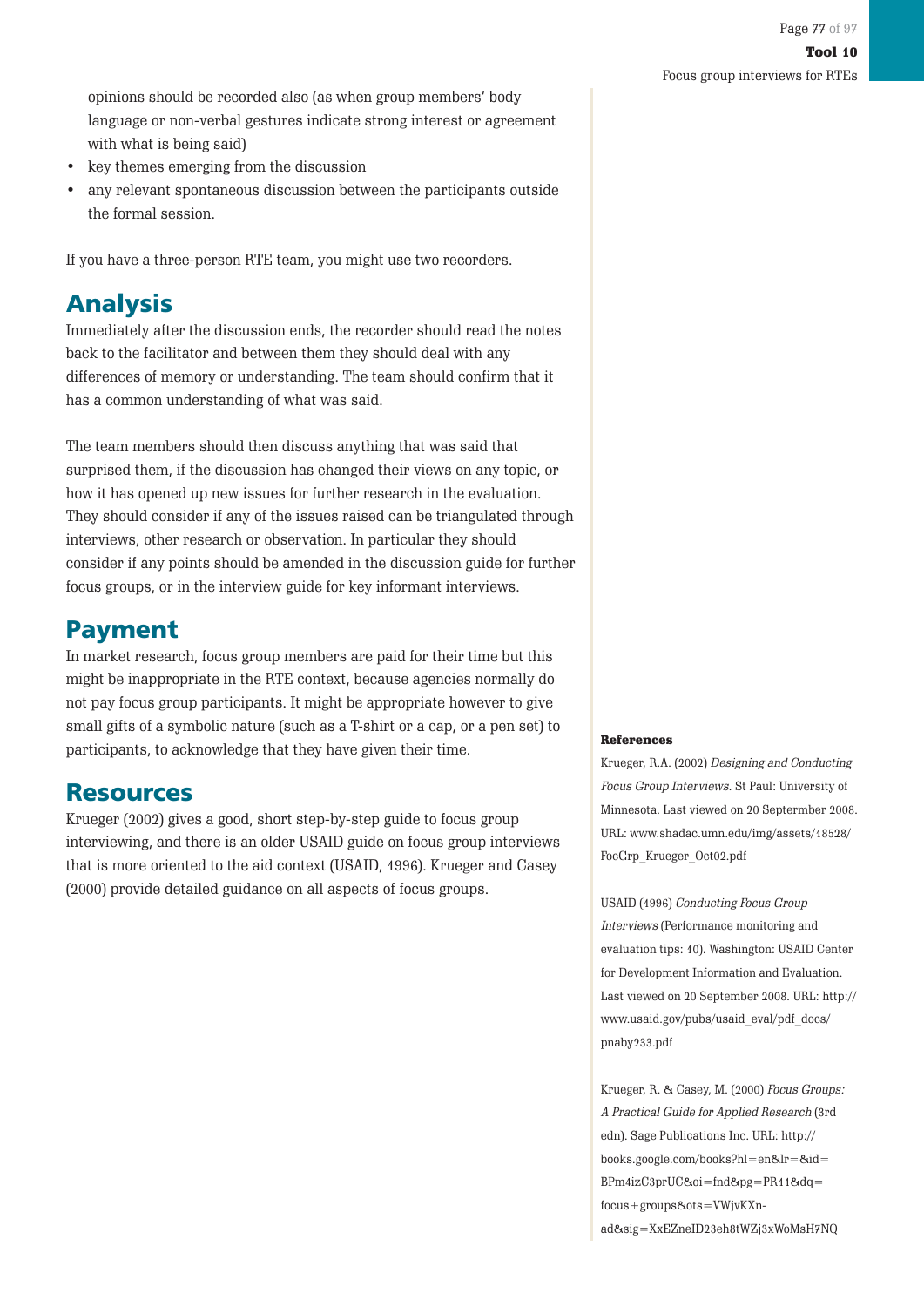opinions should be recorded also (as when group members' body language or non-verbal gestures indicate strong interest or agreement with what is being said)

- key themes emerging from the discussion
- any relevant spontaneous discussion between the participants outside the formal session.

If you have a three-person RTE team, you might use two recorders.

## Analysis

Immediately after the discussion ends, the recorder should read the notes back to the facilitator and between them they should deal with any differences of memory or understanding. The team should confirm that it has a common understanding of what was said.

The team members should then discuss anything that was said that surprised them, if the discussion has changed their views on any topic, or how it has opened up new issues for further research in the evaluation. They should consider if any of the issues raised can be triangulated through interviews, other research or observation. In particular they should consider if any points should be amended in the discussion guide for further focus groups, or in the interview guide for key informant interviews.

## Payment

In market research, focus group members are paid for their time but this might be inappropriate in the RTE context, because agencies normally do not pay focus group participants. It might be appropriate however to give small gifts of a symbolic nature (such as a T-shirt or a cap, or a pen set) to participants, to acknowledge that they have given their time.

## Resources

Krueger (2002) gives a good, short step-by-step guide to focus group interviewing, and there is an older USAID guide on focus group interviews that is more oriented to the aid context (USAID, 1996). Krueger and Casey (2000) provide detailed guidance on all aspects of focus groups.

**References**

Krueger, R.A. (2002) *Designing and Conducting Focus Group Interviews.* St Paul: University of Minnesota. Last viewed on 20 Septermber 2008. URL: www.shadac.umn.edu/img/assets/18528/FocGrp_Krueger_Oct02.pdf

USAID (1996) *Conducting Focus Group Interviews* (Performance monitoring and evaluation tips: 10). Washington: USAID Center for Development Information and Evaluation. Last viewed on 20 September 2008. URL: http://www.usaid.gov/pubs/usaid_eval/pdf_docs/pnaby233.pdf

Krueger, R. & Casey, M. (2000) *Focus Groups: A Practical Guide for Applied Research* (3rd edn). Sage Publications Inc. URL: http://books.google.com/books?hl=en&lr=&id=BPm4izC3prUC&oi=fnd&pg=PR11&dq=focus+groups&ots=VWjvKXn-ad&sig=XxEZneID23eh8tWZj3xWoMsH7NQ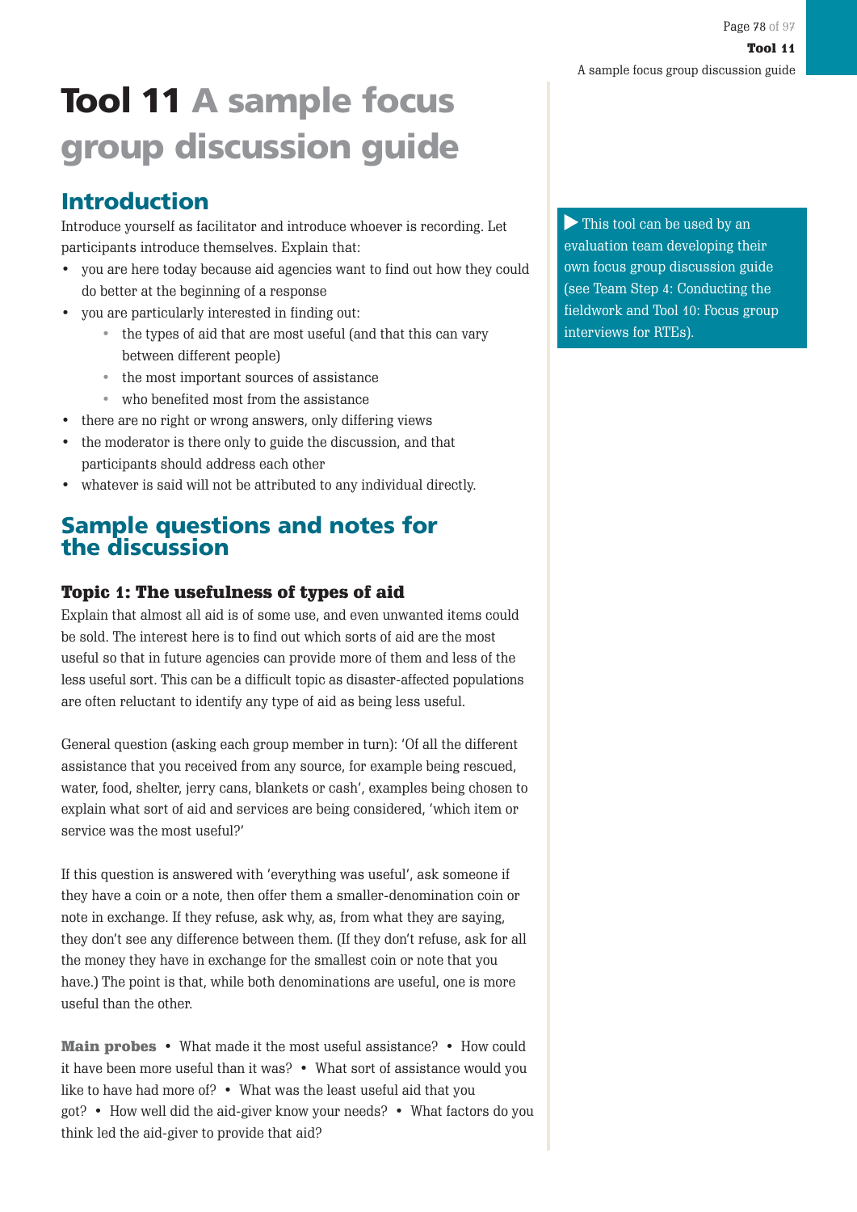# Tool 11 A sample focus group discussion guide

## Introduction

Introduce yourself as facilitator and introduce whoever is recording. Let participants introduce themselves. Explain that:

- you are here today because aid agencies want to find out how they could do better at the beginning of a response
- you are particularly interested in finding out:
    - the types of aid that are most useful (and that this can vary between different people)
    - the most important sources of assistance
    - who benefited most from the assistance
- there are no right or wrong answers, only differing views
- the moderator is there only to guide the discussion, and that participants should address each other
- whatever is said will not be attributed to any individual directly.

▶ This tool can be used by an evaluation team developing their own focus group discussion guide (see Team Step 4: Conducting the fieldwork and Tool 10: Focus group interviews for RTEs).

## Sample questions and notes for the discussion

### Topic 1: The usefulness of types of aid

Explain that almost all aid is of some use, and even unwanted items could be sold. The interest here is to find out which sorts of aid are the most useful so that in future agencies can provide more of them and less of the less useful sort. This can be a difficult topic as disaster-affected populations are often reluctant to identify any type of aid as being less useful.

General question (asking each group member in turn): 'Of all the different assistance that you received from any source, for example being rescued, water, food, shelter, jerry cans, blankets or cash', examples being chosen to explain what sort of aid and services are being considered, 'which item or service was the most useful?'

If this question is answered with 'everything was useful', ask someone if they have a coin or a note, then offer them a smaller-denomination coin or note in exchange. If they refuse, ask why, as, from what they are saying, they don't see any difference between them. (If they don't refuse, ask for all the money they have in exchange for the smallest coin or note that you have.) The point is that, while both denominations are useful, one is more useful than the other.

**Main probes** • What made it the most useful assistance? • How could it have been more useful than it was? • What sort of assistance would you like to have had more of? • What was the least useful aid that you got? • How well did the aid-giver know your needs? • What factors do you think led the aid-giver to provide that aid?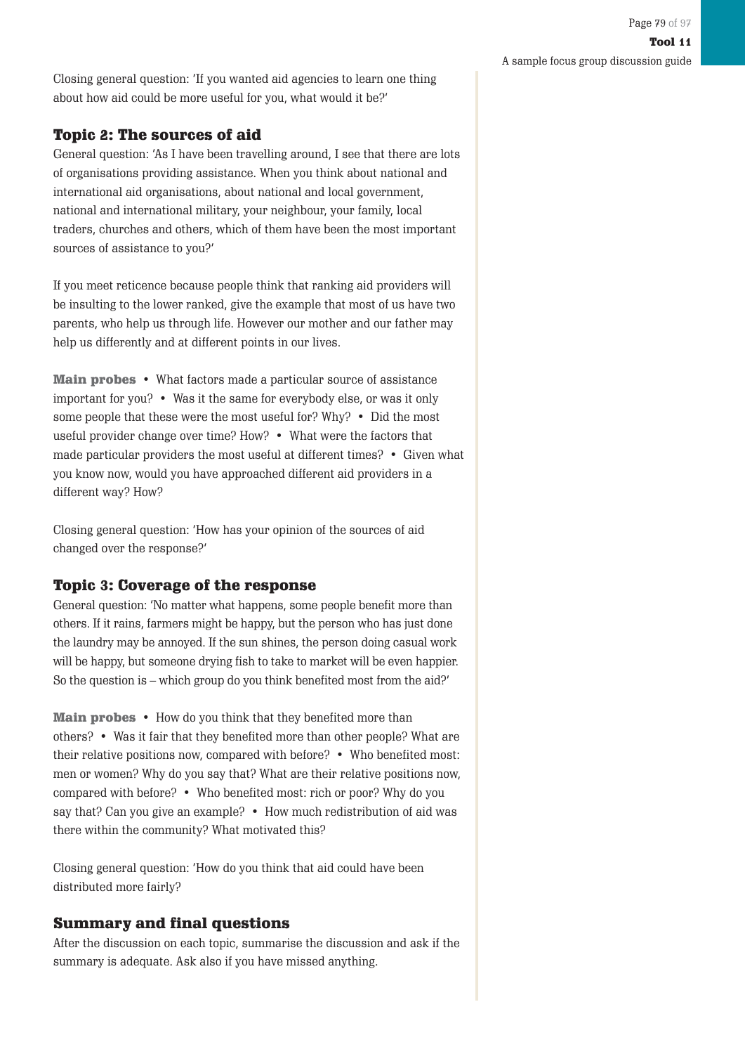Closing general question: 'If you wanted aid agencies to learn one thing about how aid could be more useful for you, what would it be?'

## Topic 2: The sources of aid

General question: 'As I have been travelling around, I see that there are lots of organisations providing assistance. When you think about national and international aid organisations, about national and local government, national and international military, your neighbour, your family, local traders, churches and others, which of them have been the most important sources of assistance to you?'

If you meet reticence because people think that ranking aid providers will be insulting to the lower ranked, give the example that most of us have two parents, who help us through life. However our mother and our father may help us differently and at different points in our lives.

**Main probes** • What factors made a particular source of assistance important for you? • Was it the same for everybody else, or was it only some people that these were the most useful for? Why? • Did the most useful provider change over time? How? • What were the factors that made particular providers the most useful at different times? • Given what you know now, would you have approached different aid providers in a different way? How?

Closing general question: 'How has your opinion of the sources of aid changed over the response?'

## Topic 3: Coverage of the response

General question: 'No matter what happens, some people benefit more than others. If it rains, farmers might be happy, but the person who has just done the laundry may be annoyed. If the sun shines, the person doing casual work will be happy, but someone drying fish to take to market will be even happier. So the question is – which group do you think benefited most from the aid?'

**Main probes** • How do you think that they benefited more than others? • Was it fair that they benefited more than other people? What are their relative positions now, compared with before? • Who benefited most: men or women? Why do you say that? What are their relative positions now, compared with before? • Who benefited most: rich or poor? Why do you say that? Can you give an example? • How much redistribution of aid was there within the community? What motivated this?

Closing general question: 'How do you think that aid could have been distributed more fairly?

## Summary and final questions

After the discussion on each topic, summarise the discussion and ask if the summary is adequate. Ask also if you have missed anything.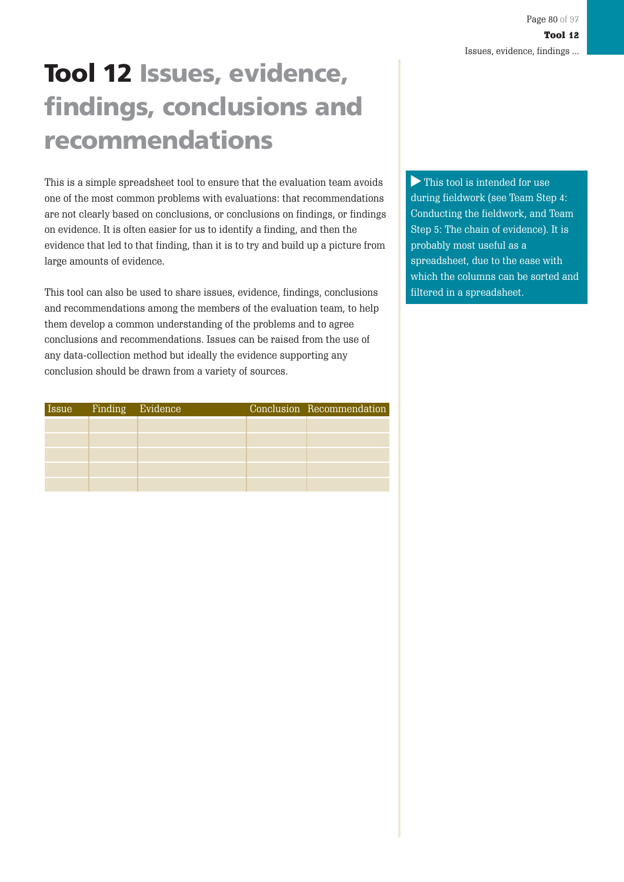# Tool 12 Issues, evidence, findings, conclusions and recommendations

This is a simple spreadsheet tool to ensure that the evaluation team avoids one of the most common problems with evaluations: that recommendations are not clearly based on conclusions, or conclusions on findings, or findings on evidence. It is often easier for us to identify a finding, and then the evidence that led to that finding, than it is to try and build up a picture from large amounts of evidence.

This tool can also be used to share issues, evidence, findings, conclusions and recommendations among the members of the evaluation team, to help them develop a common understanding of the problems and to agree conclusions and recommendations. Issues can be raised from the use of any data-collection method but ideally the evidence supporting any conclusion should be drawn from a variety of sources.

| Issue | Finding | Evidence | Conclusion | Recommendation |
|---|---|---|---|---|
| | | | | |
| | | | | |
| | | | | |
| | | | | |
| | | | | |

This tool is intended for use during fieldwork (see Team Step 4: Conducting the fieldwork, and Team Step 5: The chain of evidence). It is probably most useful as a spreadsheet, due to the ease with which the columns can be sorted and filtered in a spreadsheet.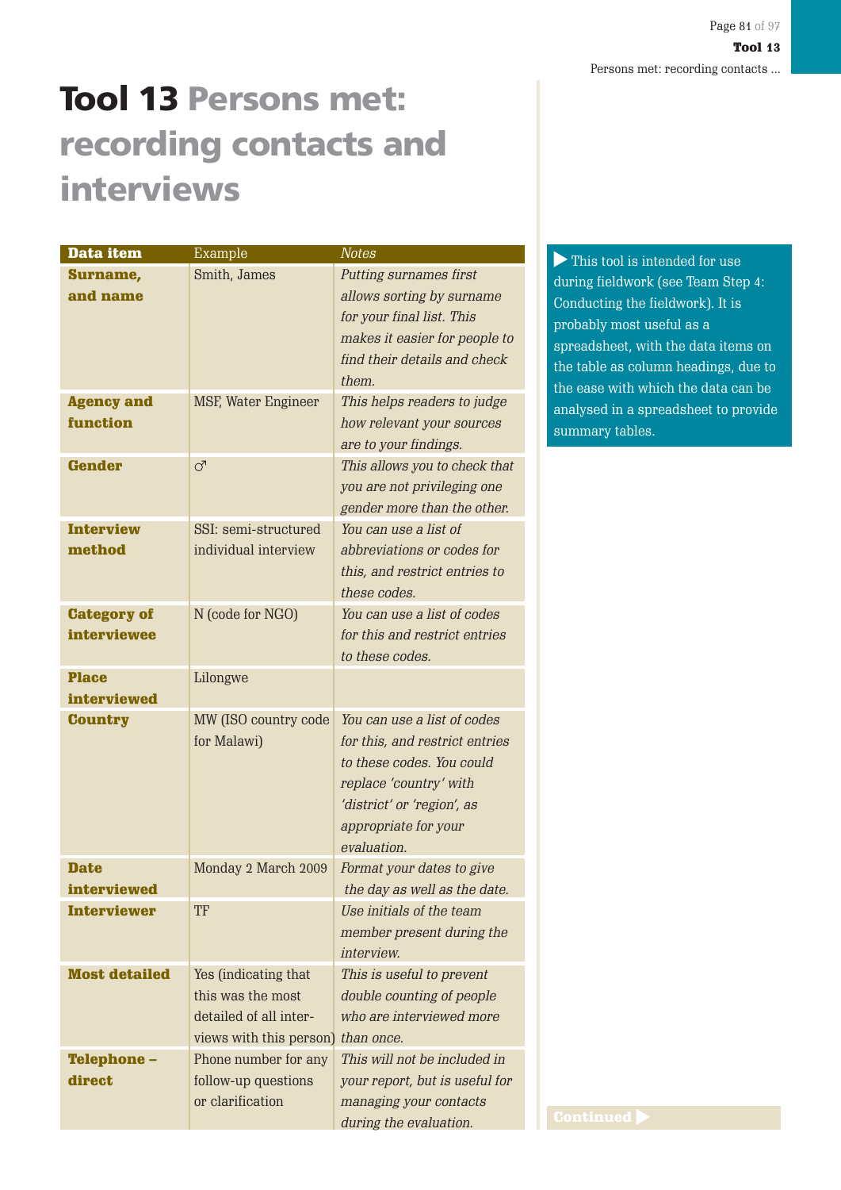# Tool 13 Persons met: recording contacts and interviews

| Data item | Example | Notes |
|---|---|---|
| **Surname, and name** | Smith, James | *Putting surnames first allows sorting by surname for your final list. This makes it easier for people to find their details and check them.* |
| **Agency and function** | MSF, Water Engineer | *This helps readers to judge how relevant your sources are to your findings.* |
| **Gender** | ♂ | *This allows you to check that you are not privileging one gender more than the other.* |
| **Interview method** | SSI: semi-structured individual interview | *You can use a list of abbreviations or codes for this, and restrict entries to these codes.* |
| **Category of interviewee** | N (code for NGO) | *You can use a list of codes for this and restrict entries to these codes.* |
| **Place interviewed** | Lilongwe | |
| **Country** | MW (ISO country code for Malawi) | *You can use a list of codes for this, and restrict entries to these codes. You could replace 'country' with 'district' or 'region', as appropriate for your evaluation.* |
| **Date interviewed** | Monday 2 March 2009 | *Format your dates to give the day as well as the date.* |
| **Interviewer** | TF | *Use initials of the team member present during the interview.* |
| **Most detailed** | Yes (indicating that this was the most detailed of all inter-views with this person) | *This is useful to prevent double counting of people who are interviewed more than once.* |
| **Telephone – direct** | Phone number for any follow-up questions or clarification | *This will not be included in your report, but is useful for managing your contacts during the evaluation.* |

▶ This tool is intended for use during fieldwork (see Team Step 4: Conducting the fieldwork). It is probably most useful as a spreadsheet, with the data items on the table as column headings, due to the ease with which the data can be analysed in a spreadsheet to provide summary tables.

Continued ▶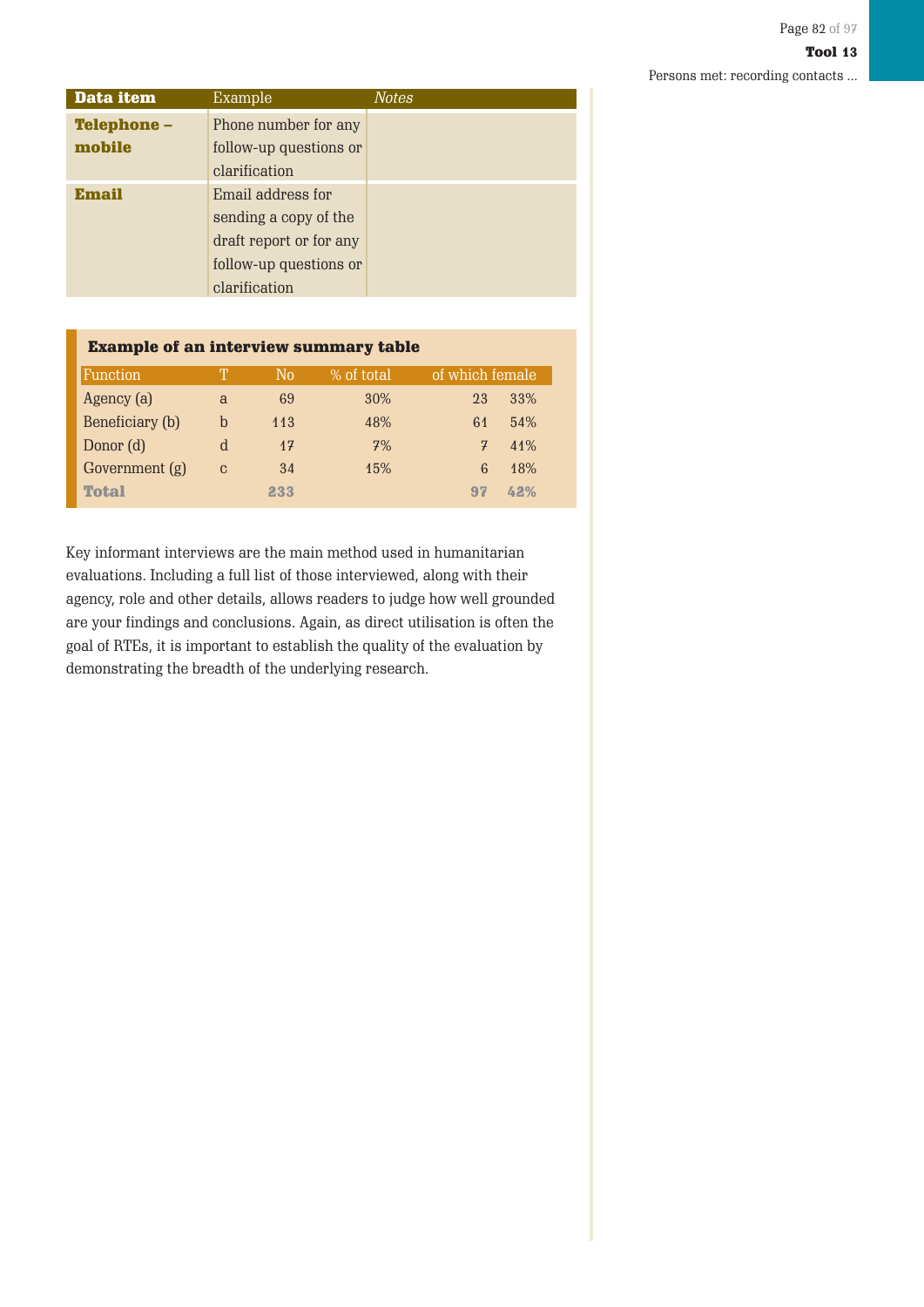| Data item | Example | *Notes* |
|---|---|---|
| **Telephone – mobile** | Phone number for any follow-up questions or clarification | |
| **Email** | Email address for sending a copy of the draft report or for any follow-up questions or clarification | |

**Example of an interview summary table**

| Function | T | No | % of total | of which female | |
|---|---|---|---|---|---|
| Agency (a) | a | 69 | 30% | 23 | 33% |
| Beneficiary (b) | b | 113 | 48% | 61 | 54% |
| Donor (d) | d | 17 | 7% | 7 | 41% |
| Government (g) | c | 34 | 15% | 6 | 18% |
| **Total** | | **233** | | **97** | **42%** |

Key informant interviews are the main method used in humanitarian evaluations. Including a full list of those interviewed, along with their agency, role and other details, allows readers to judge how well grounded are your findings and conclusions. Again, as direct utilisation is often the goal of RTEs, it is important to establish the quality of the evaluation by demonstrating the breadth of the underlying research.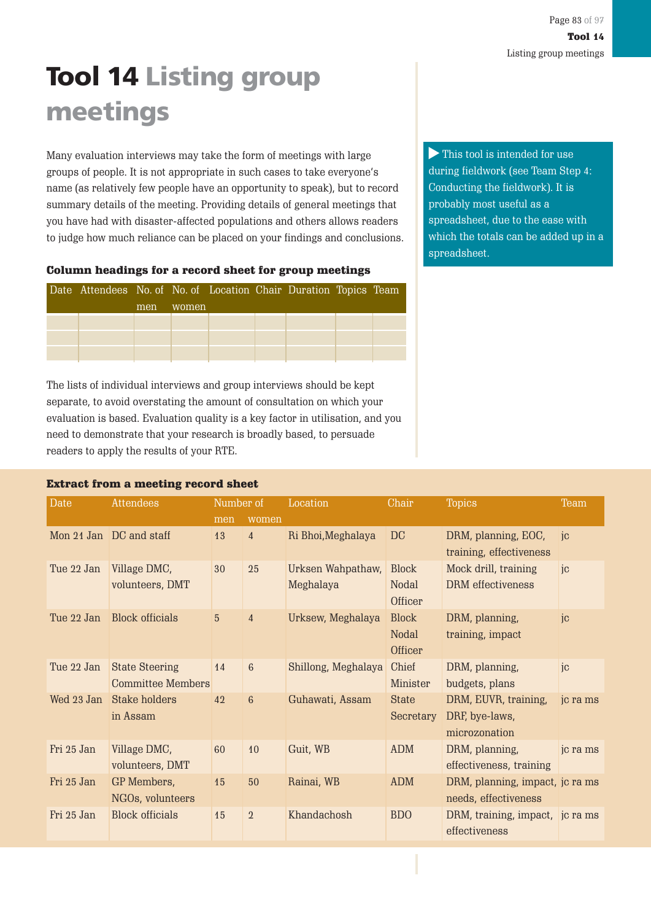# Tool 14 Listing group meetings

Many evaluation interviews may take the form of meetings with large groups of people. It is not appropriate in such cases to take everyone's name (as relatively few people have an opportunity to speak), but to record summary details of the meeting. Providing details of general meetings that you have had with disaster-affected populations and others allows readers to judge how much reliance can be placed on your findings and conclusions.

▶ This tool is intended for use during fieldwork (see Team Step 4: Conducting the fieldwork). It is probably most useful as a spreadsheet, due to the ease with which the totals can be added up in a spreadsheet.

**Column headings for a record sheet for group meetings**

| Date | Attendees | No. of men | No. of women | Location | Chair | Duration | Topics | Team |
|---|---|---|---|---|---|---|---|---|
| | | | | | | | | |
| | | | | | | | | |
| | | | | | | | | |

The lists of individual interviews and group interviews should be kept separate, to avoid overstating the amount of consultation on which your evaluation is based. Evaluation quality is a key factor in utilisation, and you need to demonstrate that your research is broadly based, to persuade readers to apply the results of your RTE.

**Extract from a meeting record sheet**

| Date | Attendees | Number of | | Location | Chair | Topics | Team |
|---|---|---|---|---|---|---|---|
| | | men | women | | | | |
| Mon 21 Jan | DC and staff | 13 | 4 | Ri Bhoi,Meghalaya | DC | DRM, planning, EOC, training, effectiveness | jc |
| Tue 22 Jan | Village DMC, volunteers, DMT | 30 | 25 | Urksen Wahpathaw, Meghalaya | Block Nodal Officer | Mock drill, training DRM effectiveness | jc |
| Tue 22 Jan | Block officials | 5 | 4 | Urksew, Meghalaya | Block Nodal Officer | DRM, planning, training, impact | jc |
| Tue 22 Jan | State Steering Committee Members | 14 | 6 | Shillong, Meghalaya | Chief Minister | DRM, planning, budgets, plans | jc |
| Wed 23 Jan | Stake holders in Assam | 42 | 6 | Guhawati, Assam | State Secretary | DRM, EUVR, training, DRF, bye-laws, microzonation | jc ra ms |
| Fri 25 Jan | Village DMC, volunteers, DMT | 60 | 10 | Guit, WB | ADM | DRM, planning, effectiveness, training | jc ra ms |
| Fri 25 Jan | GP Members, NGOs, volunteers | 15 | 50 | Rainai, WB | ADM | DRM, planning, impact, needs, effectiveness | jc ra ms |
| Fri 25 Jan | Block officials | 15 | 2 | Khandachosh | BDO | DRM, training, impact, effectiveness | jc ra ms |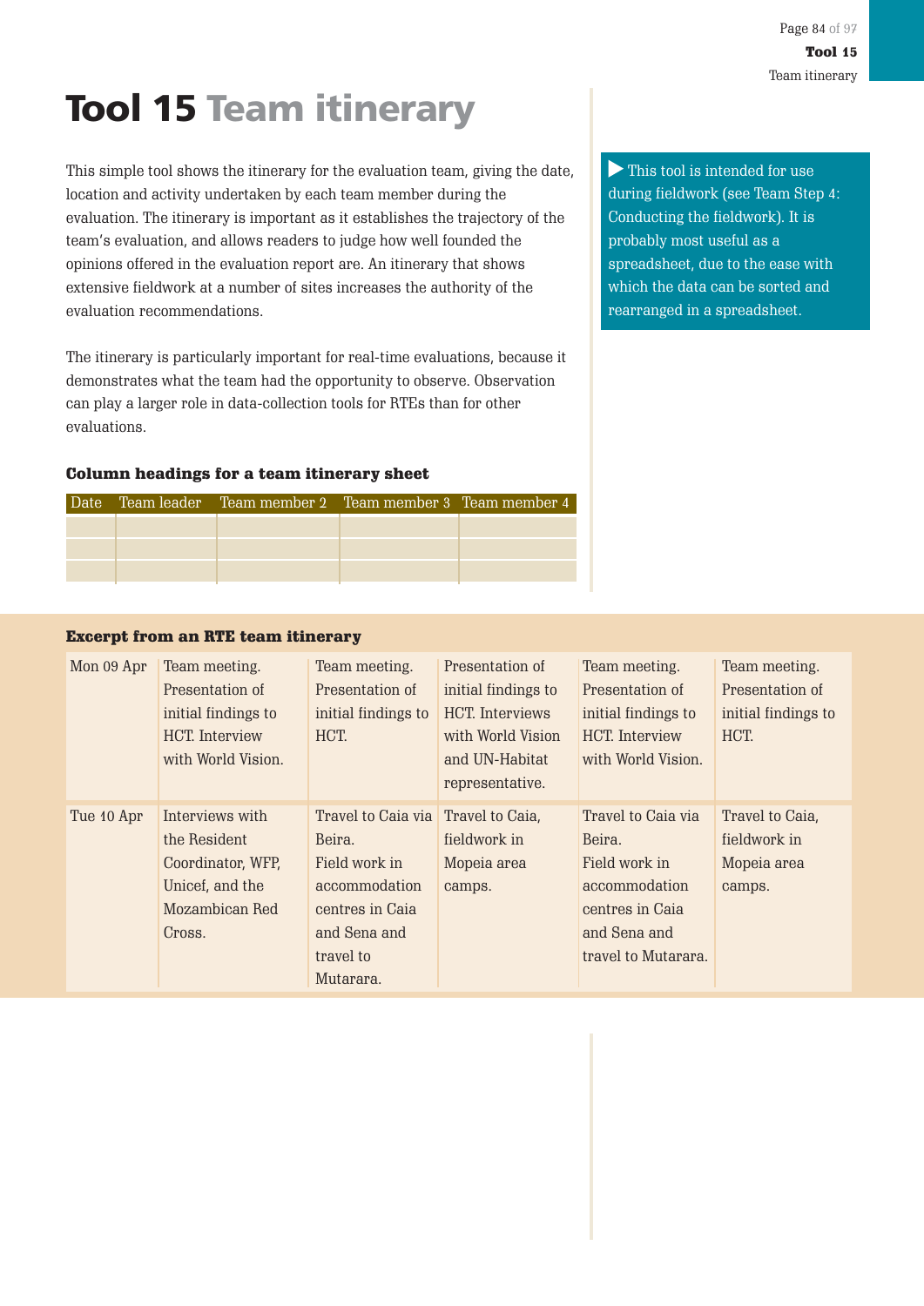# Tool 15 Team itinerary

This simple tool shows the itinerary for the evaluation team, giving the date, location and activity undertaken by each team member during the evaluation. The itinerary is important as it establishes the trajectory of the team's evaluation, and allows readers to judge how well founded the opinions offered in the evaluation report are. An itinerary that shows extensive fieldwork at a number of sites increases the authority of the evaluation recommendations.

The itinerary is particularly important for real-time evaluations, because it demonstrates what the team had the opportunity to observe. Observation can play a larger role in data-collection tools for RTEs than for other evaluations.

▶ This tool is intended for use during fieldwork (see Team Step 4: Conducting the fieldwork). It is probably most useful as a spreadsheet, due to the ease with which the data can be sorted and rearranged in a spreadsheet.

**Column headings for a team itinerary sheet**

| Date | Team leader | Team member 2 | Team member 3 | Team member 4 |
|---|---|---|---|---|
| | | | | |
| | | | | |
| | | | | |

**Excerpt from an RTE team itinerary**

| | | | | | |
|---|---|---|---|---|---|
| Mon 09 Apr | Team meeting. Presentation of initial findings to HCT. Interview with World Vision. | Team meeting. Presentation of initial findings to HCT. | Presentation of initial findings to HCT. Interviews with World Vision and UN-Habitat representative. | Team meeting. Presentation of initial findings to HCT. Interview with World Vision. | Team meeting. Presentation of initial findings to HCT. |
| Tue 10 Apr | Interviews with the Resident Coordinator, WFP, Unicef, and the Mozambican Red Cross. | Travel to Caia via Beira. Field work in accommodation centres in Caia and Sena and travel to Mutarara. | Travel to Caia, fieldwork in Mopeia area camps. | Travel to Caia via Beira. Field work in accommodation centres in Caia and Sena and travel to Mutarara. | Travel to Caia, fieldwork in Mopeia area camps. |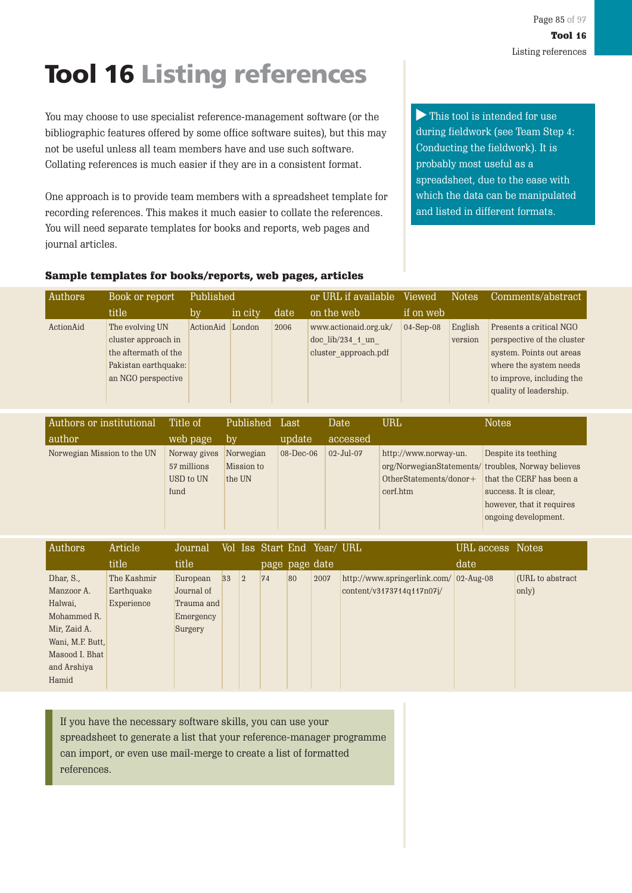# Tool 16 Listing references

You may choose to use specialist reference-management software (or the bibliographic features offered by some office software suites), but this may not be useful unless all team members have and use such software. Collating references is much easier if they are in a consistent format.

One approach is to provide team members with a spreadsheet template for recording references. This makes it much easier to collate the references. You will need separate templates for books and reports, web pages and journal articles.

▶ This tool is intended for use during fieldwork (see Team Step 4: Conducting the fieldwork). It is probably most useful as a spreadsheet, due to the ease with which the data can be manipulated and listed in different formats.

**Sample templates for books/reports, web pages, articles**

| Authors | Book or report title | Published by | in city | date | or URL if available on the web | Viewed if on web | Notes | Comments/abstract |
|---|---|---|---|---|---|---|---|---|
| ActionAid | The evolving UN cluster approach in the aftermath of the Pakistan earthquake: an NGO perspective | ActionAid | London | 2006 | www.actionaid.org.uk/doc_lib/234_1_un_cluster_approach.pdf | 04-Sep-08 | English version | Presents a critical NGO perspective of the cluster system. Points out areas where the system needs to improve, including the quality of leadership. |

| Authors or institutional author | Title of web page | Published by | Last update | Date accessed | URL | Notes |
|---|---|---|---|---|---|---|
| Norwegian Mission to the UN | Norway gives 57 millions USD to UN fund | Norwegian Mission to the UN | 08-Dec-06 | 02-Jul-07 | http://www.norway-un.org/NorwegianStatements/OtherStatements/donor+cerf.htm | Despite its teething troubles, Norway believes that the CERF has been a success. It is clear, however, that it requires ongoing development. |

| Authors | Article title | Journal title | Vol | Iss | Start page | End page | Year/ date | URL | URL access date | Notes |
|---|---|---|---|---|---|---|---|---|---|---|
| Dhar, S., Manzoor A. Halwai, Mohammed R. Mir, Zaid A. Wani, M.F. Butt, Masood I. Bhat and Arshiya Hamid | The Kashmir Earthquake Experience | European Journal of Trauma and Emergency Surgery | 33 | 2 | 74 | 80 | 2007 | http://www.springerlink.com/content/v3173714q117n07j/ | 02-Aug-08 | (URL to abstract only) |

If you have the necessary software skills, you can use your spreadsheet to generate a list that your reference-manager programme can import, or even use mail-merge to create a list of formatted references.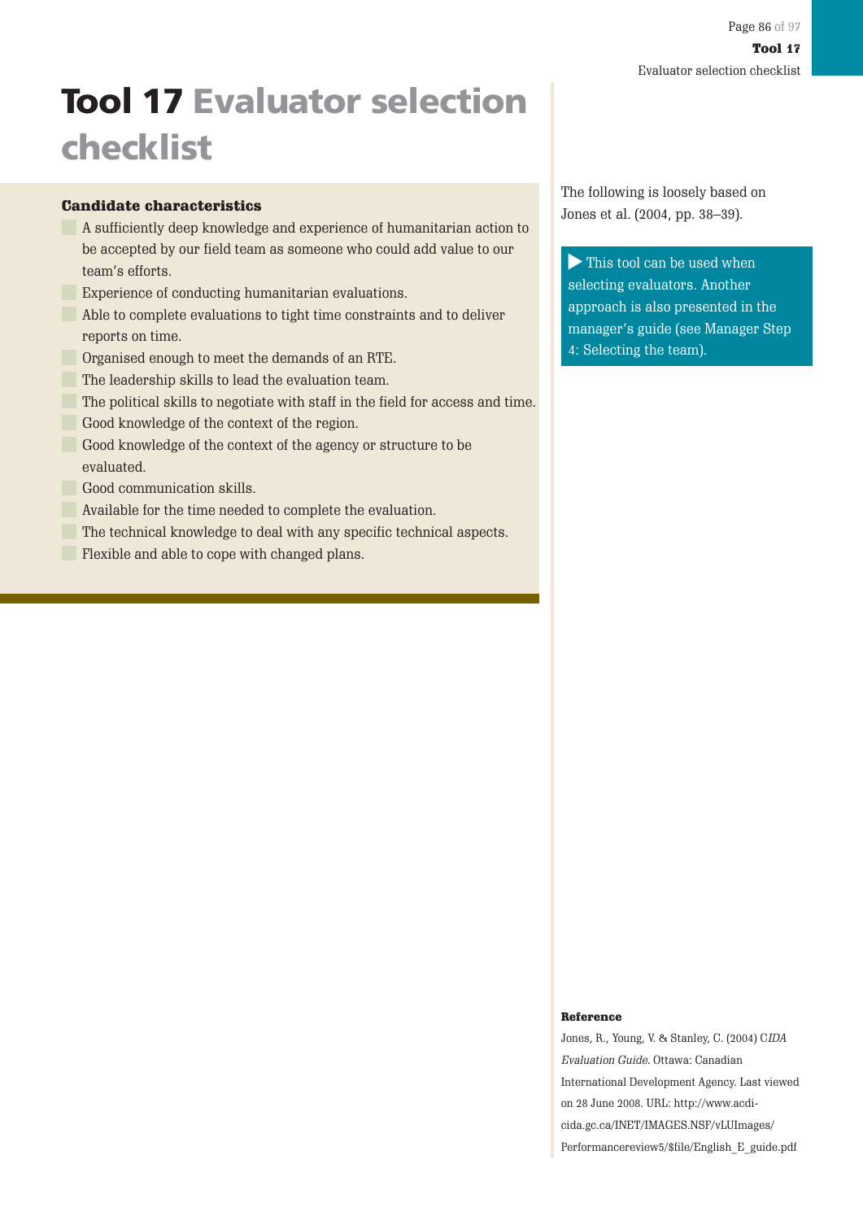# Tool 17 Evaluator selection checklist

The following is loosely based on Jones et al. (2004, pp. 38–39).

▶ This tool can be used when selecting evaluators. Another approach is also presented in the manager's guide (see Manager Step 4: Selecting the team).

**Candidate characteristics**

- A sufficiently deep knowledge and experience of humanitarian action to be accepted by our field team as someone who could add value to our team's efforts.
- Experience of conducting humanitarian evaluations.
- Able to complete evaluations to tight time constraints and to deliver reports on time.
- Organised enough to meet the demands of an RTE.
- The leadership skills to lead the evaluation team.
- The political skills to negotiate with staff in the field for access and time.
- Good knowledge of the context of the region.
- Good knowledge of the context of the agency or structure to be evaluated.
- Good communication skills.
- Available for the time needed to complete the evaluation.
- The technical knowledge to deal with any specific technical aspects.
- Flexible and able to cope with changed plans.

**Reference**

Jones, R., Young, V. & Stanley, C. (2004) *CIDA Evaluation Guide*. Ottawa: Canadian International Development Agency. Last viewed on 28 June 2008. URL: http://www.acdi-cida.gc.ca/INET/IMAGES.NSF/vLUImages/Performancereview5/$file/English_E_guide.pdf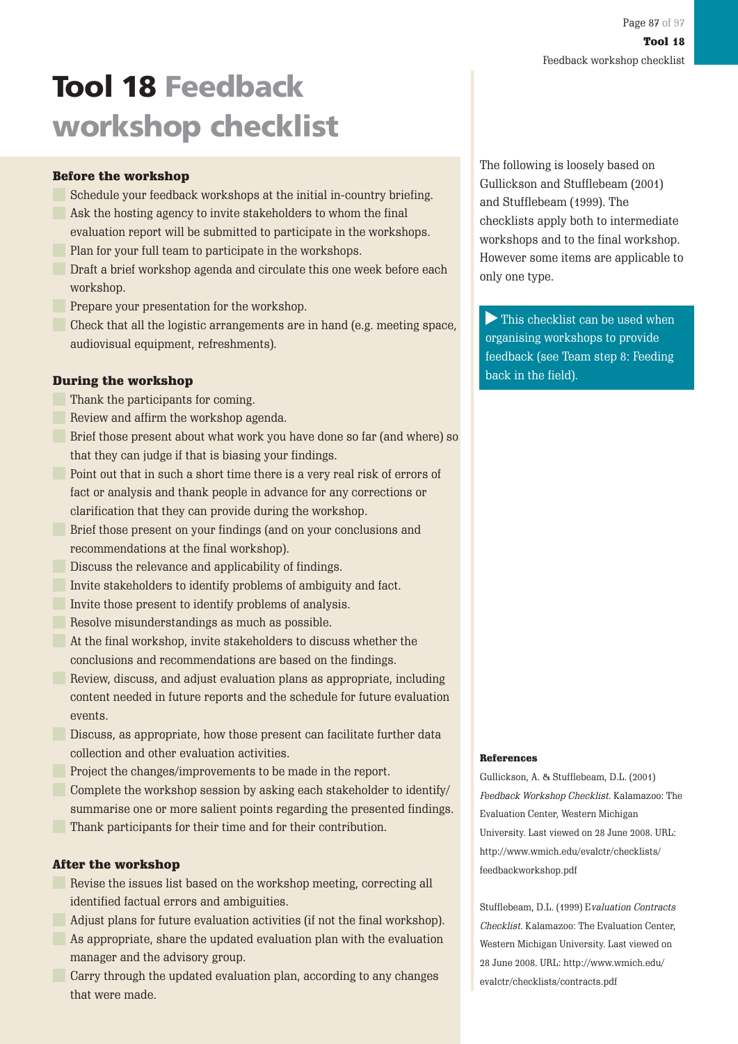# Tool 18 Feedback workshop checklist

### Before the workshop

- Schedule your feedback workshops at the initial in-country briefing.
- Ask the hosting agency to invite stakeholders to whom the final evaluation report will be submitted to participate in the workshops.
- Plan for your full team to participate in the workshops.
- Draft a brief workshop agenda and circulate this one week before each workshop.
- Prepare your presentation for the workshop.
- Check that all the logistic arrangements are in hand (e.g. meeting space, audiovisual equipment, refreshments).

### During the workshop

- Thank the participants for coming.
- Review and affirm the workshop agenda.
- Brief those present about what work you have done so far (and where) so that they can judge if that is biasing your findings.
- Point out that in such a short time there is a very real risk of errors of fact or analysis and thank people in advance for any corrections or clarification that they can provide during the workshop.
- Brief those present on your findings (and on your conclusions and recommendations at the final workshop).
- Discuss the relevance and applicability of findings.
- Invite stakeholders to identify problems of ambiguity and fact.
- Invite those present to identify problems of analysis.
- Resolve misunderstandings as much as possible.
- At the final workshop, invite stakeholders to discuss whether the conclusions and recommendations are based on the findings.
- Review, discuss, and adjust evaluation plans as appropriate, including content needed in future reports and the schedule for future evaluation events.
- Discuss, as appropriate, how those present can facilitate further data collection and other evaluation activities.
- Project the changes/improvements to be made in the report.
- Complete the workshop session by asking each stakeholder to identify/summarise one or more salient points regarding the presented findings.
- Thank participants for their time and for their contribution.

### After the workshop

- Revise the issues list based on the workshop meeting, correcting all identified factual errors and ambiguities.
- Adjust plans for future evaluation activities (if not the final workshop).
- As appropriate, share the updated evaluation plan with the evaluation manager and the advisory group.
- Carry through the updated evaluation plan, according to any changes that were made.

The following is loosely based on Gullickson and Stufflebeam (2001) and Stufflebeam (1999). The checklists apply both to intermediate workshops and to the final workshop. However some items are applicable to only one type.

▶ This checklist can be used when organising workshops to provide feedback (see Team step 8: Feeding back in the field).

#### References

Gullickson, A. & Stufflebeam, D.L. (2001) *Feedback Workshop Checklist*. Kalamazoo: The Evaluation Center, Western Michigan University. Last viewed on 28 June 2008. URL: http://www.wmich.edu/evalctr/checklists/feedbackworkshop.pdf

Stufflebeam, D.L. (1999) *Evaluation Contracts Checklist*. Kalamazoo: The Evaluation Center, Western Michigan University. Last viewed on 28 June 2008. URL: http://www.wmich.edu/evalctr/checklists/contracts.pdf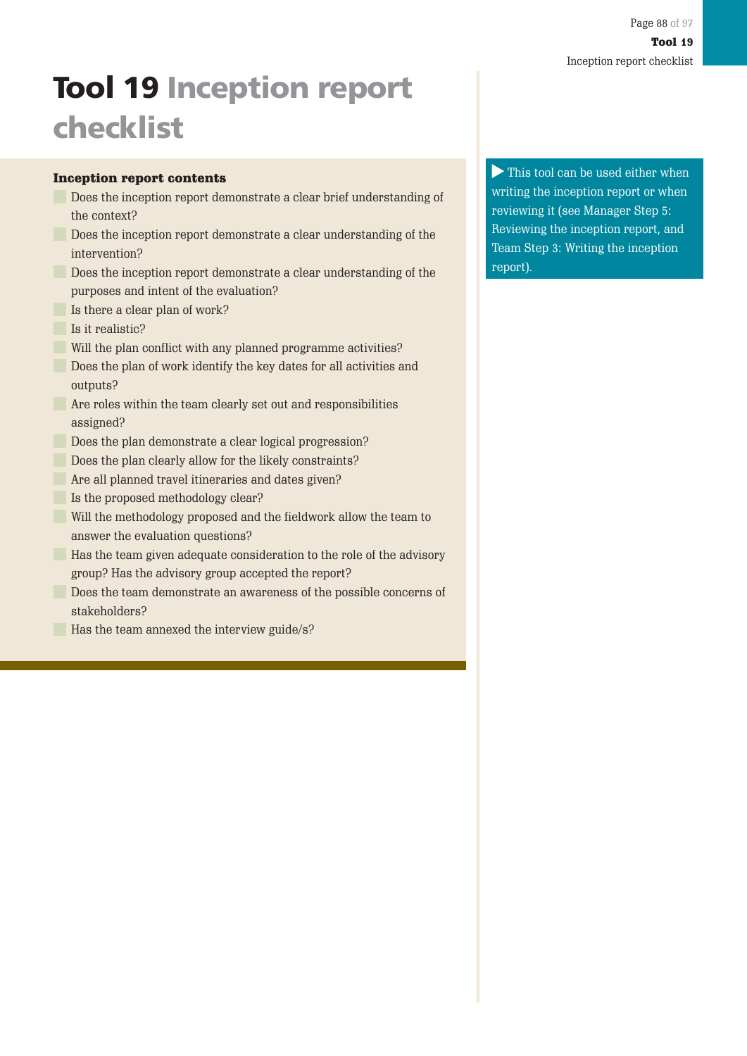# Tool 19 Inception report checklist

### Inception report contents

- Does the inception report demonstrate a clear brief understanding of the context?
- Does the inception report demonstrate a clear understanding of the intervention?
- Does the inception report demonstrate a clear understanding of the purposes and intent of the evaluation?
- Is there a clear plan of work?
- Is it realistic?
- Will the plan conflict with any planned programme activities?
- Does the plan of work identify the key dates for all activities and outputs?
- Are roles within the team clearly set out and responsibilities assigned?
- Does the plan demonstrate a clear logical progression?
- Does the plan clearly allow for the likely constraints?
- Are all planned travel itineraries and dates given?
- Is the proposed methodology clear?
- Will the methodology proposed and the fieldwork allow the team to answer the evaluation questions?
- Has the team given adequate consideration to the role of the advisory group? Has the advisory group accepted the report?
- Does the team demonstrate an awareness of the possible concerns of stakeholders?
- Has the team annexed the interview guide/s?

▶ This tool can be used either when writing the inception report or when reviewing it (see Manager Step 5: Reviewing the inception report, and Team Step 3: Writing the inception report).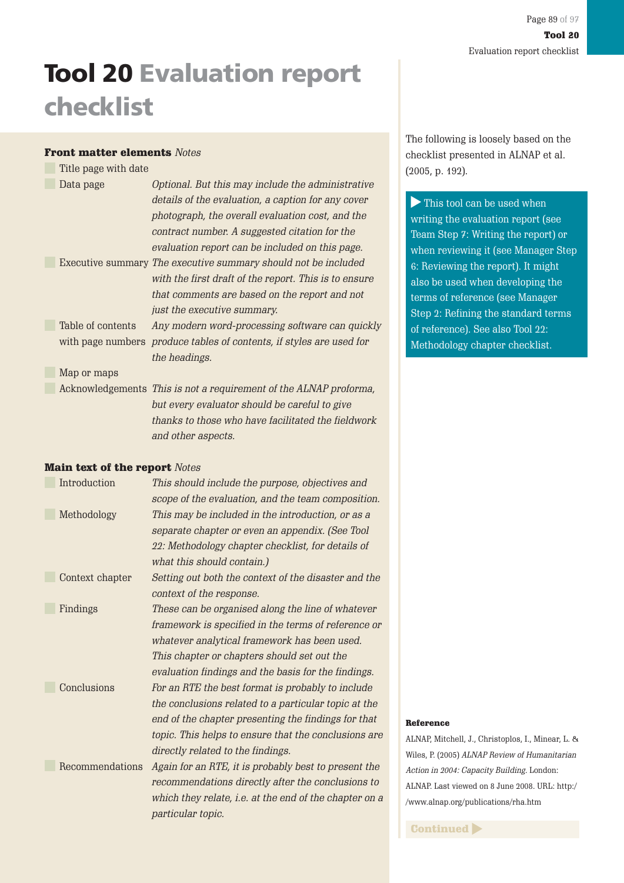# Tool 20 Evaluation report checklist

The following is loosely based on the checklist presented in ALNAP et al. (2005, p. 192).

▶ This tool can be used when writing the evaluation report (see Team Step 7: Writing the report) or when reviewing it (see Manager Step 6: Reviewing the report). It might also be used when developing the terms of reference (see Manager Step 2: Refining the standard terms of reference). See also Tool 22: Methodology chapter checklist.

| **Front matter elements** | *Notes* |
|---|---|
| ☐ Title page with date | |
| ☐ Data page | *Optional. But this may include the administrative details of the evaluation, a caption for any cover photograph, the overall evaluation cost, and the contract number. A suggested citation for the evaluation report can be included on this page.* |
| ☐ Executive summary | *The executive summary should not be included with the first draft of the report. This is to ensure that comments are based on the report and not just the executive summary.* |
| ☐ Table of contents with page numbers | *Any modern word-processing software can quickly produce tables of contents, if styles are used for the headings.* |
| ☐ Map or maps | |
| ☐ Acknowledgements | *This is not a requirement of the ALNAP proforma, but every evaluator should be careful to give thanks to those who have facilitated the fieldwork and other aspects.* |

| **Main text of the report** | *Notes* |
|---|---|
| ☐ Introduction | *This should include the purpose, objectives and scope of the evaluation, and the team composition.* |
| ☐ Methodology | *This may be included in the introduction, or as a separate chapter or even an appendix. (See Tool 22: Methodology chapter checklist, for details of what this should contain.)* |
| ☐ Context chapter | *Setting out both the context of the disaster and the context of the response.* |
| ☐ Findings | *These can be organised along the line of whatever framework is specified in the terms of reference or whatever analytical framework has been used. This chapter or chapters should set out the evaluation findings and the basis for the findings.* |
| ☐ Conclusions | *For an RTE the best format is probably to include the conclusions related to a particular topic at the end of the chapter presenting the findings for that topic. This helps to ensure that the conclusions are directly related to the findings.* |
| ☐ Recommendations | *Again for an RTE, it is probably best to present the recommendations directly after the conclusions to which they relate, i.e. at the end of the chapter on a particular topic.* |

**Reference**

ALNAP, Mitchell, J., Christoplos, I., Minear, L. & Wiles, P. (2005) *ALNAP Review of Humanitarian Action in 2004: Capacity Building.* London: ALNAP. Last viewed on 8 June 2008. URL: http://www.alnap.org/publications/rha.htm

Continued ▶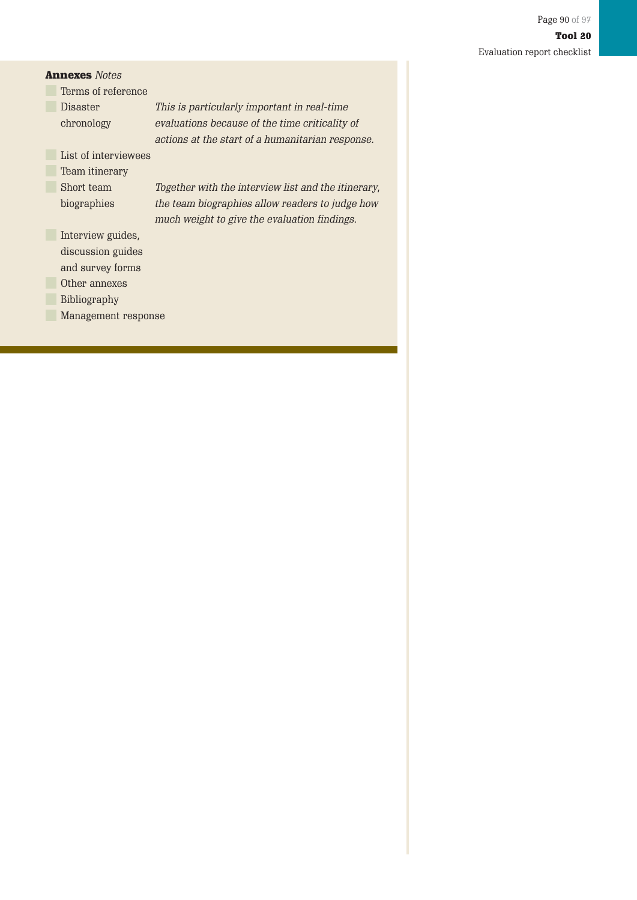**Annexes** *Notes*

| | |
|---|---|
| ☐ Terms of reference | |
| ☐ Disaster chronology | *This is particularly important in real-time evaluations because of the time criticality of actions at the start of a humanitarian response.* |
| ☐ List of interviewees | |
| ☐ Team itinerary | |
| ☐ Short team biographies | *Together with the interview list and the itinerary, the team biographies allow readers to judge how much weight to give the evaluation findings.* |
| ☐ Interview guides, discussion guides and survey forms | |
| ☐ Other annexes | |
| ☐ Bibliography | |
| ☐ Management response | |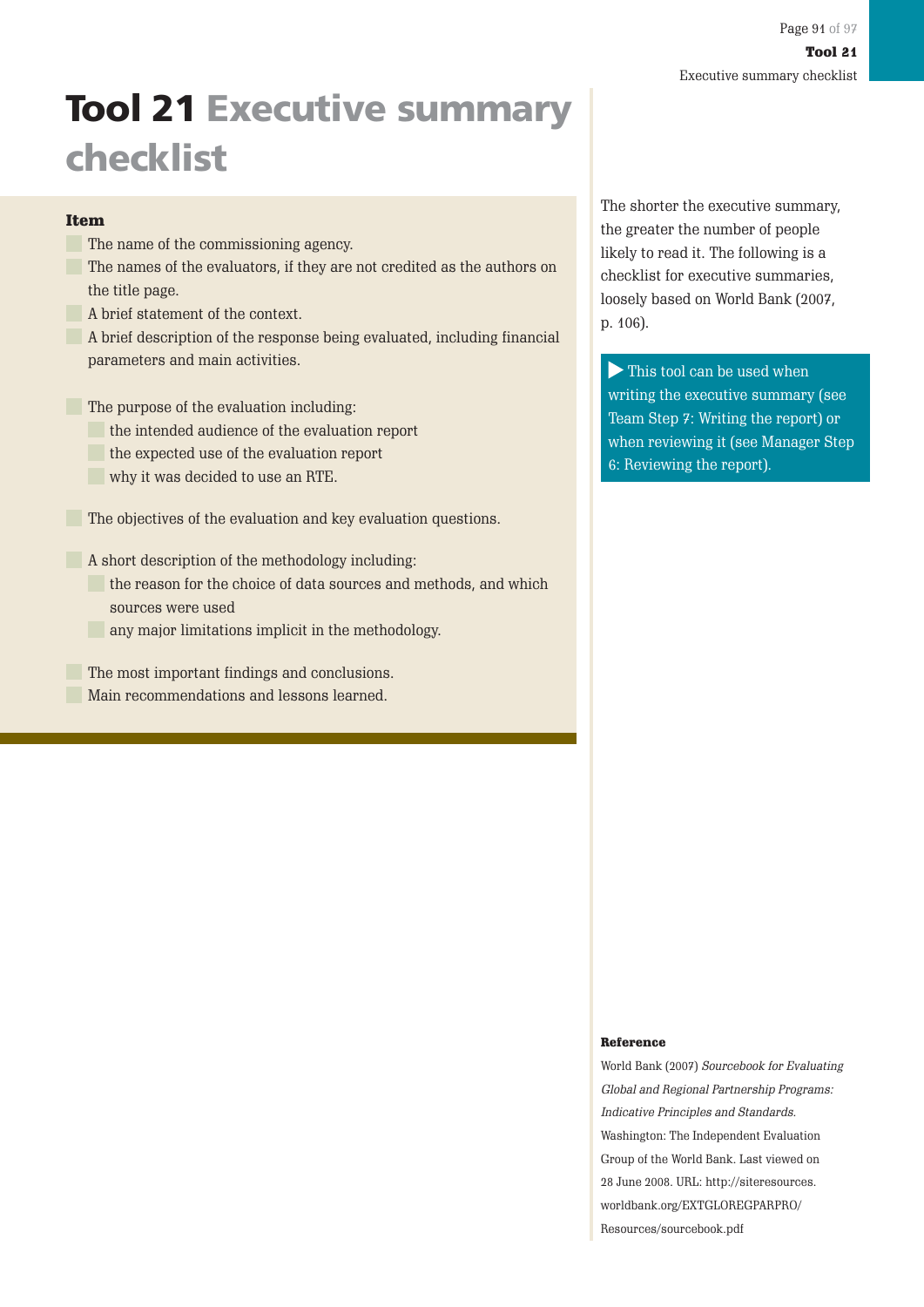# Tool 21 Executive summary checklist

The shorter the executive summary, the greater the number of people likely to read it. The following is a checklist for executive summaries, loosely based on World Bank (2007, p. 106).

▶ This tool can be used when writing the executive summary (see Team Step 7: Writing the report) or when reviewing it (see Manager Step 6: Reviewing the report).

**Item**

- [ ] The name of the commissioning agency.
- [ ] The names of the evaluators, if they are not credited as the authors on the title page.
- [ ] A brief statement of the context.
- [ ] A brief description of the response being evaluated, including financial parameters and main activities.

- [ ] The purpose of the evaluation including:
  - [ ] the intended audience of the evaluation report
  - [ ] the expected use of the evaluation report
  - [ ] why it was decided to use an RTE.

- [ ] The objectives of the evaluation and key evaluation questions.

- [ ] A short description of the methodology including:
  - [ ] the reason for the choice of data sources and methods, and which sources were used
  - [ ] any major limitations implicit in the methodology.

- [ ] The most important findings and conclusions.
- [ ] Main recommendations and lessons learned.

**Reference**

World Bank (2007) *Sourcebook for Evaluating Global and Regional Partnership Programs: Indicative Principles and Standards.* Washington: The Independent Evaluation Group of the World Bank. Last viewed on 28 June 2008. URL: http://siteresources.worldbank.org/EXTGLOREGPARPRO/Resources/sourcebook.pdf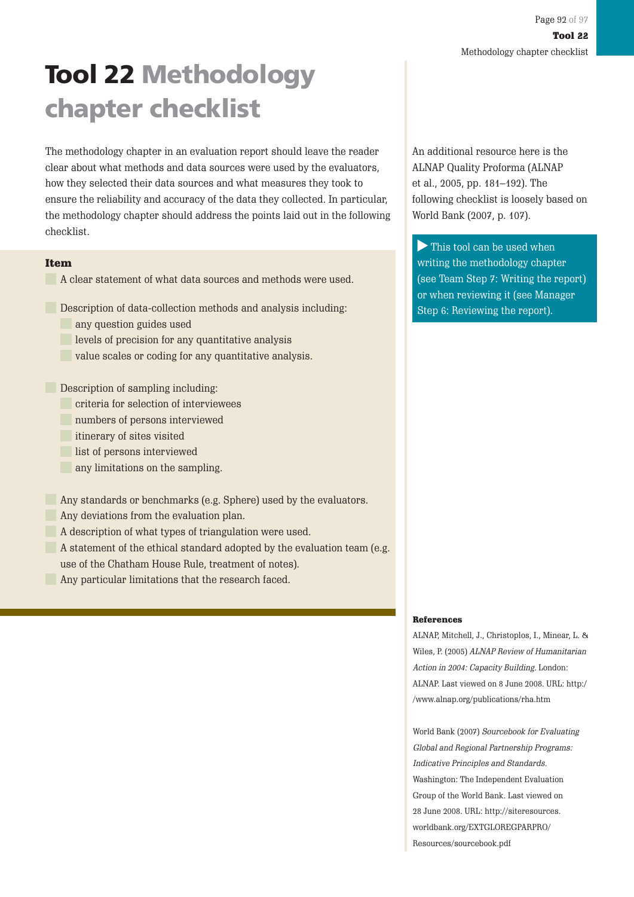# Tool 22 Methodology chapter checklist

The methodology chapter in an evaluation report should leave the reader clear about what methods and data sources were used by the evaluators, how they selected their data sources and what measures they took to ensure the reliability and accuracy of the data they collected. In particular, the methodology chapter should address the points laid out in the following checklist.

**Item**

- A clear statement of what data sources and methods were used.

- Description of data-collection methods and analysis including:
  - any question guides used
  - levels of precision for any quantitative analysis
  - value scales or coding for any quantitative analysis.

- Description of sampling including:
  - criteria for selection of interviewees
  - numbers of persons interviewed
  - itinerary of sites visited
  - list of persons interviewed
  - any limitations on the sampling.

- Any standards or benchmarks (e.g. Sphere) used by the evaluators.
- Any deviations from the evaluation plan.
- A description of what types of triangulation were used.
- A statement of the ethical standard adopted by the evaluation team (e.g. use of the Chatham House Rule, treatment of notes).
- Any particular limitations that the research faced.

An additional resource here is the ALNAP Quality Proforma (ALNAP et al., 2005, pp. 181–192). The following checklist is loosely based on World Bank (2007, p. 107).

▶ This tool can be used when writing the methodology chapter (see Team Step 7: Writing the report) or when reviewing it (see Manager Step 6: Reviewing the report).

**References**

ALNAP, Mitchell, J., Christoplos, I., Minear, L. & Wiles, P. (2005) *ALNAP Review of Humanitarian Action in 2004: Capacity Building.* London: ALNAP. Last viewed on 8 June 2008. URL: http://www.alnap.org/publications/rha.htm

World Bank (2007) *Sourcebook for Evaluating Global and Regional Partnership Programs: Indicative Principles and Standards.* Washington: The Independent Evaluation Group of the World Bank. Last viewed on 28 June 2008. URL: http://siteresources.worldbank.org/EXTGLOREGPARPRO/Resources/sourcebook.pdf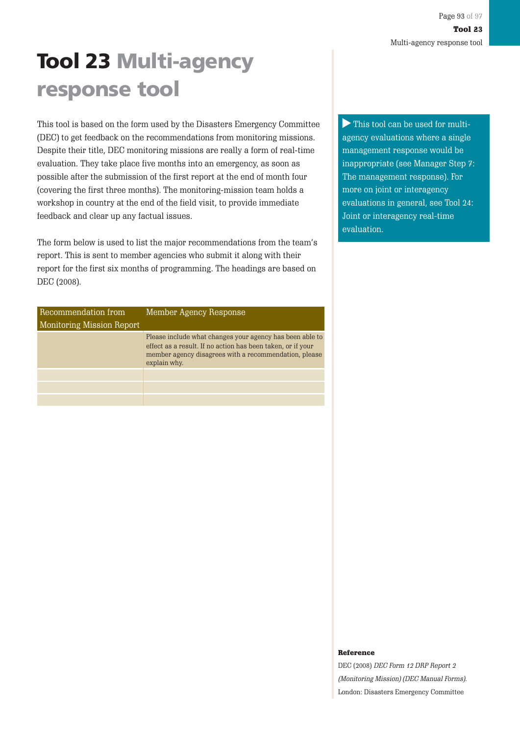# Tool 23 Multi-agency response tool

This tool is based on the form used by the Disasters Emergency Committee (DEC) to get feedback on the recommendations from monitoring missions. Despite their title, DEC monitoring missions are really a form of real-time evaluation. They take place five months into an emergency, as soon as possible after the submission of the first report at the end of month four (covering the first three months). The monitoring-mission team holds a workshop in country at the end of the field visit, to provide immediate feedback and clear up any factual issues.

The form below is used to list the major recommendations from the team's report. This is sent to member agencies who submit it along with their report for the first six months of programming. The headings are based on DEC (2008).

| Recommendation from Monitoring Mission Report | Member Agency Response |
|---|---|
| | Please include what changes your agency has been able to effect as a result. If no action has been taken, or if your member agency disagrees with a recommendation, please explain why. |
| | |
| | |
| | |

▶ This tool can be used for multi-agency evaluations where a single management response would be inappropriate (see Manager Step 7: The management response). For more on joint or interagency evaluations in general, see Tool 24: Joint or interagency real-time evaluation.

**Reference**

DEC (2008) *DEC Form 12 DRP Report 2 (Monitoring Mission) (DEC Manual Forms).* London: Disasters Emergency Committee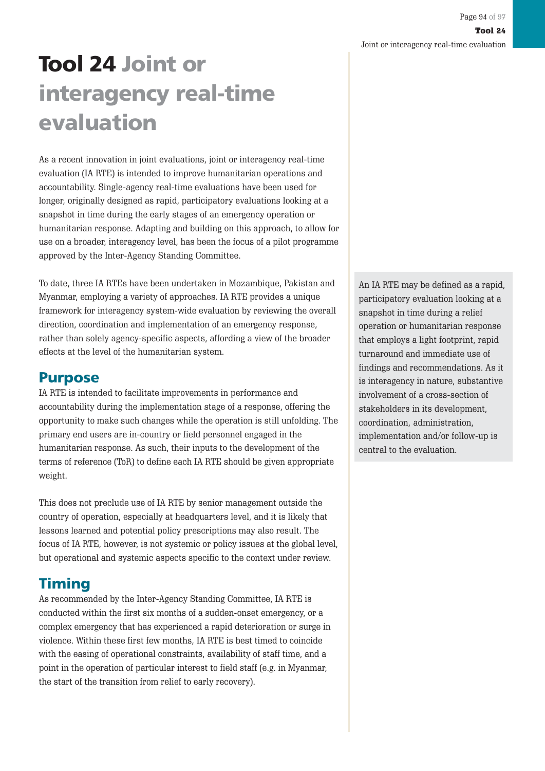# Tool 24 Joint or interagency real-time evaluation

As a recent innovation in joint evaluations, joint or interagency real-time evaluation (IA RTE) is intended to improve humanitarian operations and accountability. Single-agency real-time evaluations have been used for longer, originally designed as rapid, participatory evaluations looking at a snapshot in time during the early stages of an emergency operation or humanitarian response. Adapting and building on this approach, to allow for use on a broader, interagency level, has been the focus of a pilot programme approved by the Inter-Agency Standing Committee.

To date, three IA RTEs have been undertaken in Mozambique, Pakistan and Myanmar, employing a variety of approaches. IA RTE provides a unique framework for interagency system-wide evaluation by reviewing the overall direction, coordination and implementation of an emergency response, rather than solely agency-specific aspects, affording a view of the broader effects at the level of the humanitarian system.

> An IA RTE may be defined as a rapid, participatory evaluation looking at a snapshot in time during a relief operation or humanitarian response that employs a light footprint, rapid turnaround and immediate use of findings and recommendations. As it is interagency in nature, substantive involvement of a cross-section of stakeholders in its development, coordination, administration, implementation and/or follow-up is central to the evaluation.

## Purpose

IA RTE is intended to facilitate improvements in performance and accountability during the implementation stage of a response, offering the opportunity to make such changes while the operation is still unfolding. The primary end users are in-country or field personnel engaged in the humanitarian response. As such, their inputs to the development of the terms of reference (ToR) to define each IA RTE should be given appropriate weight.

This does not preclude use of IA RTE by senior management outside the country of operation, especially at headquarters level, and it is likely that lessons learned and potential policy prescriptions may also result. The focus of IA RTE, however, is not systemic or policy issues at the global level, but operational and systemic aspects specific to the context under review.

## Timing

As recommended by the Inter-Agency Standing Committee, IA RTE is conducted within the first six months of a sudden-onset emergency, or a complex emergency that has experienced a rapid deterioration or surge in violence. Within these first few months, IA RTE is best timed to coincide with the easing of operational constraints, availability of staff time, and a point in the operation of particular interest to field staff (e.g. in Myanmar, the start of the transition from relief to early recovery).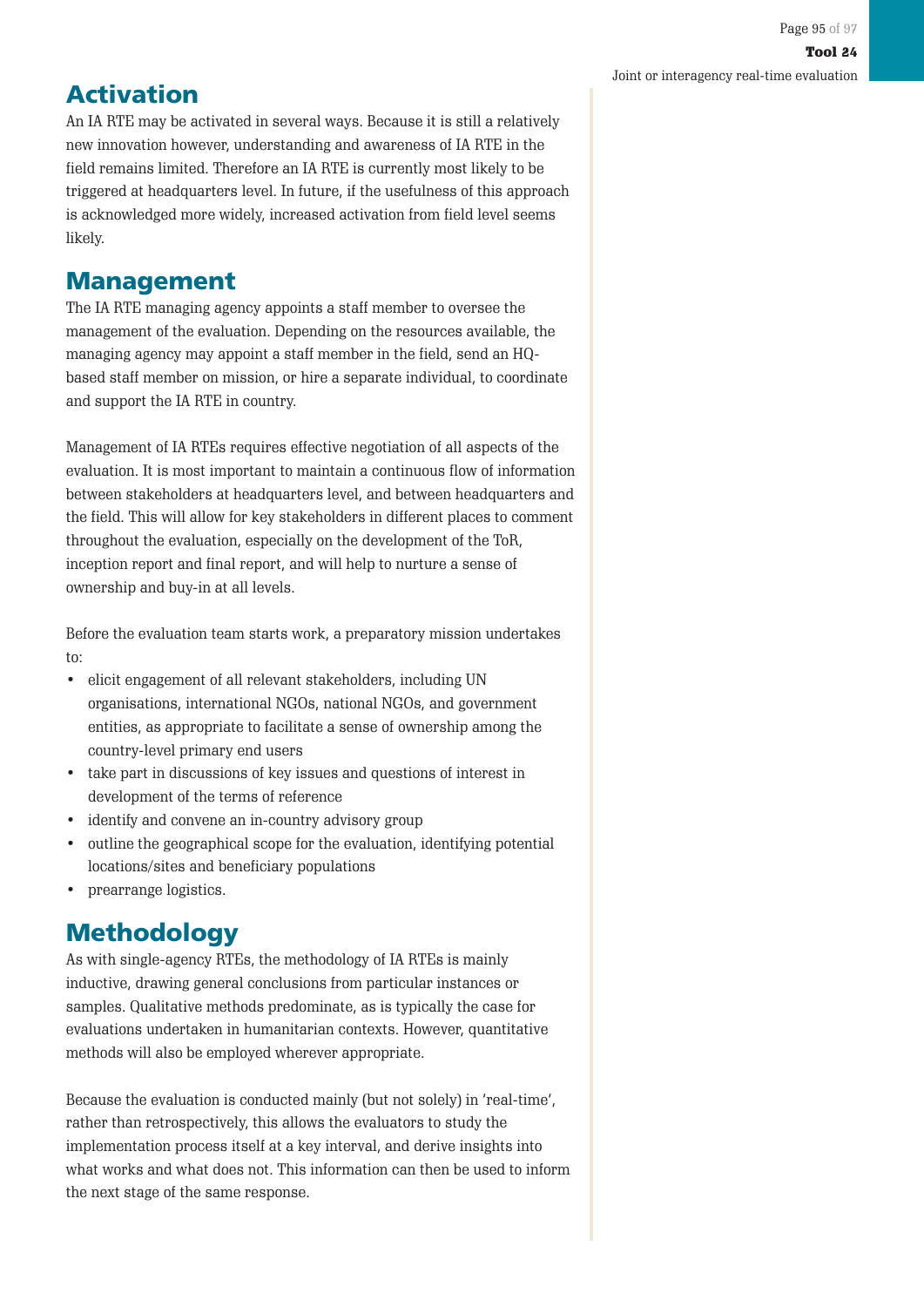## Activation

An IA RTE may be activated in several ways. Because it is still a relatively new innovation however, understanding and awareness of IA RTE in the field remains limited. Therefore an IA RTE is currently most likely to be triggered at headquarters level. In future, if the usefulness of this approach is acknowledged more widely, increased activation from field level seems likely.

## Management

The IA RTE managing agency appoints a staff member to oversee the management of the evaluation. Depending on the resources available, the managing agency may appoint a staff member in the field, send an HQ-based staff member on mission, or hire a separate individual, to coordinate and support the IA RTE in country.

Management of IA RTEs requires effective negotiation of all aspects of the evaluation. It is most important to maintain a continuous flow of information between stakeholders at headquarters level, and between headquarters and the field. This will allow for key stakeholders in different places to comment throughout the evaluation, especially on the development of the ToR, inception report and final report, and will help to nurture a sense of ownership and buy-in at all levels.

Before the evaluation team starts work, a preparatory mission undertakes to:

- elicit engagement of all relevant stakeholders, including UN organisations, international NGOs, national NGOs, and government entities, as appropriate to facilitate a sense of ownership among the country-level primary end users
- take part in discussions of key issues and questions of interest in development of the terms of reference
- identify and convene an in-country advisory group
- outline the geographical scope for the evaluation, identifying potential locations/sites and beneficiary populations
- prearrange logistics.

## Methodology

As with single-agency RTEs, the methodology of IA RTEs is mainly inductive, drawing general conclusions from particular instances or samples. Qualitative methods predominate, as is typically the case for evaluations undertaken in humanitarian contexts. However, quantitative methods will also be employed wherever appropriate.

Because the evaluation is conducted mainly (but not solely) in 'real-time', rather than retrospectively, this allows the evaluators to study the implementation process itself at a key interval, and derive insights into what works and what does not. This information can then be used to inform the next stage of the same response.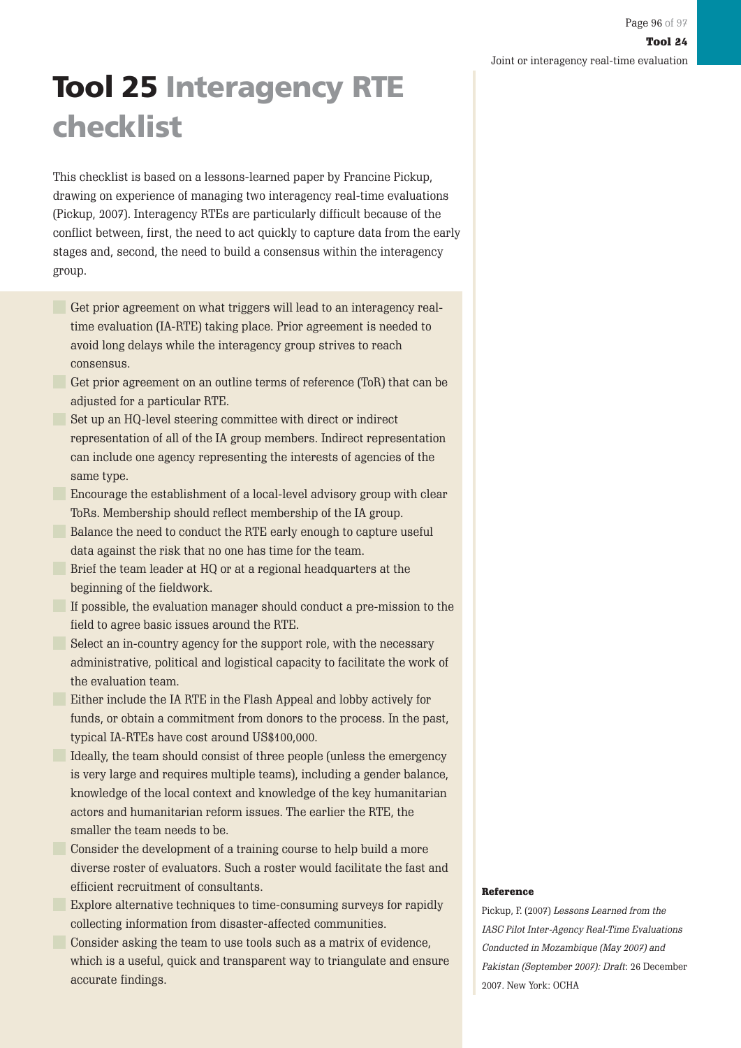# Tool 25 Interagency RTE checklist

This checklist is based on a lessons-learned paper by Francine Pickup, drawing on experience of managing two interagency real-time evaluations (Pickup, 2007). Interagency RTEs are particularly difficult because of the conflict between, first, the need to act quickly to capture data from the early stages and, second, the need to build a consensus within the interagency group.

- Get prior agreement on what triggers will lead to an interagency real-time evaluation (IA-RTE) taking place. Prior agreement is needed to avoid long delays while the interagency group strives to reach consensus.
- Get prior agreement on an outline terms of reference (ToR) that can be adjusted for a particular RTE.
- Set up an HQ-level steering committee with direct or indirect representation of all of the IA group members. Indirect representation can include one agency representing the interests of agencies of the same type.
- Encourage the establishment of a local-level advisory group with clear ToRs. Membership should reflect membership of the IA group.
- Balance the need to conduct the RTE early enough to capture useful data against the risk that no one has time for the team.
- Brief the team leader at HQ or at a regional headquarters at the beginning of the fieldwork.
- If possible, the evaluation manager should conduct a pre-mission to the field to agree basic issues around the RTE.
- Select an in-country agency for the support role, with the necessary administrative, political and logistical capacity to facilitate the work of the evaluation team.
- Either include the IA RTE in the Flash Appeal and lobby actively for funds, or obtain a commitment from donors to the process. In the past, typical IA-RTEs have cost around US$100,000.
- Ideally, the team should consist of three people (unless the emergency is very large and requires multiple teams), including a gender balance, knowledge of the local context and knowledge of the key humanitarian actors and humanitarian reform issues. The earlier the RTE, the smaller the team needs to be.
- Consider the development of a training course to help build a more diverse roster of evaluators. Such a roster would facilitate the fast and efficient recruitment of consultants.
- Explore alternative techniques to time-consuming surveys for rapidly collecting information from disaster-affected communities.
- Consider asking the team to use tools such as a matrix of evidence, which is a useful, quick and transparent way to triangulate and ensure accurate findings.

**Reference**

Pickup, F. (2007) *Lessons Learned from the IASC Pilot Inter-Agency Real-Time Evaluations Conducted in Mozambique (May 2007) and Pakistan (September 2007): Draft*: 26 December 2007. New York: OCHA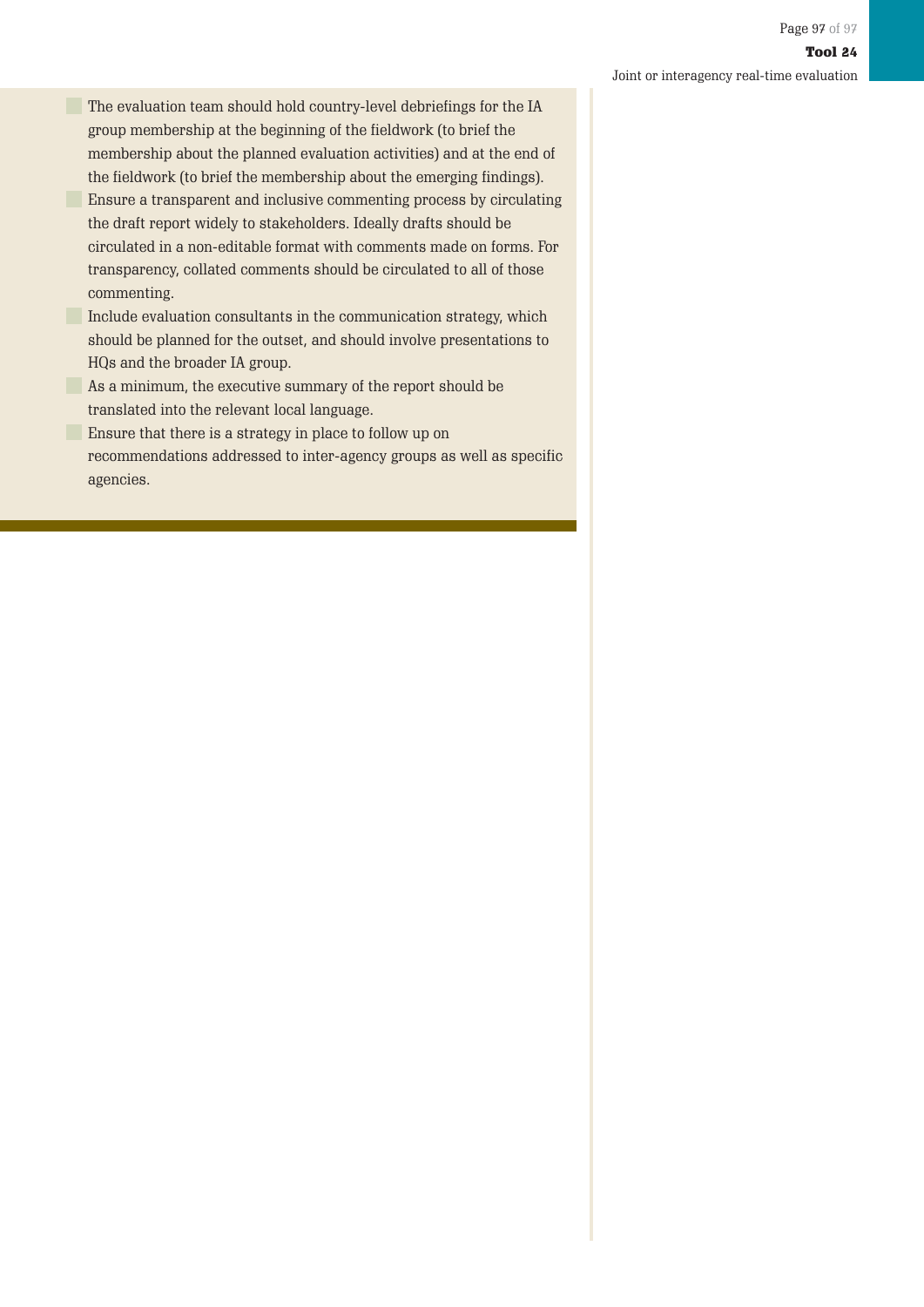- The evaluation team should hold country-level debriefings for the IA group membership at the beginning of the fieldwork (to brief the membership about the planned evaluation activities) and at the end of the fieldwork (to brief the membership about the emerging findings).
- Ensure a transparent and inclusive commenting process by circulating the draft report widely to stakeholders. Ideally drafts should be circulated in a non-editable format with comments made on forms. For transparency, collated comments should be circulated to all of those commenting.
- Include evaluation consultants in the communication strategy, which should be planned for the outset, and should involve presentations to HQs and the broader IA group.
- As a minimum, the executive summary of the report should be translated into the relevant local language.
- Ensure that there is a strategy in place to follow up on recommendations addressed to inter-agency groups as well as specific agencies.